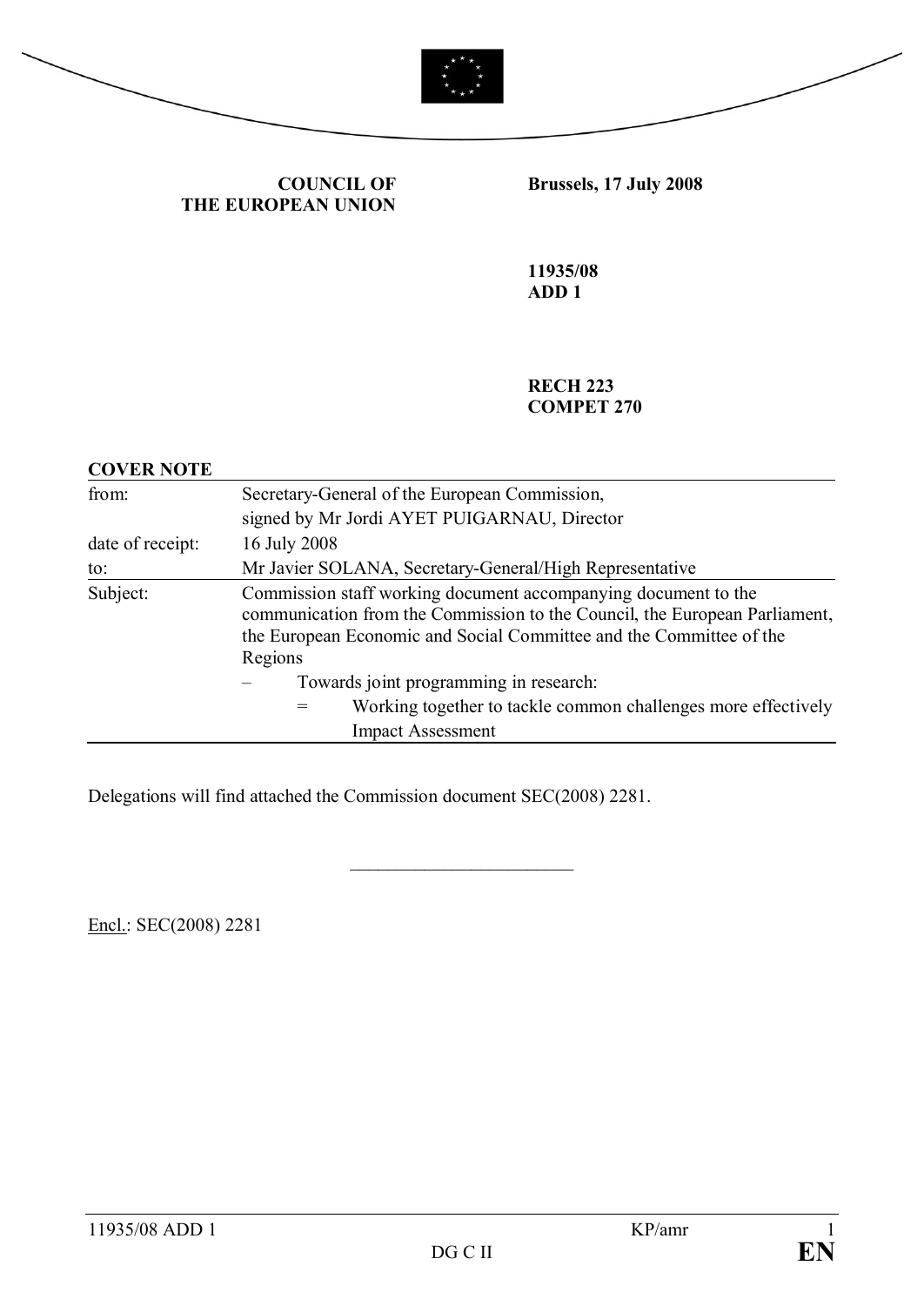**COUNCIL OF THE EUROPEAN UNION**

**Brussels, 17 July 2008**

**11935/08**
**ADD 1**

**RECH 223**
**COMPET 270**

**COVER NOTE**

| | |
|---|---|
| from: | Secretary-General of the European Commission, signed by Mr Jordi AYET PUIGARNAU, Director |
| date of receipt: | 16 July 2008 |
| to: | Mr Javier SOLANA, Secretary-General/High Representative |
| Subject: | Commission staff working document accompanying document to the communication from the Commission to the Council, the European Parliament, the European Economic and Social Committee and the Committee of the Regions<br>– Towards joint programming in research:<br>= Working together to tackle common challenges more effectively Impact Assessment |

Delegations will find attached the Commission document SEC(2008) 2281.

---

Encl.: SEC(2008) 2281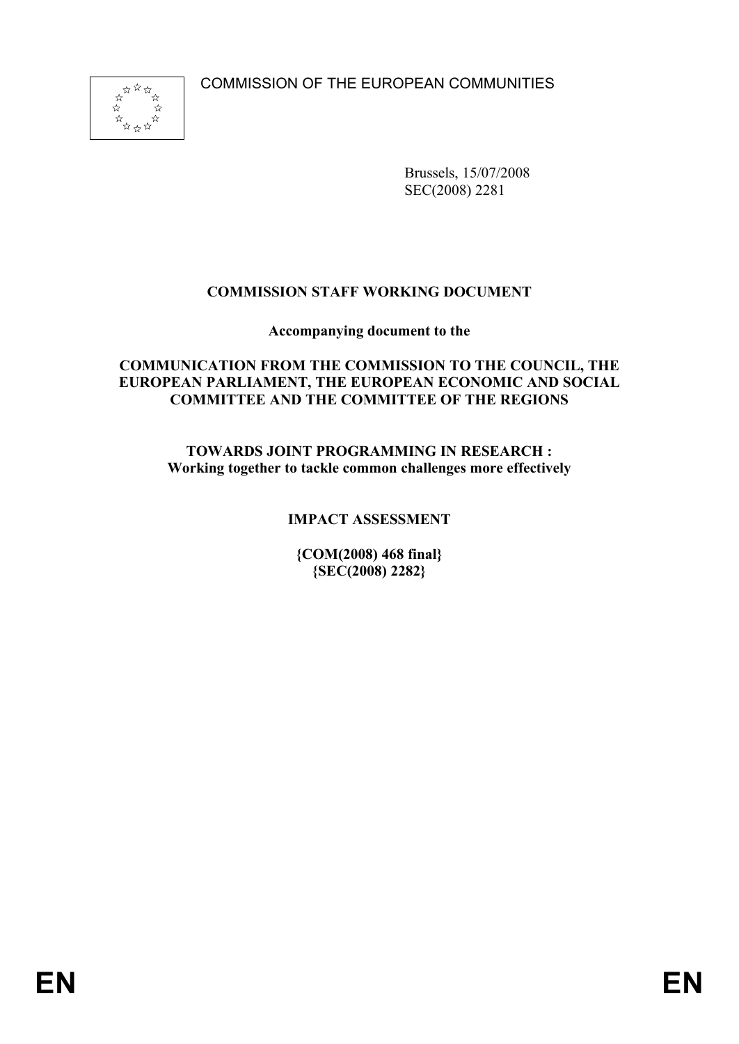COMMISSION OF THE EUROPEAN COMMUNITIES

Brussels, 15/07/2008
SEC(2008) 2281

**COMMISSION STAFF WORKING DOCUMENT**

**Accompanying document to the**

**COMMUNICATION FROM THE COMMISSION TO THE COUNCIL, THE EUROPEAN PARLIAMENT, THE EUROPEAN ECONOMIC AND SOCIAL COMMITTEE AND THE COMMITTEE OF THE REGIONS**

**TOWARDS JOINT PROGRAMMING IN RESEARCH :**
**Working together to tackle common challenges more effectively**

**IMPACT ASSESSMENT**

**{COM(2008) 468 final}**
**{SEC(2008) 2282}**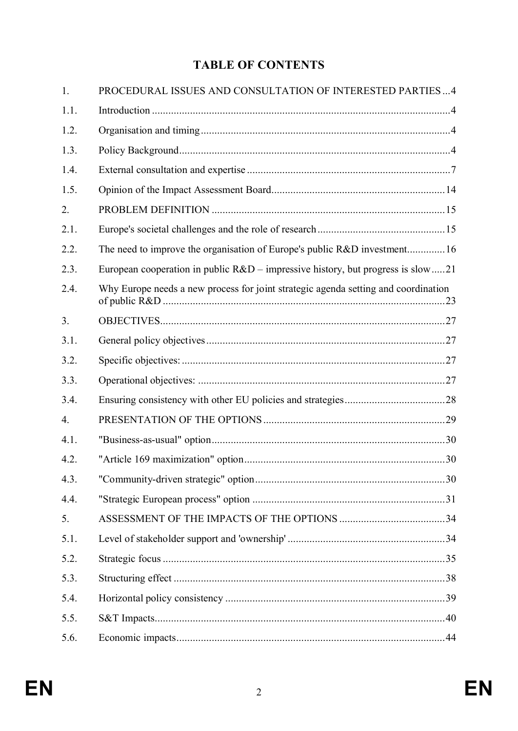# TABLE OF CONTENTS

| | | |
|---|---|---|
| 1. | PROCEDURAL ISSUES AND CONSULTATION OF INTERESTED PARTIES | 4 |
| 1.1. | Introduction | 4 |
| 1.2. | Organisation and timing | 4 |
| 1.3. | Policy Background | 4 |
| 1.4. | External consultation and expertise | 7 |
| 1.5. | Opinion of the Impact Assessment Board | 14 |
| 2. | PROBLEM DEFINITION | 15 |
| 2.1. | Europe's societal challenges and the role of research | 15 |
| 2.2. | The need to improve the organisation of Europe's public R&D investment | 16 |
| 2.3. | European cooperation in public R&D – impressive history, but progress is slow | 21 |
| 2.4. | Why Europe needs a new process for joint strategic agenda setting and coordination of public R&D | 23 |
| 3. | OBJECTIVES | 27 |
| 3.1. | General policy objectives | 27 |
| 3.2. | Specific objectives: | 27 |
| 3.3. | Operational objectives: | 27 |
| 3.4. | Ensuring consistency with other EU policies and strategies | 28 |
| 4. | PRESENTATION OF THE OPTIONS | 29 |
| 4.1. | "Business-as-usual" option | 30 |
| 4.2. | "Article 169 maximization" option | 30 |
| 4.3. | "Community-driven strategic" option | 30 |
| 4.4. | "Strategic European process" option | 31 |
| 5. | ASSESSMENT OF THE IMPACTS OF THE OPTIONS | 34 |
| 5.1. | Level of stakeholder support and 'ownership' | 34 |
| 5.2. | Strategic focus | 35 |
| 5.3. | Structuring effect | 38 |
| 5.4. | Horizontal policy consistency | 39 |
| 5.5. | S&T Impacts | 40 |
| 5.6. | Economic impacts | 44 |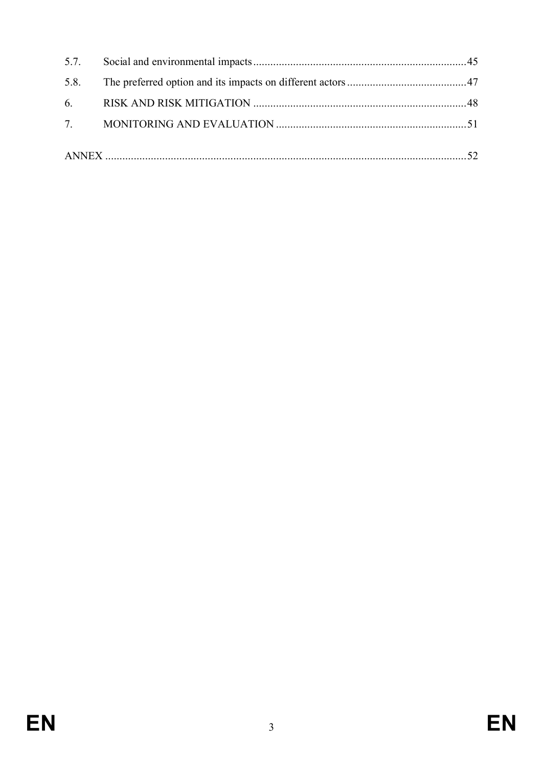5.7. Social and environmental impacts.......................................................................45

5.8. The preferred option and its impacts on different actors..........................................47

6. RISK AND RISK MITIGATION ..........................................................................48

7. MONITORING AND EVALUATION ..................................................................51

ANNEX ..............................................................................................................................52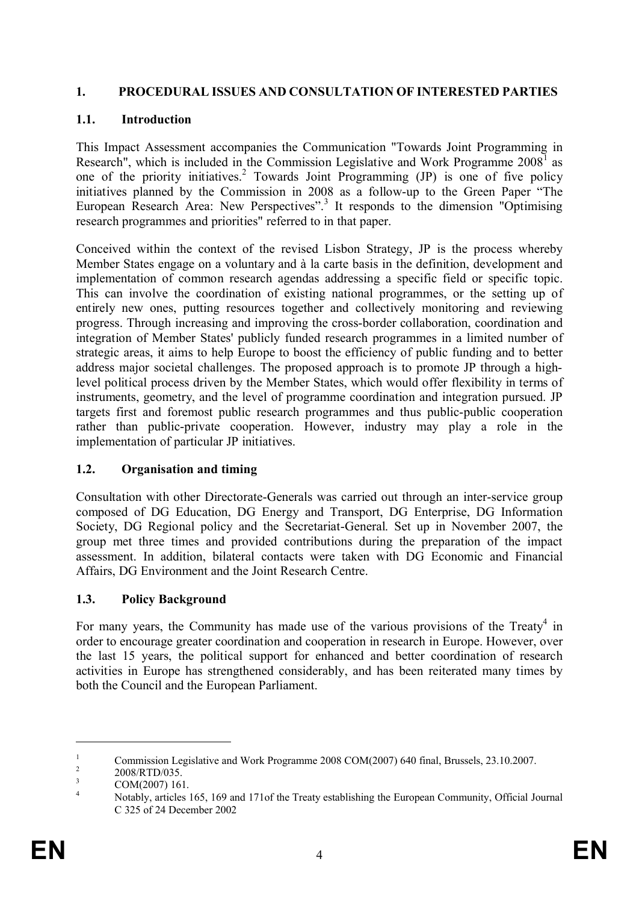## 1. PROCEDURAL ISSUES AND CONSULTATION OF INTERESTED PARTIES

### 1.1. Introduction

This Impact Assessment accompanies the Communication "Towards Joint Programming in Research", which is included in the Commission Legislative and Work Programme 2008[1] as one of the priority initiatives.[2] Towards Joint Programming (JP) is one of five policy initiatives planned by the Commission in 2008 as a follow-up to the Green Paper "The European Research Area: New Perspectives".[3] It responds to the dimension "Optimising research programmes and priorities" referred to in that paper.

Conceived within the context of the revised Lisbon Strategy, JP is the process whereby Member States engage on a voluntary and à la carte basis in the definition, development and implementation of common research agendas addressing a specific field or specific topic. This can involve the coordination of existing national programmes, or the setting up of entirely new ones, putting resources together and collectively monitoring and reviewing progress. Through increasing and improving the cross-border collaboration, coordination and integration of Member States' publicly funded research programmes in a limited number of strategic areas, it aims to help Europe to boost the efficiency of public funding and to better address major societal challenges. The proposed approach is to promote JP through a high-level political process driven by the Member States, which would offer flexibility in terms of instruments, geometry, and the level of programme coordination and integration pursued. JP targets first and foremost public research programmes and thus public-public cooperation rather than public-private cooperation. However, industry may play a role in the implementation of particular JP initiatives.

### 1.2. Organisation and timing

Consultation with other Directorate-Generals was carried out through an inter-service group composed of DG Education, DG Energy and Transport, DG Enterprise, DG Information Society, DG Regional policy and the Secretariat-General. Set up in November 2007, the group met three times and provided contributions during the preparation of the impact assessment. In addition, bilateral contacts were taken with DG Economic and Financial Affairs, DG Environment and the Joint Research Centre.

### 1.3. Policy Background

For many years, the Community has made use of the various provisions of the Treaty[4] in order to encourage greater coordination and cooperation in research in Europe. However, over the last 15 years, the political support for enhanced and better coordination of research activities in Europe has strengthened considerably, and has been reiterated many times by both the Council and the European Parliament.

---

[1] Commission Legislative and Work Programme 2008 COM(2007) 640 final, Brussels, 23.10.2007.

[2] 2008/RTD/035.

[3] COM(2007) 161.

[4] Notably, articles 165, 169 and 171of the Treaty establishing the European Community, Official Journal C 325 of 24 December 2002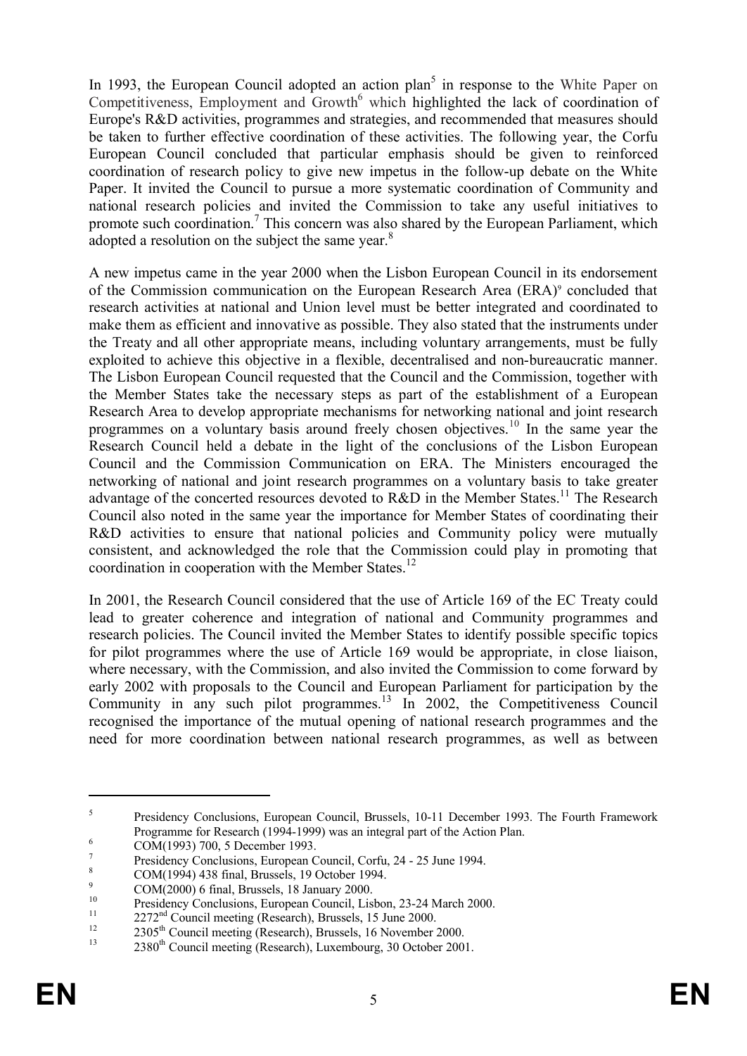In 1993, the European Council adopted an action plan[5] in response to the White Paper on Competitiveness, Employment and Growth[6] which highlighted the lack of coordination of Europe's R&D activities, programmes and strategies, and recommended that measures should be taken to further effective coordination of these activities. The following year, the Corfu European Council concluded that particular emphasis should be given to reinforced coordination of research policy to give new impetus in the follow-up debate on the White Paper. It invited the Council to pursue a more systematic coordination of Community and national research policies and invited the Commission to take any useful initiatives to promote such coordination.[7] This concern was also shared by the European Parliament, which adopted a resolution on the subject the same year.[8]

A new impetus came in the year 2000 when the Lisbon European Council in its endorsement of the Commission communication on the European Research Area (ERA)[9] concluded that research activities at national and Union level must be better integrated and coordinated to make them as efficient and innovative as possible. They also stated that the instruments under the Treaty and all other appropriate means, including voluntary arrangements, must be fully exploited to achieve this objective in a flexible, decentralised and non-bureaucratic manner. The Lisbon European Council requested that the Council and the Commission, together with the Member States take the necessary steps as part of the establishment of a European Research Area to develop appropriate mechanisms for networking national and joint research programmes on a voluntary basis around freely chosen objectives.[10] In the same year the Research Council held a debate in the light of the conclusions of the Lisbon European Council and the Commission Communication on ERA. The Ministers encouraged the networking of national and joint research programmes on a voluntary basis to take greater advantage of the concerted resources devoted to R&D in the Member States.[11] The Research Council also noted in the same year the importance for Member States of coordinating their R&D activities to ensure that national policies and Community policy were mutually consistent, and acknowledged the role that the Commission could play in promoting that coordination in cooperation with the Member States.[12]

In 2001, the Research Council considered that the use of Article 169 of the EC Treaty could lead to greater coherence and integration of national and Community programmes and research policies. The Council invited the Member States to identify possible specific topics for pilot programmes where the use of Article 169 would be appropriate, in close liaison, where necessary, with the Commission, and also invited the Commission to come forward by early 2002 with proposals to the Council and European Parliament for participation by the Community in any such pilot programmes.[13] In 2002, the Competitiveness Council recognised the importance of the mutual opening of national research programmes and the need for more coordination between national research programmes, as well as between

---

[5] Presidency Conclusions, European Council, Brussels, 10-11 December 1993. The Fourth Framework Programme for Research (1994-1999) was an integral part of the Action Plan.

[6] COM(1993) 700, 5 December 1993.

[7] Presidency Conclusions, European Council, Corfu, 24 - 25 June 1994.

[8] COM(1994) 438 final, Brussels, 19 October 1994.

[9] COM(2000) 6 final, Brussels, 18 January 2000.

[10] Presidency Conclusions, European Council, Lisbon, 23-24 March 2000.

[11] 2272nd Council meeting (Research), Brussels, 15 June 2000.

[12] 2305th Council meeting (Research), Brussels, 16 November 2000.

[13] 2380th Council meeting (Research), Luxembourg, 30 October 2001.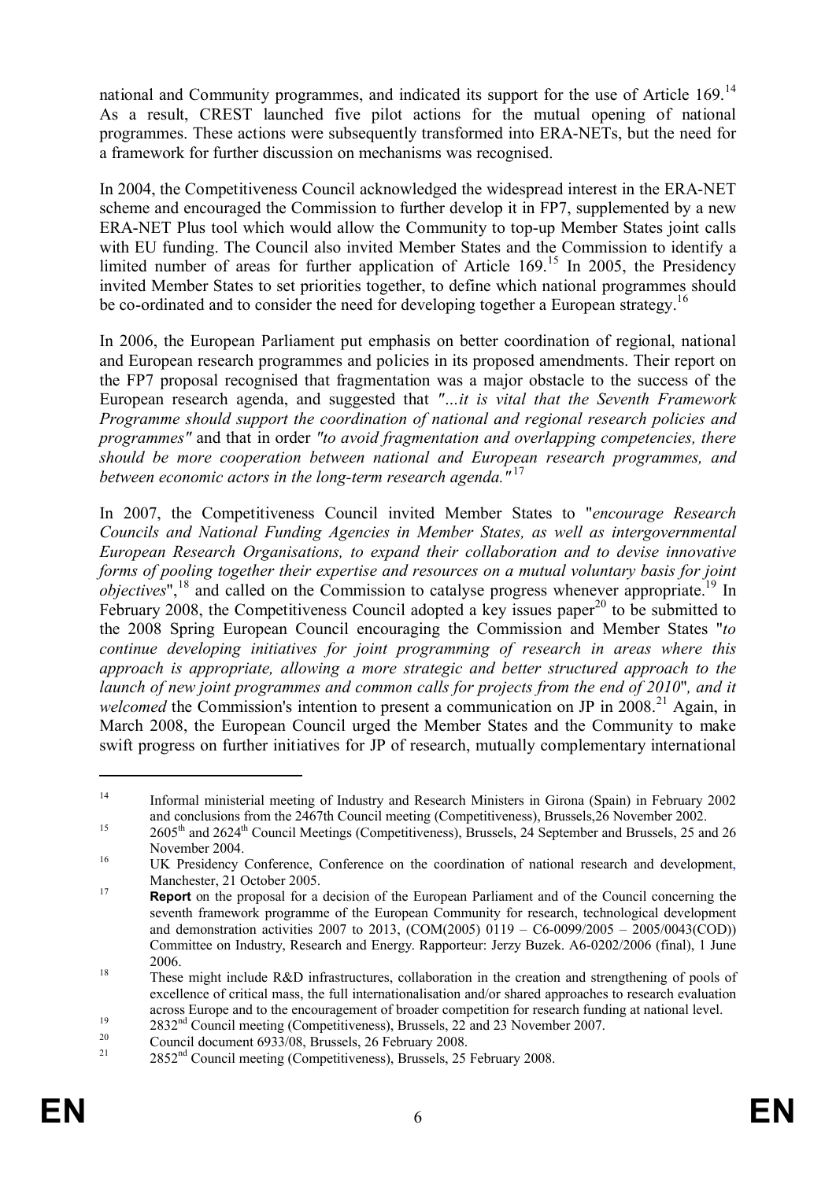national and Community programmes, and indicated its support for the use of Article 169.[14] As a result, CREST launched five pilot actions for the mutual opening of national programmes. These actions were subsequently transformed into ERA-NETs, but the need for a framework for further discussion on mechanisms was recognised.

In 2004, the Competitiveness Council acknowledged the widespread interest in the ERA-NET scheme and encouraged the Commission to further develop it in FP7, supplemented by a new ERA-NET Plus tool which would allow the Community to top-up Member States joint calls with EU funding. The Council also invited Member States and the Commission to identify a limited number of areas for further application of Article 169.[15] In 2005, the Presidency invited Member States to set priorities together, to define which national programmes should be co-ordinated and to consider the need for developing together a European strategy.[16]

In 2006, the European Parliament put emphasis on better coordination of regional, national and European research programmes and policies in its proposed amendments. Their report on the FP7 proposal recognised that fragmentation was a major obstacle to the success of the European research agenda, and suggested that *"…it is vital that the Seventh Framework Programme should support the coordination of national and regional research policies and programmes"* and that in order *"to avoid fragmentation and overlapping competencies, there should be more cooperation between national and European research programmes, and between economic actors in the long-term research agenda."*[17]

In 2007, the Competitiveness Council invited Member States to "*encourage Research Councils and National Funding Agencies in Member States, as well as intergovernmental European Research Organisations, to expand their collaboration and to devise innovative forms of pooling together their expertise and resources on a mutual voluntary basis for joint objectives*",[18] and called on the Commission to catalyse progress whenever appropriate.[19] In February 2008, the Competitiveness Council adopted a key issues paper[20] to be submitted to the 2008 Spring European Council encouraging the Commission and Member States "*to continue developing initiatives for joint programming of research in areas where this approach is appropriate, allowing a more strategic and better structured approach to the launch of new joint programmes and common calls for projects from the end of 2010*"*, and it welcomed* the Commission's intention to present a communication on JP in 2008.[21] Again, in March 2008, the European Council urged the Member States and the Community to make swift progress on further initiatives for JP of research, mutually complementary international

---

[14] Informal ministerial meeting of Industry and Research Ministers in Girona (Spain) in February 2002 and conclusions from the 2467th Council meeting (Competitiveness), Brussels,26 November 2002.

[15] 2605th and 2624th Council Meetings (Competitiveness), Brussels, 24 September and Brussels, 25 and 26 November 2004.

[16] UK Presidency Conference, Conference on the coordination of national research and development, Manchester, 21 October 2005.

[17] **Report** on the proposal for a decision of the European Parliament and of the Council concerning the seventh framework programme of the European Community for research, technological development and demonstration activities 2007 to 2013, (COM(2005) 0119 – C6-0099/2005 – 2005/0043(COD)) Committee on Industry, Research and Energy. Rapporteur: Jerzy Buzek. A6-0202/2006 (final), 1 June 2006.

[18] These might include R&D infrastructures, collaboration in the creation and strengthening of pools of excellence of critical mass, the full internationalisation and/or shared approaches to research evaluation across Europe and to the encouragement of broader competition for research funding at national level.

[19] 2832nd Council meeting (Competitiveness), Brussels, 22 and 23 November 2007.

[20] Council document 6933/08, Brussels, 26 February 2008.

[21] 2852nd Council meeting (Competitiveness), Brussels, 25 February 2008.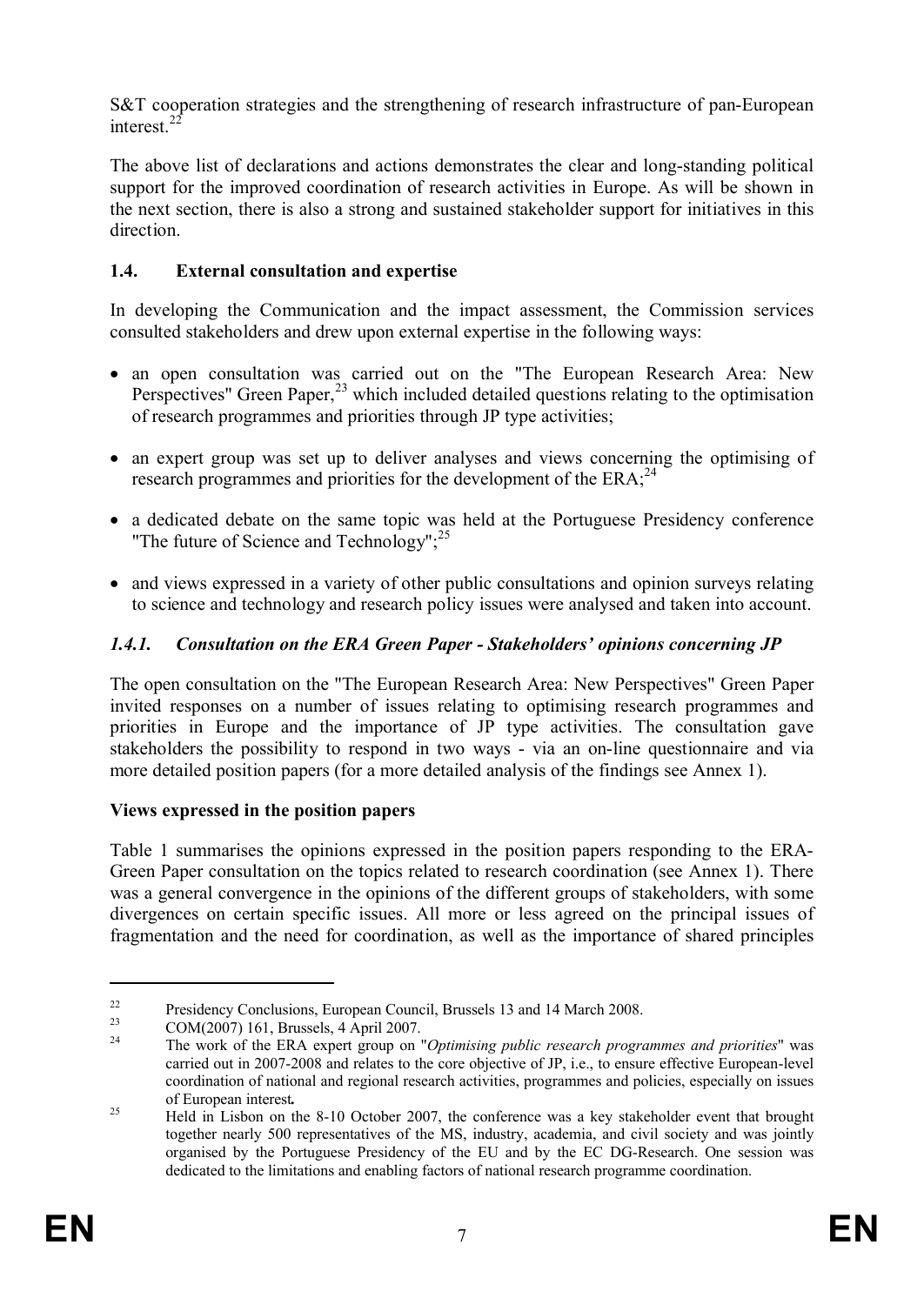S&T cooperation strategies and the strengthening of research infrastructure of pan-European interest.[22]

The above list of declarations and actions demonstrates the clear and long-standing political support for the improved coordination of research activities in Europe. As will be shown in the next section, there is also a strong and sustained stakeholder support for initiatives in this direction.

### 1.4. External consultation and expertise

In developing the Communication and the impact assessment, the Commission services consulted stakeholders and drew upon external expertise in the following ways:

- an open consultation was carried out on the "The European Research Area: New Perspectives" Green Paper,[23] which included detailed questions relating to the optimisation of research programmes and priorities through JP type activities;
- an expert group was set up to deliver analyses and views concerning the optimising of research programmes and priorities for the development of the ERA;[24]
- a dedicated debate on the same topic was held at the Portuguese Presidency conference "The future of Science and Technology";[25]
- and views expressed in a variety of other public consultations and opinion surveys relating to science and technology and research policy issues were analysed and taken into account.

#### *1.4.1. Consultation on the ERA Green Paper - Stakeholders' opinions concerning JP*

The open consultation on the "The European Research Area: New Perspectives" Green Paper invited responses on a number of issues relating to optimising research programmes and priorities in Europe and the importance of JP type activities. The consultation gave stakeholders the possibility to respond in two ways - via an on-line questionnaire and via more detailed position papers (for a more detailed analysis of the findings see Annex 1).

**Views expressed in the position papers**

Table 1 summarises the opinions expressed in the position papers responding to the ERA-Green Paper consultation on the topics related to research coordination (see Annex 1). There was a general convergence in the opinions of the different groups of stakeholders, with some divergences on certain specific issues. All more or less agreed on the principal issues of fragmentation and the need for coordination, as well as the importance of shared principles

---

[22] Presidency Conclusions, European Council, Brussels 13 and 14 March 2008.

[23] COM(2007) 161, Brussels, 4 April 2007.

[24] The work of the ERA expert group on "*Optimising public research programmes and priorities*" was carried out in 2007-2008 and relates to the core objective of JP, i.e., to ensure effective European-level coordination of national and regional research activities, programmes and policies, especially on issues of European interest**.**

[25] Held in Lisbon on the 8-10 October 2007, the conference was a key stakeholder event that brought together nearly 500 representatives of the MS, industry, academia, and civil society and was jointly organised by the Portuguese Presidency of the EU and by the EC DG-Research. One session was dedicated to the limitations and enabling factors of national research programme coordination.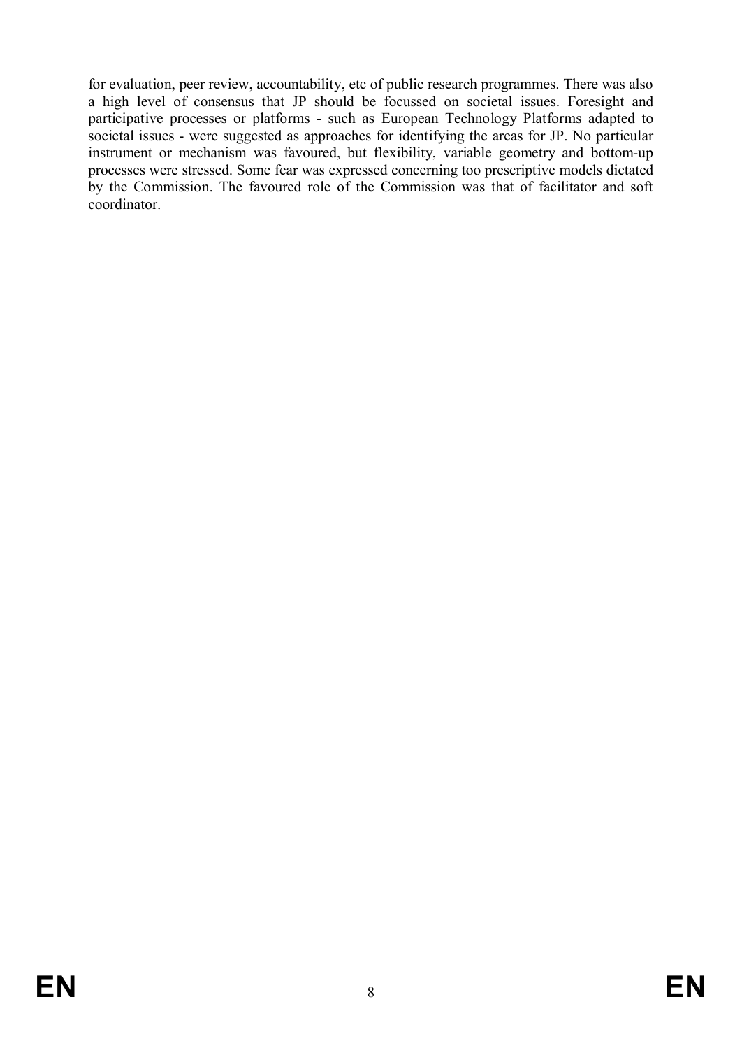for evaluation, peer review, accountability, etc of public research programmes. There was also a high level of consensus that JP should be focussed on societal issues. Foresight and participative processes or platforms - such as European Technology Platforms adapted to societal issues - were suggested as approaches for identifying the areas for JP. No particular instrument or mechanism was favoured, but flexibility, variable geometry and bottom-up processes were stressed. Some fear was expressed concerning too prescriptive models dictated by the Commission. The favoured role of the Commission was that of facilitator and soft coordinator.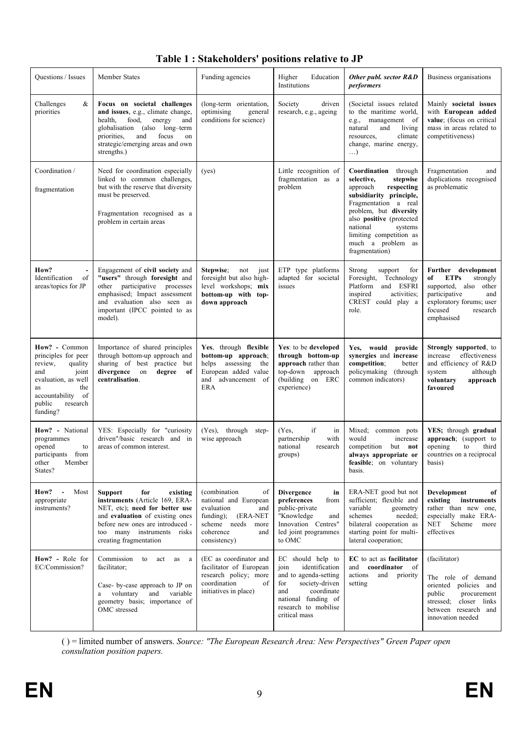**Table 1 : Stakeholders' positions relative to JP**

| Questions / Issues | Member States | Funding agencies | Higher Education Institutions | *Other publ. sector R&D performers* | Business organisations |
|---|---|---|---|---|---|
| Challenges & priorities | **Focus on societal challenges and issues**, e.g., climate change, health, food, energy and globalisation (also long–term priorities, and focus on strategic/emerging areas and own strengths.) | (long-term orientation, optimising general conditions for science) | Society driven research, e.g., ageing | (Societal issues related to the maritime world, e.g., management of natural and living resources, climate change, marine energy, …) | Mainly **societal issues** with **European added value**; (focus on critical mass in areas related to competitiveness) |
| Coordination / fragmentation | Need for coordination especially linked to common challenges, but with the reserve that diversity must be preserved.<br><br>Fragmentation recognised as a problem in certain areas | (yes) | Little recognition of fragmentation as a problem | **Coordination** through **selective, stepwise** approach **respecting subsidiarity principle,** Fragmentation a real problem, but **diversity** also **positive** (protected national systems limiting competition as much a problem as fragmentation) | Fragmentation and duplications recognised as problematic |
| **How? - Identification of areas/topics for JP** | Engagement of **civil society** and **"users"** through **foresight** and other participative processes emphasised; Impact assessment and evaluation also seen as important (IPCC pointed to as model). | **Stepwise**; not just foresight but also high-level workshops; **mix bottom-up with top-down approach** | ETP type platforms adapted for societal issues | Strong support for Foresight, Technology Platform and ESFRI inspired activities; CREST could play a role. | **Further development of ETPs** strongly supported, also other participative and exploratory forums; user focused research emphasised |
| **How? -** Common principles for peer review, quality and joint evaluation, as well as the accountability of public research funding? | Importance of shared principles through bottom-up approach and sharing of best practice but **divergence** on **degree of centralisation**. | **Yes**, through **flexible bottom-up approach**; helps assessing the European added value and advancement of ERA | **Yes**: to be **developed through bottom-up approach** rather than top-down approach (building on ERC experience) | **Yes, would provide synergies** and **increase competition**; better policymaking (through common indicators) | **Strongly supported**, to increase effectiveness and efficiency of R&D system although **voluntary approach favoured** |
| **How? -** National programmes opened to participants from other Member States? | YES: Especially for "curiosity driven"/basic research and in areas of common interest. | (Yes), through step-wise approach | (Yes, if in partnership with national research groups) | Mixed; common pots would increase competition but **not always appropriate or feasible**; on voluntary basis. | **YES;** through **gradual approach**; (support to opening to third countries on a reciprocal basis) |
| **How? -** Most appropriate instruments? | **Support for existing instruments** (Article 169, ERA-NET, etc); **need for better use** and **evaluation** of existing ones before new ones are introduced - too many instruments risks creating fragmentation | (combination of national and European evaluation and funding); (ERA-NET scheme needs more coherence and consistency) | **Divergence in preferences** from "Knowledge and Innovation Centres" led joint programmes to OMC | ERA-NET good but not sufficient; flexible and variable geometry schemes needed; bilateral cooperation as starting point for multi-lateral cooperation; | **Development of existing instruments** rather than new one, especially make ERA-NET Scheme more effectives |
| **How? -** Role for EC/Commission? | Commission to act as a facilitator;<br><br>Case- by-case approach to JP on a voluntary and variable geometry basis; importance of OMC stressed | (EC as coordinator and facilitator of European research policy; more coordination of initiatives in place) | EC should help to join identification and to agenda-setting for public-private society-driven and coordinate national funding of research to mobilise critical mass | **EC** to act as **facilitator** and **coordinator** of actions and priority setting | (facilitator)<br><br>The role of demand oriented policies and public procurement stressed; closer links between research and innovation needed |

( ) = limited number of answers. *Source: "The European Research Area: New Perspectives" Green Paper open consultation position papers.*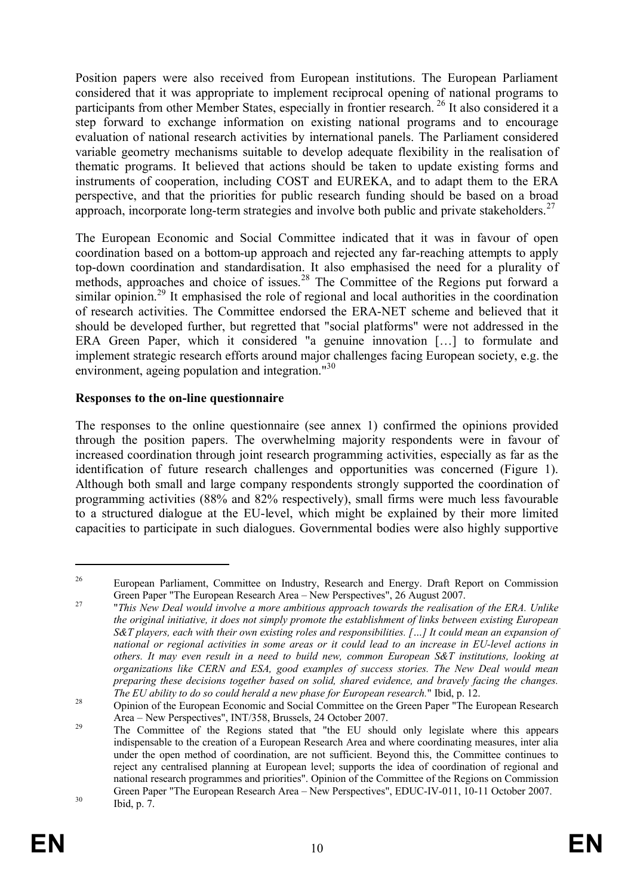Position papers were also received from European institutions. The European Parliament considered that it was appropriate to implement reciprocal opening of national programs to participants from other Member States, especially in frontier research. [26] It also considered it a step forward to exchange information on existing national programs and to encourage evaluation of national research activities by international panels. The Parliament considered variable geometry mechanisms suitable to develop adequate flexibility in the realisation of thematic programs. It believed that actions should be taken to update existing forms and instruments of cooperation, including COST and EUREKA, and to adapt them to the ERA perspective, and that the priorities for public research funding should be based on a broad approach, incorporate long-term strategies and involve both public and private stakeholders.[27]

The European Economic and Social Committee indicated that it was in favour of open coordination based on a bottom-up approach and rejected any far-reaching attempts to apply top-down coordination and standardisation. It also emphasised the need for a plurality of methods, approaches and choice of issues.[28] The Committee of the Regions put forward a similar opinion.[29] It emphasised the role of regional and local authorities in the coordination of research activities. The Committee endorsed the ERA-NET scheme and believed that it should be developed further, but regretted that "social platforms" were not addressed in the ERA Green Paper, which it considered "a genuine innovation […] to formulate and implement strategic research efforts around major challenges facing European society, e.g. the environment, ageing population and integration."[30]

**Responses to the on-line questionnaire**

The responses to the online questionnaire (see annex 1) confirmed the opinions provided through the position papers. The overwhelming majority respondents were in favour of increased coordination through joint research programming activities, especially as far as the identification of future research challenges and opportunities was concerned (Figure 1). Although both small and large company respondents strongly supported the coordination of programming activities (88% and 82% respectively), small firms were much less favourable to a structured dialogue at the EU-level, which might be explained by their more limited capacities to participate in such dialogues. Governmental bodies were also highly supportive

---

[26] European Parliament, Committee on Industry, Research and Energy. Draft Report on Commission Green Paper "The European Research Area – New Perspectives", 26 August 2007.

[27] "*This New Deal would involve a more ambitious approach towards the realisation of the ERA. Unlike the original initiative, it does not simply promote the establishment of links between existing European S&T players, each with their own existing roles and responsibilities. […] It could mean an expansion of national or regional activities in some areas or it could lead to an increase in EU-level actions in others. It may even result in a need to build new, common European S&T institutions, looking at organizations like CERN and ESA, good examples of success stories. The New Deal would mean preparing these decisions together based on solid, shared evidence, and bravely facing the changes. The EU ability to do so could herald a new phase for European research.*" Ibid, p. 12.

[28] Opinion of the European Economic and Social Committee on the Green Paper "The European Research Area – New Perspectives", INT/358, Brussels, 24 October 2007.

[29] The Committee of the Regions stated that "the EU should only legislate where this appears indispensable to the creation of a European Research Area and where coordinating measures, inter alia under the open method of coordination, are not sufficient. Beyond this, the Committee continues to reject any centralised planning at European level; supports the idea of coordination of regional and national research programmes and priorities". Opinion of the Committee of the Regions on Commission Green Paper "The European Research Area – New Perspectives", EDUC-IV-011, 10-11 October 2007.

[30] Ibid, p. 7.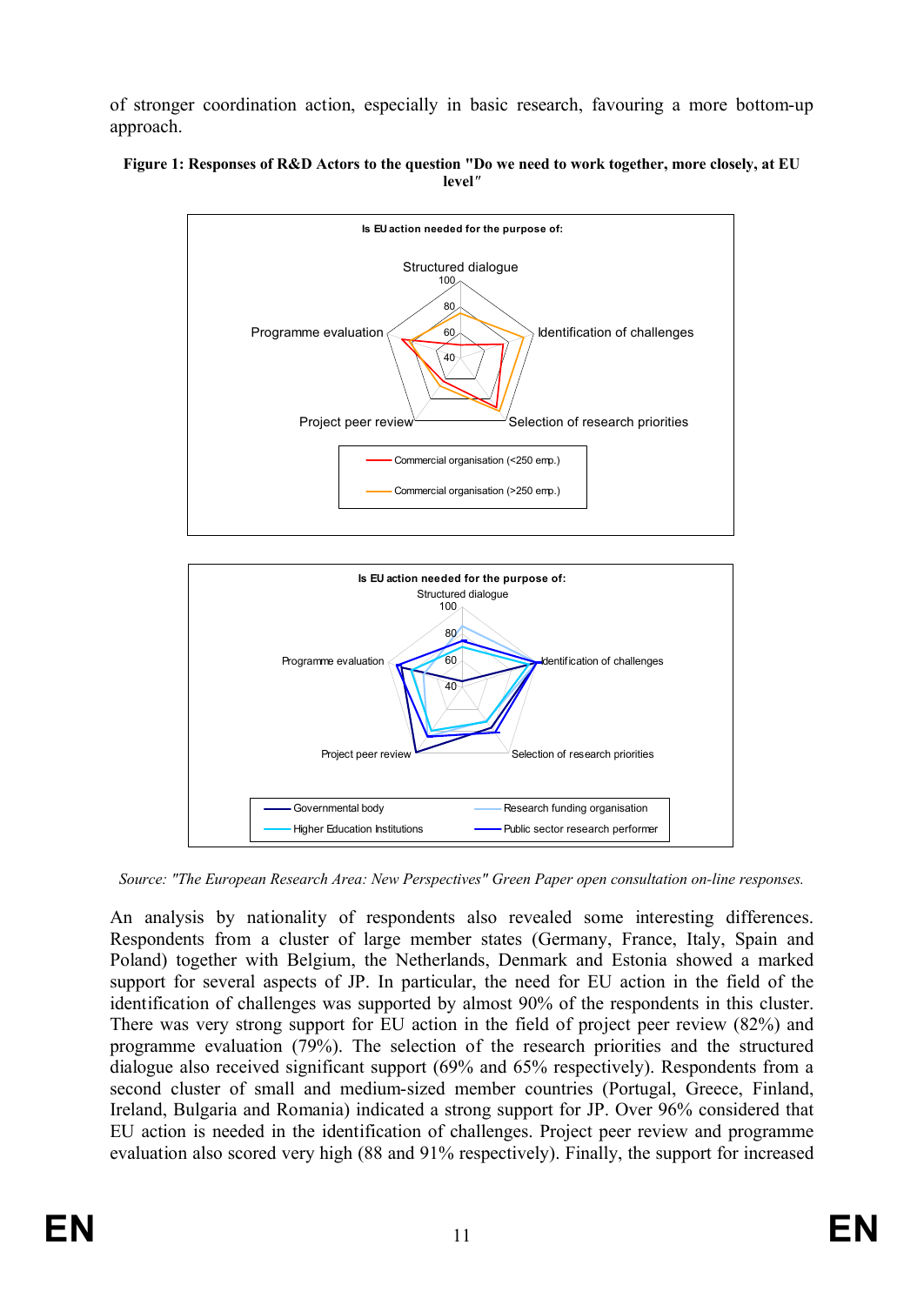of stronger coordination action, especially in basic research, favouring a more bottom-up approach.

**Figure 1: Responses of R&D Actors to the question "Do we need to work together, more closely, at EU level"**

*Source: "The European Research Area: New Perspectives" Green Paper open consultation on-line responses.*

An analysis by nationality of respondents also revealed some interesting differences. Respondents from a cluster of large member states (Germany, France, Italy, Spain and Poland) together with Belgium, the Netherlands, Denmark and Estonia showed a marked support for several aspects of JP. In particular, the need for EU action in the field of the identification of challenges was supported by almost 90% of the respondents in this cluster. There was very strong support for EU action in the field of project peer review (82%) and programme evaluation (79%). The selection of the research priorities and the structured dialogue also received significant support (69% and 65% respectively). Respondents from a second cluster of small and medium-sized member countries (Portugal, Greece, Finland, Ireland, Bulgaria and Romania) indicated a strong support for JP. Over 96% considered that EU action is needed in the identification of challenges. Project peer review and programme evaluation also scored very high (88 and 91% respectively). Finally, the support for increased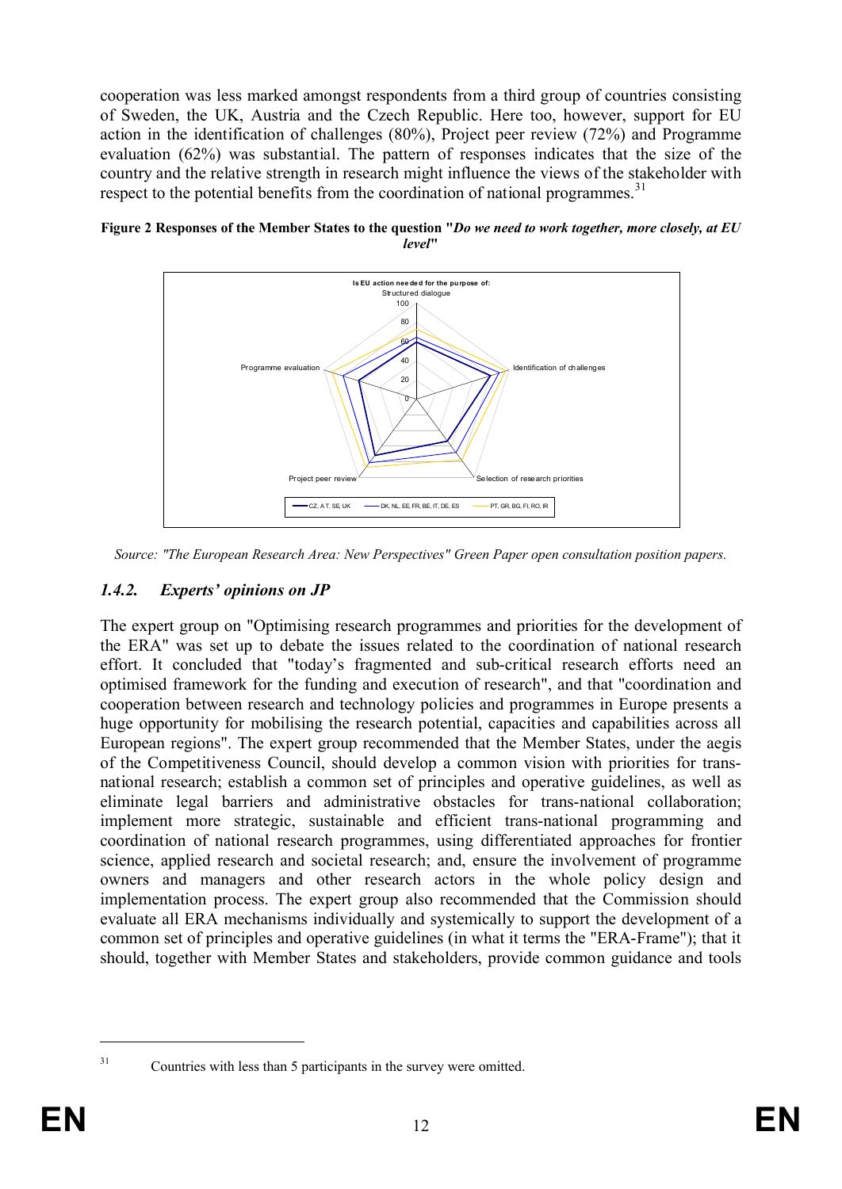cooperation was less marked amongst respondents from a third group of countries consisting of Sweden, the UK, Austria and the Czech Republic. Here too, however, support for EU action in the identification of challenges (80%), Project peer review (72%) and Programme evaluation (62%) was substantial. The pattern of responses indicates that the size of the country and the relative strength in research might influence the views of the stakeholder with respect to the potential benefits from the coordination of national programmes.[31]

**Figure 2 Responses of the Member States to the question "*Do we need to work together, more closely, at EU level*"**

Is EU action needed for the purpose of:

Structured dialogue

Identification of challenges

Selection of research priorities

Project peer review

Programme evaluation

CZ, AT, SE, UK — DK, NL, EE, FR, BE, IT, DE, ES — PT, GR, BG, FI, RO, IR

*Source: "The European Research Area: New Perspectives" Green Paper open consultation position papers.*

### 1.4.2. *Experts' opinions on JP*

The expert group on "Optimising research programmes and priorities for the development of the ERA" was set up to debate the issues related to the coordination of national research effort. It concluded that "today's fragmented and sub-critical research efforts need an optimised framework for the funding and execution of research", and that "coordination and cooperation between research and technology policies and programmes in Europe presents a huge opportunity for mobilising the research potential, capacities and capabilities across all European regions". The expert group recommended that the Member States, under the aegis of the Competitiveness Council, should develop a common vision with priorities for trans-national research; establish a common set of principles and operative guidelines, as well as eliminate legal barriers and administrative obstacles for trans-national collaboration; implement more strategic, sustainable and efficient trans-national programming and coordination of national research programmes, using differentiated approaches for frontier science, applied research and societal research; and, ensure the involvement of programme owners and managers and other research actors in the whole policy design and implementation process. The expert group also recommended that the Commission should evaluate all ERA mechanisms individually and systemically to support the development of a common set of principles and operative guidelines (in what it terms the "ERA-Frame"); that it should, together with Member States and stakeholders, provide common guidance and tools

---

[31] Countries with less than 5 participants in the survey were omitted.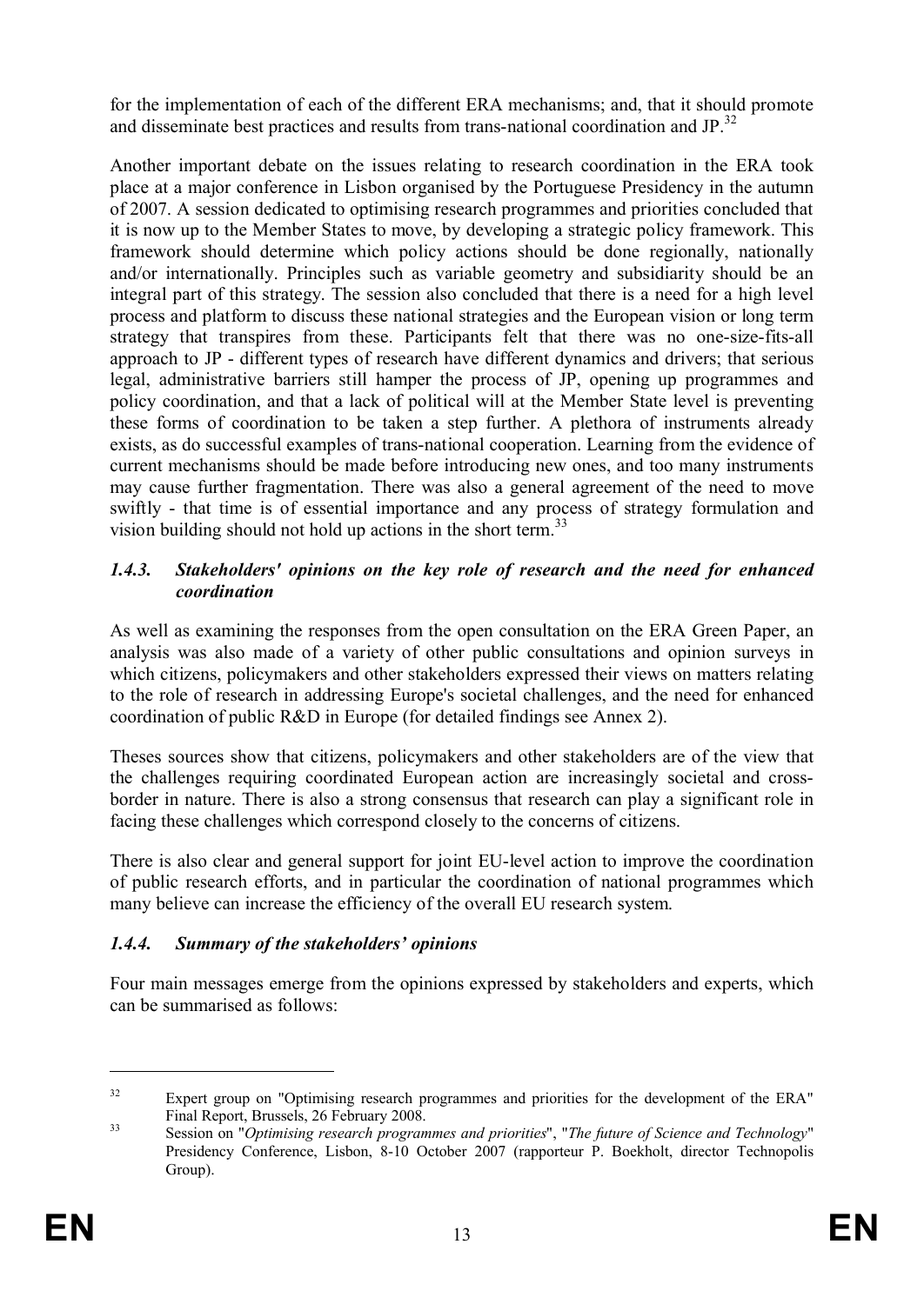for the implementation of each of the different ERA mechanisms; and, that it should promote and disseminate best practices and results from trans-national coordination and JP.[32]

Another important debate on the issues relating to research coordination in the ERA took place at a major conference in Lisbon organised by the Portuguese Presidency in the autumn of 2007. A session dedicated to optimising research programmes and priorities concluded that it is now up to the Member States to move, by developing a strategic policy framework. This framework should determine which policy actions should be done regionally, nationally and/or internationally. Principles such as variable geometry and subsidiarity should be an integral part of this strategy. The session also concluded that there is a need for a high level process and platform to discuss these national strategies and the European vision or long term strategy that transpires from these. Participants felt that there was no one-size-fits-all approach to JP - different types of research have different dynamics and drivers; that serious legal, administrative barriers still hamper the process of JP, opening up programmes and policy coordination, and that a lack of political will at the Member State level is preventing these forms of coordination to be taken a step further. A plethora of instruments already exists, as do successful examples of trans-national cooperation. Learning from the evidence of current mechanisms should be made before introducing new ones, and too many instruments may cause further fragmentation. There was also a general agreement of the need to move swiftly - that time is of essential importance and any process of strategy formulation and vision building should not hold up actions in the short term.[33]

### *1.4.3. Stakeholders' opinions on the key role of research and the need for enhanced coordination*

As well as examining the responses from the open consultation on the ERA Green Paper, an analysis was also made of a variety of other public consultations and opinion surveys in which citizens, policymakers and other stakeholders expressed their views on matters relating to the role of research in addressing Europe's societal challenges, and the need for enhanced coordination of public R&D in Europe (for detailed findings see Annex 2).

Theses sources show that citizens, policymakers and other stakeholders are of the view that the challenges requiring coordinated European action are increasingly societal and cross-border in nature. There is also a strong consensus that research can play a significant role in facing these challenges which correspond closely to the concerns of citizens.

There is also clear and general support for joint EU-level action to improve the coordination of public research efforts, and in particular the coordination of national programmes which many believe can increase the efficiency of the overall EU research system.

### *1.4.4. Summary of the stakeholders' opinions*

Four main messages emerge from the opinions expressed by stakeholders and experts, which can be summarised as follows:

---

[32] Expert group on "Optimising research programmes and priorities for the development of the ERA" Final Report, Brussels, 26 February 2008.

[33] Session on "*Optimising research programmes and priorities*", "*The future of Science and Technology*" Presidency Conference, Lisbon, 8-10 October 2007 (rapporteur P. Boekholt, director Technopolis Group).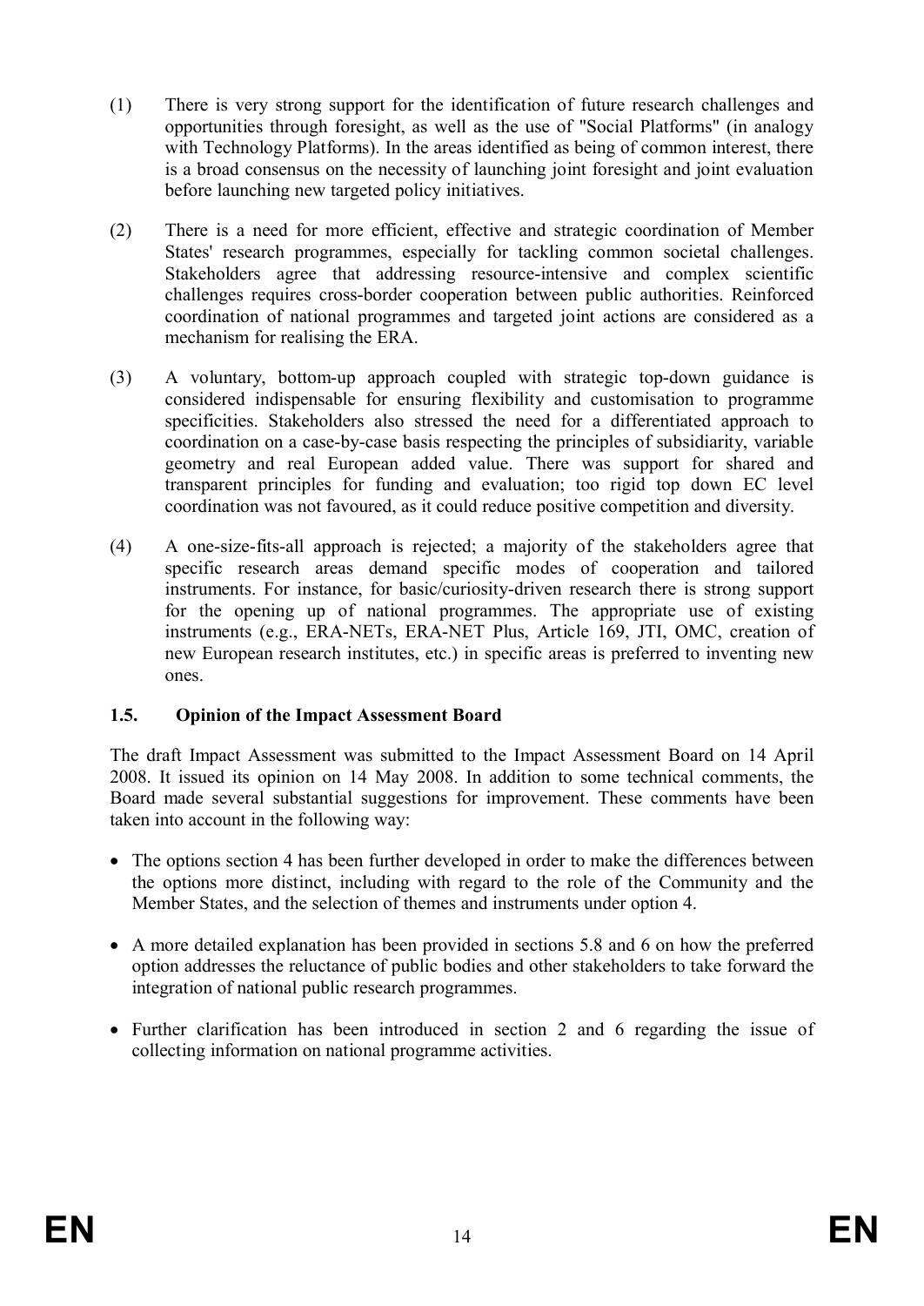(1) There is very strong support for the identification of future research challenges and opportunities through foresight, as well as the use of "Social Platforms" (in analogy with Technology Platforms). In the areas identified as being of common interest, there is a broad consensus on the necessity of launching joint foresight and joint evaluation before launching new targeted policy initiatives.

(2) There is a need for more efficient, effective and strategic coordination of Member States' research programmes, especially for tackling common societal challenges. Stakeholders agree that addressing resource-intensive and complex scientific challenges requires cross-border cooperation between public authorities. Reinforced coordination of national programmes and targeted joint actions are considered as a mechanism for realising the ERA.

(3) A voluntary, bottom-up approach coupled with strategic top-down guidance is considered indispensable for ensuring flexibility and customisation to programme specificities. Stakeholders also stressed the need for a differentiated approach to coordination on a case-by-case basis respecting the principles of subsidiarity, variable geometry and real European added value. There was support for shared and transparent principles for funding and evaluation; too rigid top down EC level coordination was not favoured, as it could reduce positive competition and diversity.

(4) A one-size-fits-all approach is rejected; a majority of the stakeholders agree that specific research areas demand specific modes of cooperation and tailored instruments. For instance, for basic/curiosity-driven research there is strong support for the opening up of national programmes. The appropriate use of existing instruments (e.g., ERA-NETs, ERA-NET Plus, Article 169, JTI, OMC, creation of new European research institutes, etc.) in specific areas is preferred to inventing new ones.

### 1.5. Opinion of the Impact Assessment Board

The draft Impact Assessment was submitted to the Impact Assessment Board on 14 April 2008. It issued its opinion on 14 May 2008. In addition to some technical comments, the Board made several substantial suggestions for improvement. These comments have been taken into account in the following way:

- The options section 4 has been further developed in order to make the differences between the options more distinct, including with regard to the role of the Community and the Member States, and the selection of themes and instruments under option 4.
- A more detailed explanation has been provided in sections 5.8 and 6 on how the preferred option addresses the reluctance of public bodies and other stakeholders to take forward the integration of national public research programmes.
- Further clarification has been introduced in section 2 and 6 regarding the issue of collecting information on national programme activities.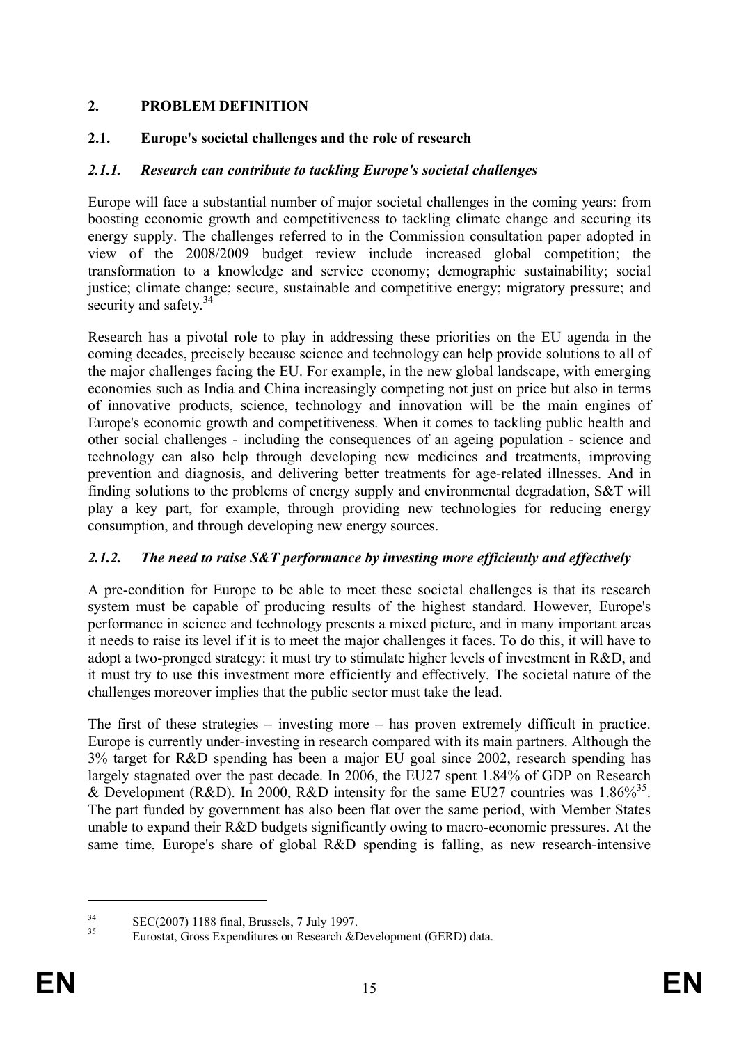## 2. PROBLEM DEFINITION

### 2.1. Europe's societal challenges and the role of research

#### *2.1.1. Research can contribute to tackling Europe's societal challenges*

Europe will face a substantial number of major societal challenges in the coming years: from boosting economic growth and competitiveness to tackling climate change and securing its energy supply. The challenges referred to in the Commission consultation paper adopted in view of the 2008/2009 budget review include increased global competition; the transformation to a knowledge and service economy; demographic sustainability; social justice; climate change; secure, sustainable and competitive energy; migratory pressure; and security and safety.[34]

Research has a pivotal role to play in addressing these priorities on the EU agenda in the coming decades, precisely because science and technology can help provide solutions to all of the major challenges facing the EU. For example, in the new global landscape, with emerging economies such as India and China increasingly competing not just on price but also in terms of innovative products, science, technology and innovation will be the main engines of Europe's economic growth and competitiveness. When it comes to tackling public health and other social challenges - including the consequences of an ageing population - science and technology can also help through developing new medicines and treatments, improving prevention and diagnosis, and delivering better treatments for age-related illnesses. And in finding solutions to the problems of energy supply and environmental degradation, S&T will play a key part, for example, through providing new technologies for reducing energy consumption, and through developing new energy sources.

#### *2.1.2. The need to raise S&T performance by investing more efficiently and effectively*

A pre-condition for Europe to be able to meet these societal challenges is that its research system must be capable of producing results of the highest standard. However, Europe's performance in science and technology presents a mixed picture, and in many important areas it needs to raise its level if it is to meet the major challenges it faces. To do this, it will have to adopt a two-pronged strategy: it must try to stimulate higher levels of investment in R&D, and it must try to use this investment more efficiently and effectively. The societal nature of the challenges moreover implies that the public sector must take the lead.

The first of these strategies – investing more – has proven extremely difficult in practice. Europe is currently under-investing in research compared with its main partners. Although the 3% target for R&D spending has been a major EU goal since 2002, research spending has largely stagnated over the past decade. In 2006, the EU27 spent 1.84% of GDP on Research & Development (R&D). In 2000, R&D intensity for the same EU27 countries was 1.86%[35]. The part funded by government has also been flat over the same period, with Member States unable to expand their R&D budgets significantly owing to macro-economic pressures. At the same time, Europe's share of global R&D spending is falling, as new research-intensive

---

[34] SEC(2007) 1188 final, Brussels, 7 July 1997.

[35] Eurostat, Gross Expenditures on Research &Development (GERD) data.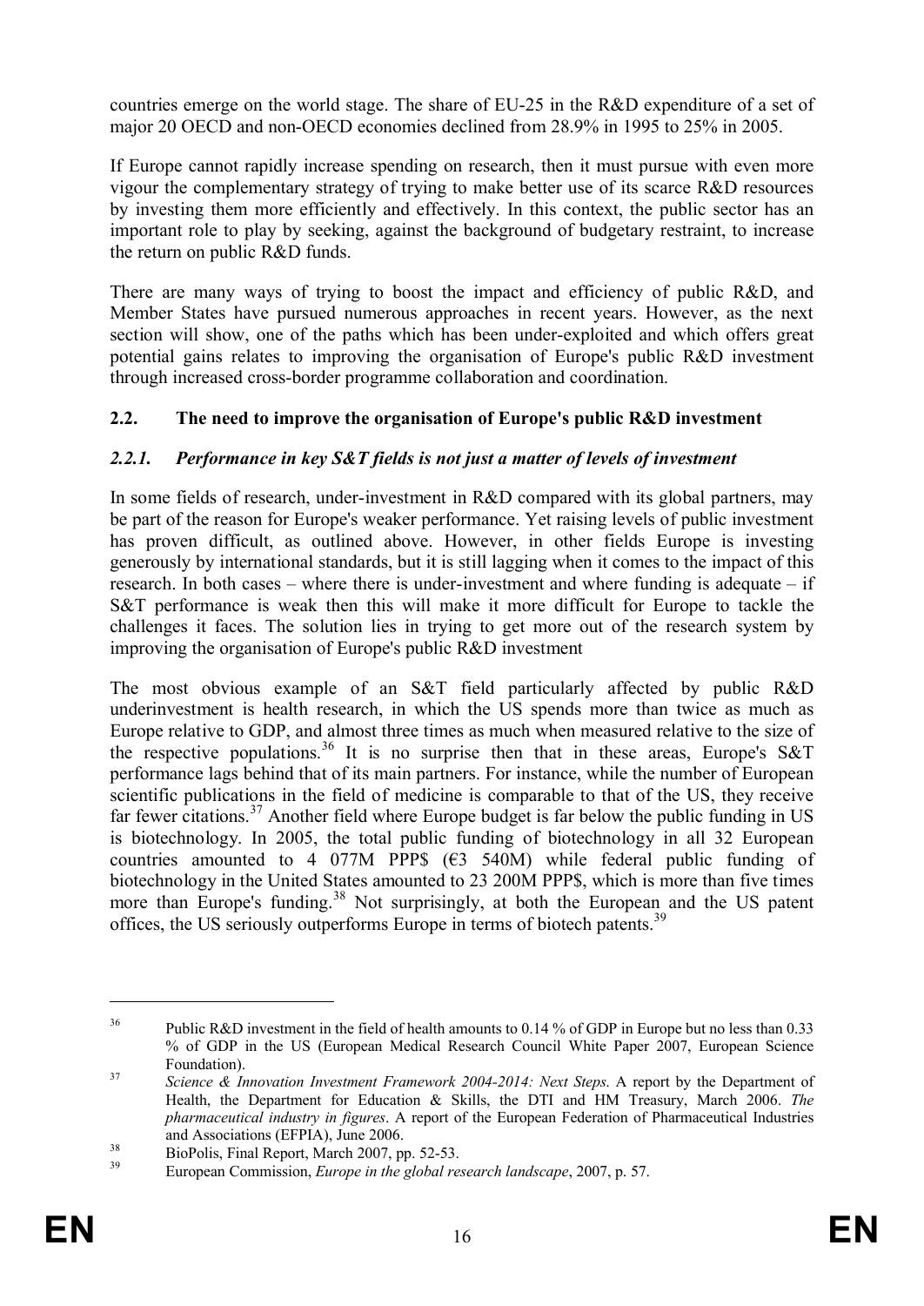countries emerge on the world stage. The share of EU-25 in the R&D expenditure of a set of major 20 OECD and non-OECD economies declined from 28.9% in 1995 to 25% in 2005.

If Europe cannot rapidly increase spending on research, then it must pursue with even more vigour the complementary strategy of trying to make better use of its scarce R&D resources by investing them more efficiently and effectively. In this context, the public sector has an important role to play by seeking, against the background of budgetary restraint, to increase the return on public R&D funds.

There are many ways of trying to boost the impact and efficiency of public R&D, and Member States have pursued numerous approaches in recent years. However, as the next section will show, one of the paths which has been under-exploited and which offers great potential gains relates to improving the organisation of Europe's public R&D investment through increased cross-border programme collaboration and coordination.

## 2.2. The need to improve the organisation of Europe's public R&D investment

### *2.2.1. Performance in key S&T fields is not just a matter of levels of investment*

In some fields of research, under-investment in R&D compared with its global partners, may be part of the reason for Europe's weaker performance. Yet raising levels of public investment has proven difficult, as outlined above. However, in other fields Europe is investing generously by international standards, but it is still lagging when it comes to the impact of this research. In both cases – where there is under-investment and where funding is adequate – if S&T performance is weak then this will make it more difficult for Europe to tackle the challenges it faces. The solution lies in trying to get more out of the research system by improving the organisation of Europe's public R&D investment

The most obvious example of an S&T field particularly affected by public R&D underinvestment is health research, in which the US spends more than twice as much as Europe relative to GDP, and almost three times as much when measured relative to the size of the respective populations.[36] It is no surprise then that in these areas, Europe's S&T performance lags behind that of its main partners. For instance, while the number of European scientific publications in the field of medicine is comparable to that of the US, they receive far fewer citations.[37] Another field where Europe budget is far below the public funding in US is biotechnology. In 2005, the total public funding of biotechnology in all 32 European countries amounted to 4 077M PPP$ (€3 540M) while federal public funding of biotechnology in the United States amounted to 23 200M PPP$, which is more than five times more than Europe's funding.[38] Not surprisingly, at both the European and the US patent offices, the US seriously outperforms Europe in terms of biotech patents.[39]

---

[36] Public R&D investment in the field of health amounts to 0.14 % of GDP in Europe but no less than 0.33 % of GDP in the US (European Medical Research Council White Paper 2007, European Science Foundation).

[37] *Science & Innovation Investment Framework 2004-2014: Next Steps*. A report by the Department of Health, the Department for Education & Skills, the DTI and HM Treasury, March 2006. *The pharmaceutical industry in figures*. A report of the European Federation of Pharmaceutical Industries and Associations (EFPIA), June 2006.

[38] BioPolis, Final Report, March 2007, pp. 52-53.

[39] European Commission, *Europe in the global research landscape*, 2007, p. 57.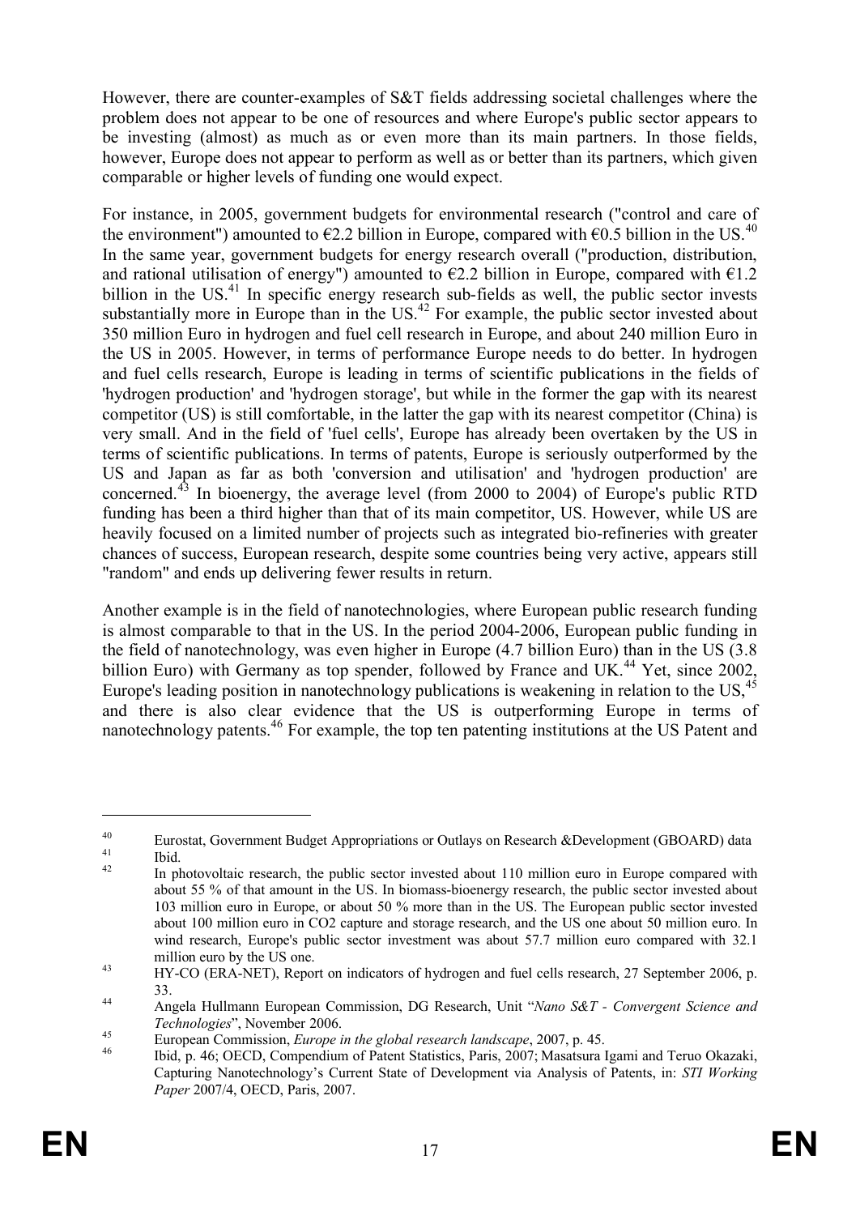However, there are counter-examples of S&T fields addressing societal challenges where the problem does not appear to be one of resources and where Europe's public sector appears to be investing (almost) as much as or even more than its main partners. In those fields, however, Europe does not appear to perform as well as or better than its partners, which given comparable or higher levels of funding one would expect.

For instance, in 2005, government budgets for environmental research ("control and care of the environment") amounted to €2.2 billion in Europe, compared with €0.5 billion in the US.[40] In the same year, government budgets for energy research overall ("production, distribution, and rational utilisation of energy") amounted to €2.2 billion in Europe, compared with €1.2 billion in the US.[41] In specific energy research sub-fields as well, the public sector invests substantially more in Europe than in the US.[42] For example, the public sector invested about 350 million Euro in hydrogen and fuel cell research in Europe, and about 240 million Euro in the US in 2005. However, in terms of performance Europe needs to do better. In hydrogen and fuel cells research, Europe is leading in terms of scientific publications in the fields of 'hydrogen production' and 'hydrogen storage', but while in the former the gap with its nearest competitor (US) is still comfortable, in the latter the gap with its nearest competitor (China) is very small. And in the field of 'fuel cells', Europe has already been overtaken by the US in terms of scientific publications. In terms of patents, Europe is seriously outperformed by the US and Japan as far as both 'conversion and utilisation' and 'hydrogen production' are concerned.[43] In bioenergy, the average level (from 2000 to 2004) of Europe's public RTD funding has been a third higher than that of its main competitor, US. However, while US are heavily focused on a limited number of projects such as integrated bio-refineries with greater chances of success, European research, despite some countries being very active, appears still "random" and ends up delivering fewer results in return.

Another example is in the field of nanotechnologies, where European public research funding is almost comparable to that in the US. In the period 2004-2006, European public funding in the field of nanotechnology, was even higher in Europe (4.7 billion Euro) than in the US (3.8 billion Euro) with Germany as top spender, followed by France and UK.[44] Yet, since 2002, Europe's leading position in nanotechnology publications is weakening in relation to the US,[45] and there is also clear evidence that the US is outperforming Europe in terms of nanotechnology patents.[46] For example, the top ten patenting institutions at the US Patent and

---

[40] Eurostat, Government Budget Appropriations or Outlays on Research &Development (GBOARD) data

[41] Ibid.

[42] In photovoltaic research, the public sector invested about 110 million euro in Europe compared with about 55 % of that amount in the US. In biomass-bioenergy research, the public sector invested about 103 million euro in Europe, or about 50 % more than in the US. The European public sector invested about 100 million euro in CO2 capture and storage research, and the US one about 50 million euro. In wind research, Europe's public sector investment was about 57.7 million euro compared with 32.1 million euro by the US one.

[43] HY-CO (ERA-NET), Report on indicators of hydrogen and fuel cells research, 27 September 2006, p. 33.

[44] Angela Hullmann European Commission, DG Research, Unit "*Nano S&T - Convergent Science and Technologies*", November 2006.

[45] European Commission, *Europe in the global research landscape*, 2007, p. 45.

[46] Ibid, p. 46; OECD, Compendium of Patent Statistics, Paris, 2007; Masatsura Igami and Teruo Okazaki, Capturing Nanotechnology's Current State of Development via Analysis of Patents, in: *STI Working Paper* 2007/4, OECD, Paris, 2007.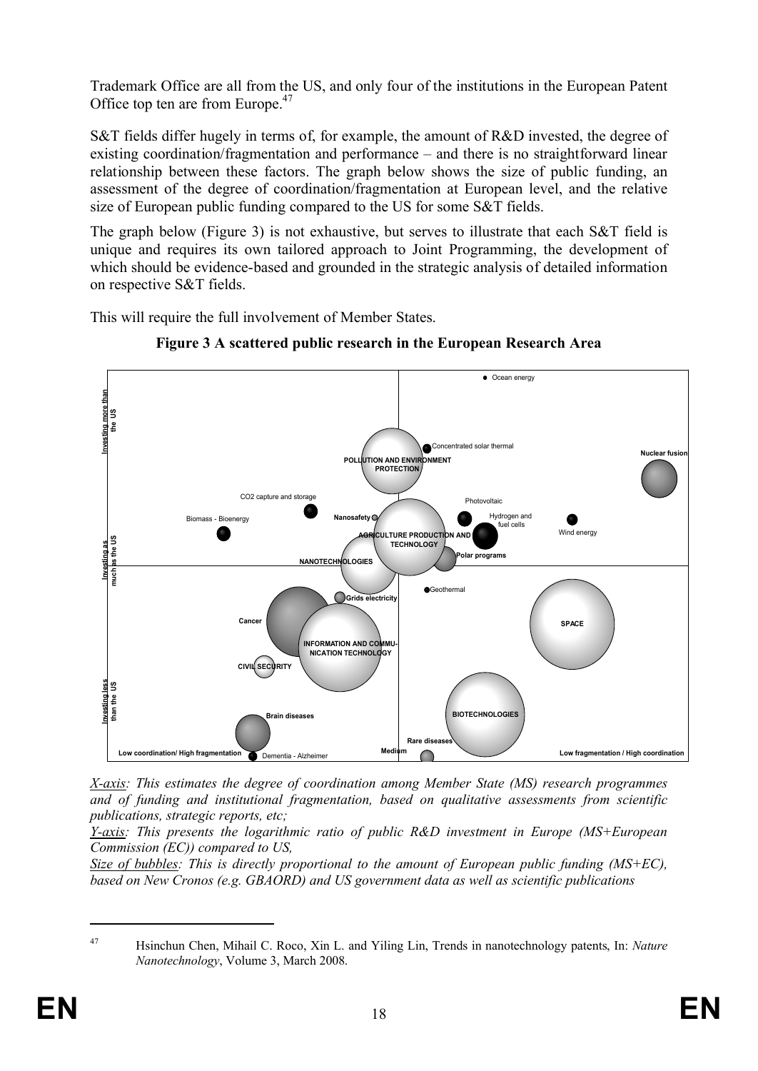Trademark Office are all from the US, and only four of the institutions in the European Patent Office top ten are from Europe.[47]

S&T fields differ hugely in terms of, for example, the amount of R&D invested, the degree of existing coordination/fragmentation and performance – and there is no straightforward linear relationship between these factors. The graph below shows the size of public funding, an assessment of the degree of coordination/fragmentation at European level, and the relative size of European public funding compared to the US for some S&T fields.

The graph below (Figure 3) is not exhaustive, but serves to illustrate that each S&T field is unique and requires its own tailored approach to Joint Programming, the development of which should be evidence-based and grounded in the strategic analysis of detailed information on respective S&T fields.

This will require the full involvement of Member States.

**Figure 3 A scattered public research in the European Research Area**

Ocean energy
Investing more than the US
Concentrated solar thermal
Nuclear fusion
POLLUTION AND ENVIRONMENT PROTECTION
CO2 capture and storage
Photovoltaic
Biomass - Bioenergy
Nanosafety
Hydrogen and fuel cells
Wind energy
AGRICULTURE PRODUCTION AND TECHNOLOGY
Investing as much as the US
NANOTECHNOLOGIES
Polar programs
Geothermal
Grids electricity
Cancer
SPACE
INFORMATION AND COMMUNICATION TECHNOLOGY
CIVIL SECURITY
Investing less than the US
Brain diseases
BIOTECHNOLOGIES
Rare diseases
Low coordination/ High fragmentation
Dementia - Alzheimer
Medium
Low fragmentation / High coordination

*X-axis: This estimates the degree of coordination among Member State (MS) research programmes and of funding and institutional fragmentation, based on qualitative assessments from scientific publications, strategic reports, etc;*
*Y-axis: This presents the logarithmic ratio of public R&D investment in Europe (MS+European Commission (EC)) compared to US,*
*Size of bubbles: This is directly proportional to the amount of European public funding (MS+EC), based on New Cronos (e.g. GBAORD) and US government data as well as scientific publications*

[47] Hsinchun Chen, Mihail C. Roco, Xin L. and Yiling Lin, Trends in nanotechnology patents, In: *Nature Nanotechnology*, Volume 3, March 2008.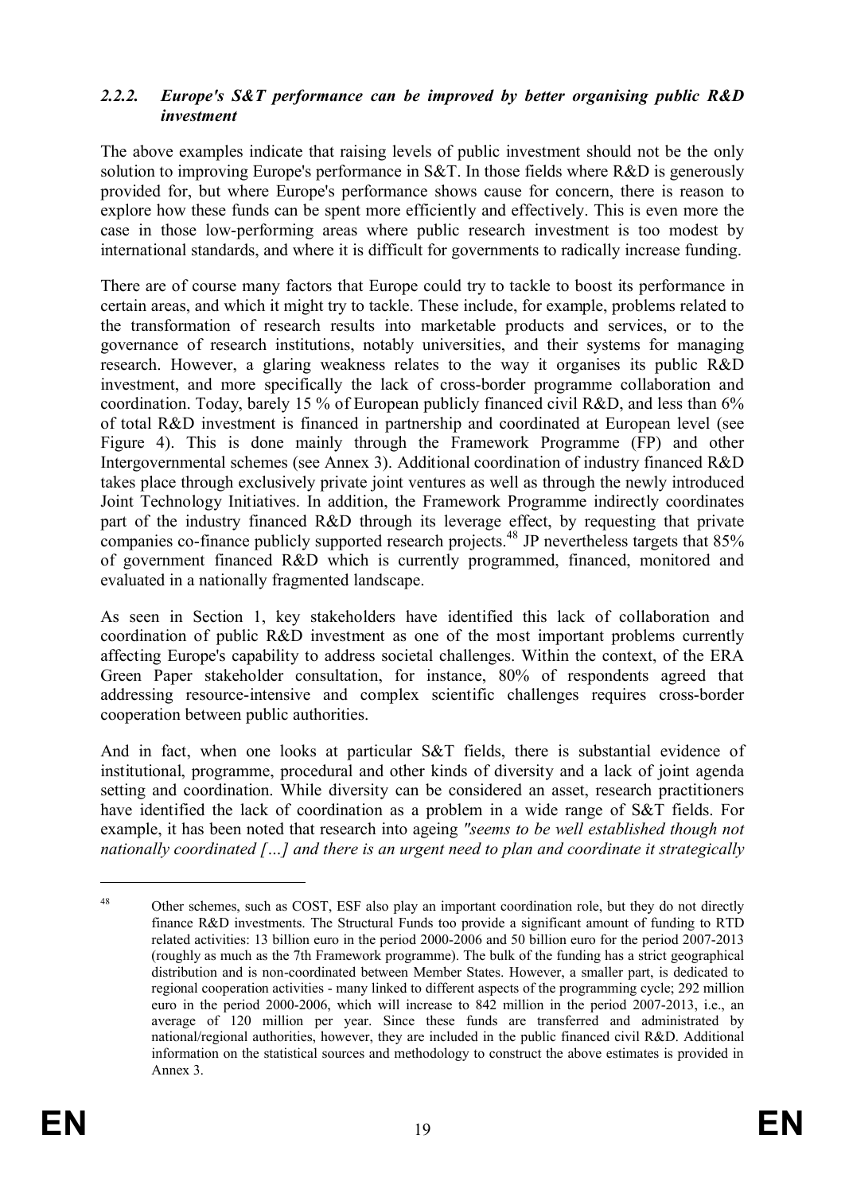### 2.2.2. *Europe's S&T performance can be improved by better organising public R&D investment*

The above examples indicate that raising levels of public investment should not be the only solution to improving Europe's performance in S&T. In those fields where R&D is generously provided for, but where Europe's performance shows cause for concern, there is reason to explore how these funds can be spent more efficiently and effectively. This is even more the case in those low-performing areas where public research investment is too modest by international standards, and where it is difficult for governments to radically increase funding.

There are of course many factors that Europe could try to tackle to boost its performance in certain areas, and which it might try to tackle. These include, for example, problems related to the transformation of research results into marketable products and services, or to the governance of research institutions, notably universities, and their systems for managing research. However, a glaring weakness relates to the way it organises its public R&D investment, and more specifically the lack of cross-border programme collaboration and coordination. Today, barely 15 % of European publicly financed civil R&D, and less than 6% of total R&D investment is financed in partnership and coordinated at European level (see Figure 4). This is done mainly through the Framework Programme (FP) and other Intergovernmental schemes (see Annex 3). Additional coordination of industry financed R&D takes place through exclusively private joint ventures as well as through the newly introduced Joint Technology Initiatives. In addition, the Framework Programme indirectly coordinates part of the industry financed R&D through its leverage effect, by requesting that private companies co-finance publicly supported research projects.[48] JP nevertheless targets that 85% of government financed R&D which is currently programmed, financed, monitored and evaluated in a nationally fragmented landscape.

As seen in Section 1, key stakeholders have identified this lack of collaboration and coordination of public R&D investment as one of the most important problems currently affecting Europe's capability to address societal challenges. Within the context, of the ERA Green Paper stakeholder consultation, for instance, 80% of respondents agreed that addressing resource-intensive and complex scientific challenges requires cross-border cooperation between public authorities.

And in fact, when one looks at particular S&T fields, there is substantial evidence of institutional, programme, procedural and other kinds of diversity and a lack of joint agenda setting and coordination. While diversity can be considered an asset, research practitioners have identified the lack of coordination as a problem in a wide range of S&T fields. For example, it has been noted that research into ageing *"seems to be well established though not nationally coordinated […] and there is an urgent need to plan and coordinate it strategically*

---

[48] Other schemes, such as COST, ESF also play an important coordination role, but they do not directly finance R&D investments. The Structural Funds too provide a significant amount of funding to RTD related activities: 13 billion euro in the period 2000-2006 and 50 billion euro for the period 2007-2013 (roughly as much as the 7th Framework programme). The bulk of the funding has a strict geographical distribution and is non-coordinated between Member States. However, a smaller part, is dedicated to regional cooperation activities - many linked to different aspects of the programming cycle; 292 million euro in the period 2000-2006, which will increase to 842 million in the period 2007-2013, i.e., an average of 120 million per year. Since these funds are transferred and administrated by national/regional authorities, however, they are included in the public financed civil R&D. Additional information on the statistical sources and methodology to construct the above estimates is provided in Annex 3.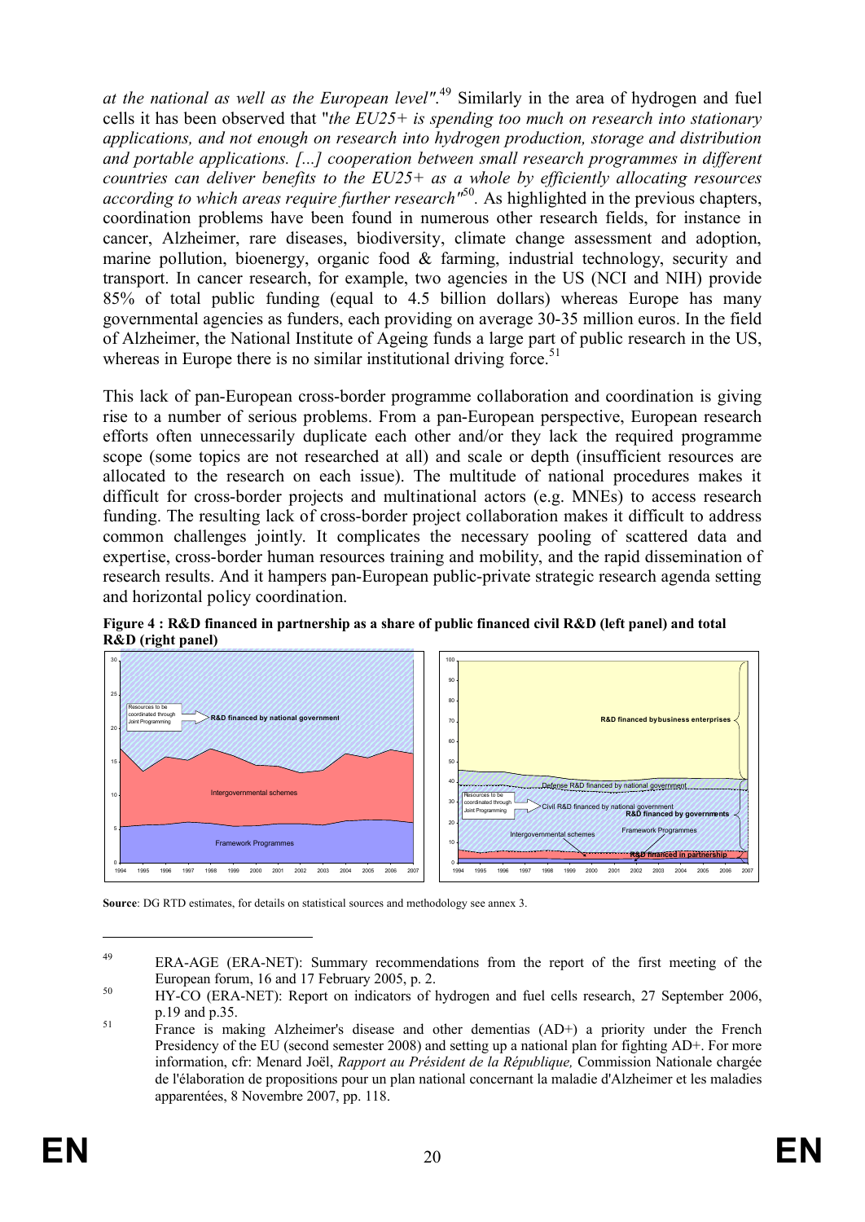*at the national as well as the European level"*.[49] Similarly in the area of hydrogen and fuel cells it has been observed that "*the EU25+ is spending too much on research into stationary applications, and not enough on research into hydrogen production, storage and distribution and portable applications. [...] cooperation between small research programmes in different countries can deliver benefits to the EU25+ as a whole by efficiently allocating resources according to which areas require further research"*[50]. As highlighted in the previous chapters, coordination problems have been found in numerous other research fields, for instance in cancer, Alzheimer, rare diseases, biodiversity, climate change assessment and adoption, marine pollution, bioenergy, organic food & farming, industrial technology, security and transport. In cancer research, for example, two agencies in the US (NCI and NIH) provide 85% of total public funding (equal to 4.5 billion dollars) whereas Europe has many governmental agencies as funders, each providing on average 30-35 million euros. In the field of Alzheimer, the National Institute of Ageing funds a large part of public research in the US, whereas in Europe there is no similar institutional driving force.[51]

This lack of pan-European cross-border programme collaboration and coordination is giving rise to a number of serious problems. From a pan-European perspective, European research efforts often unnecessarily duplicate each other and/or they lack the required programme scope (some topics are not researched at all) and scale or depth (insufficient resources are allocated to the research on each issue). The multitude of national procedures makes it difficult for cross-border projects and multinational actors (e.g. MNEs) to access research funding. The resulting lack of cross-border project collaboration makes it difficult to address common challenges jointly. It complicates the necessary pooling of scattered data and expertise, cross-border human resources training and mobility, and the rapid dissemination of research results. And it hampers pan-European public-private strategic research agenda setting and horizontal policy coordination.

**Figure 4 : R&D financed in partnership as a share of public financed civil R&D (left panel) and total R&D (right panel)**

**Source**: DG RTD estimates, for details on statistical sources and methodology see annex 3.

---

[49] ERA-AGE (ERA-NET): Summary recommendations from the report of the first meeting of the European forum, 16 and 17 February 2005, p. 2.

[50] HY-CO (ERA-NET): Report on indicators of hydrogen and fuel cells research, 27 September 2006, p.19 and p.35.

[51] France is making Alzheimer's disease and other dementias (AD+) a priority under the French Presidency of the EU (second semester 2008) and setting up a national plan for fighting AD+. For more information, cfr: Menard Joël, *Rapport au Président de la République,* Commission Nationale chargée de l'élaboration de propositions pour un plan national concernant la maladie d'Alzheimer et les maladies apparentées, 8 Novembre 2007, pp. 118.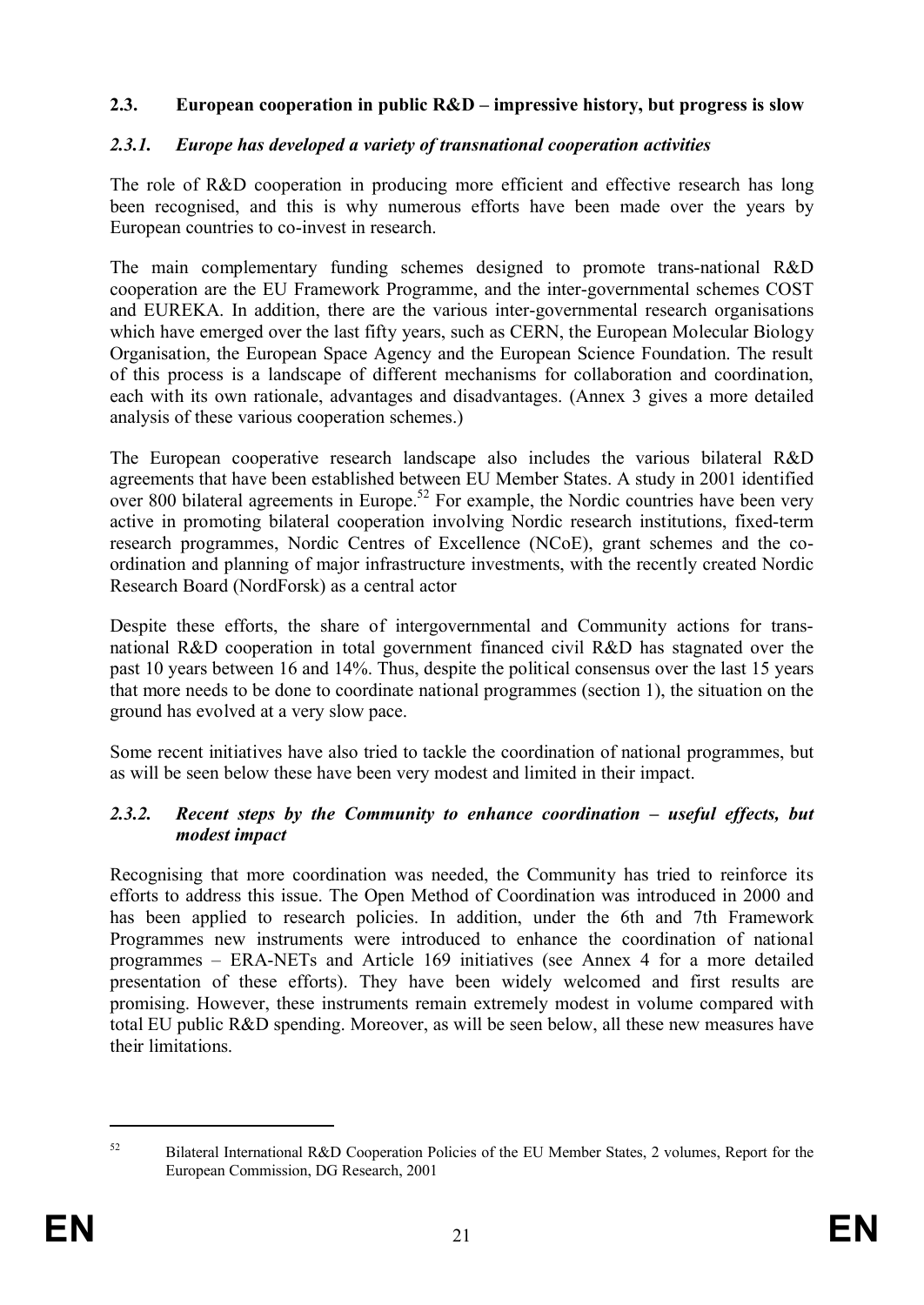## 2.3. European cooperation in public R&D – impressive history, but progress is slow

### *2.3.1. Europe has developed a variety of transnational cooperation activities*

The role of R&D cooperation in producing more efficient and effective research has long been recognised, and this is why numerous efforts have been made over the years by European countries to co-invest in research.

The main complementary funding schemes designed to promote trans-national R&D cooperation are the EU Framework Programme, and the inter-governmental schemes COST and EUREKA. In addition, there are the various inter-governmental research organisations which have emerged over the last fifty years, such as CERN, the European Molecular Biology Organisation, the European Space Agency and the European Science Foundation. The result of this process is a landscape of different mechanisms for collaboration and coordination, each with its own rationale, advantages and disadvantages. (Annex 3 gives a more detailed analysis of these various cooperation schemes.)

The European cooperative research landscape also includes the various bilateral R&D agreements that have been established between EU Member States. A study in 2001 identified over 800 bilateral agreements in Europe.[52] For example, the Nordic countries have been very active in promoting bilateral cooperation involving Nordic research institutions, fixed-term research programmes, Nordic Centres of Excellence (NCoE), grant schemes and the co-ordination and planning of major infrastructure investments, with the recently created Nordic Research Board (NordForsk) as a central actor

Despite these efforts, the share of intergovernmental and Community actions for trans-national R&D cooperation in total government financed civil R&D has stagnated over the past 10 years between 16 and 14%. Thus, despite the political consensus over the last 15 years that more needs to be done to coordinate national programmes (section 1), the situation on the ground has evolved at a very slow pace.

Some recent initiatives have also tried to tackle the coordination of national programmes, but as will be seen below these have been very modest and limited in their impact.

### *2.3.2. Recent steps by the Community to enhance coordination – useful effects, but modest impact*

Recognising that more coordination was needed, the Community has tried to reinforce its efforts to address this issue. The Open Method of Coordination was introduced in 2000 and has been applied to research policies. In addition, under the 6th and 7th Framework Programmes new instruments were introduced to enhance the coordination of national programmes – ERA-NETs and Article 169 initiatives (see Annex 4 for a more detailed presentation of these efforts). They have been widely welcomed and first results are promising. However, these instruments remain extremely modest in volume compared with total EU public R&D spending. Moreover, as will be seen below, all these new measures have their limitations.

---

[52] Bilateral International R&D Cooperation Policies of the EU Member States, 2 volumes, Report for the European Commission, DG Research, 2001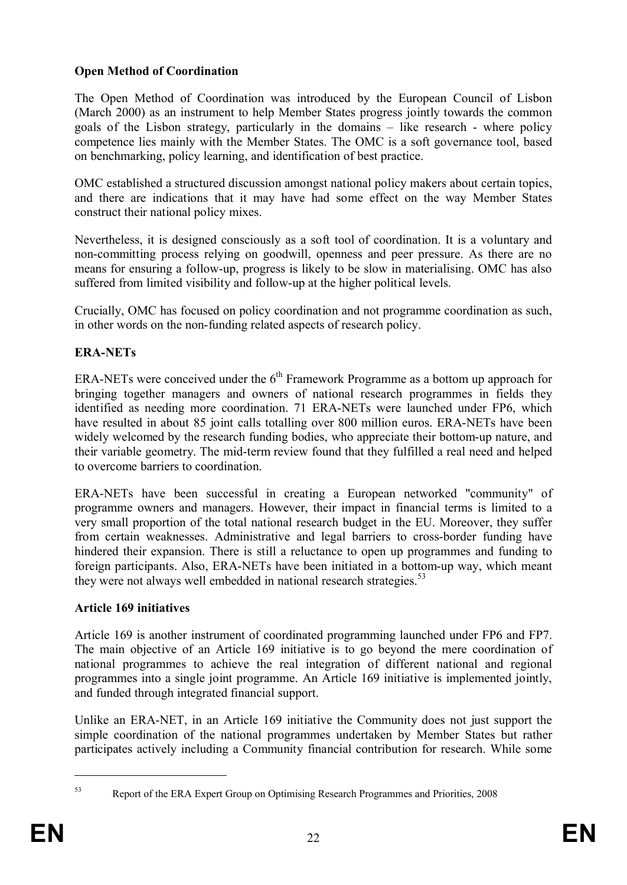**Open Method of Coordination**

The Open Method of Coordination was introduced by the European Council of Lisbon (March 2000) as an instrument to help Member States progress jointly towards the common goals of the Lisbon strategy, particularly in the domains – like research - where policy competence lies mainly with the Member States. The OMC is a soft governance tool, based on benchmarking, policy learning, and identification of best practice.

OMC established a structured discussion amongst national policy makers about certain topics, and there are indications that it may have had some effect on the way Member States construct their national policy mixes.

Nevertheless, it is designed consciously as a soft tool of coordination. It is a voluntary and non-committing process relying on goodwill, openness and peer pressure. As there are no means for ensuring a follow-up, progress is likely to be slow in materialising. OMC has also suffered from limited visibility and follow-up at the higher political levels.

Crucially, OMC has focused on policy coordination and not programme coordination as such, in other words on the non-funding related aspects of research policy.

**ERA-NETs**

ERA-NETs were conceived under the 6th Framework Programme as a bottom up approach for bringing together managers and owners of national research programmes in fields they identified as needing more coordination. 71 ERA-NETs were launched under FP6, which have resulted in about 85 joint calls totalling over 800 million euros. ERA-NETs have been widely welcomed by the research funding bodies, who appreciate their bottom-up nature, and their variable geometry. The mid-term review found that they fulfilled a real need and helped to overcome barriers to coordination.

ERA-NETs have been successful in creating a European networked "community" of programme owners and managers. However, their impact in financial terms is limited to a very small proportion of the total national research budget in the EU. Moreover, they suffer from certain weaknesses. Administrative and legal barriers to cross-border funding have hindered their expansion. There is still a reluctance to open up programmes and funding to foreign participants. Also, ERA-NETs have been initiated in a bottom-up way, which meant they were not always well embedded in national research strategies.[53]

**Article 169 initiatives**

Article 169 is another instrument of coordinated programming launched under FP6 and FP7. The main objective of an Article 169 initiative is to go beyond the mere coordination of national programmes to achieve the real integration of different national and regional programmes into a single joint programme. An Article 169 initiative is implemented jointly, and funded through integrated financial support.

Unlike an ERA-NET, in an Article 169 initiative the Community does not just support the simple coordination of the national programmes undertaken by Member States but rather participates actively including a Community financial contribution for research. While some

[53] Report of the ERA Expert Group on Optimising Research Programmes and Priorities, 2008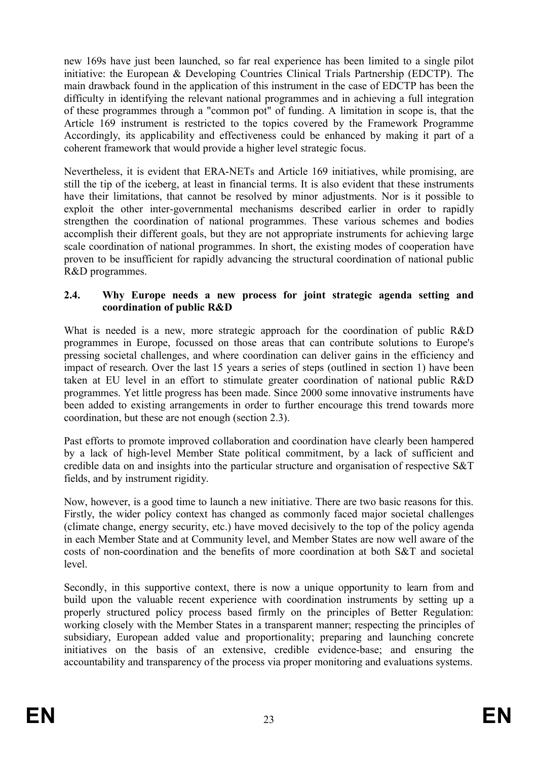new 169s have just been launched, so far real experience has been limited to a single pilot initiative: the European & Developing Countries Clinical Trials Partnership (EDCTP). The main drawback found in the application of this instrument in the case of EDCTP has been the difficulty in identifying the relevant national programmes and in achieving a full integration of these programmes through a "common pot" of funding. A limitation in scope is, that the Article 169 instrument is restricted to the topics covered by the Framework Programme Accordingly, its applicability and effectiveness could be enhanced by making it part of a coherent framework that would provide a higher level strategic focus.

Nevertheless, it is evident that ERA-NETs and Article 169 initiatives, while promising, are still the tip of the iceberg, at least in financial terms. It is also evident that these instruments have their limitations, that cannot be resolved by minor adjustments. Nor is it possible to exploit the other inter-governmental mechanisms described earlier in order to rapidly strengthen the coordination of national programmes. These various schemes and bodies accomplish their different goals, but they are not appropriate instruments for achieving large scale coordination of national programmes. In short, the existing modes of cooperation have proven to be insufficient for rapidly advancing the structural coordination of national public R&D programmes.

### 2.4. Why Europe needs a new process for joint strategic agenda setting and coordination of public R&D

What is needed is a new, more strategic approach for the coordination of public R&D programmes in Europe, focussed on those areas that can contribute solutions to Europe's pressing societal challenges, and where coordination can deliver gains in the efficiency and impact of research. Over the last 15 years a series of steps (outlined in section 1) have been taken at EU level in an effort to stimulate greater coordination of national public R&D programmes. Yet little progress has been made. Since 2000 some innovative instruments have been added to existing arrangements in order to further encourage this trend towards more coordination, but these are not enough (section 2.3).

Past efforts to promote improved collaboration and coordination have clearly been hampered by a lack of high-level Member State political commitment, by a lack of sufficient and credible data on and insights into the particular structure and organisation of respective S&T fields, and by instrument rigidity.

Now, however, is a good time to launch a new initiative. There are two basic reasons for this. Firstly, the wider policy context has changed as commonly faced major societal challenges (climate change, energy security, etc.) have moved decisively to the top of the policy agenda in each Member State and at Community level, and Member States are now well aware of the costs of non-coordination and the benefits of more coordination at both S&T and societal level.

Secondly, in this supportive context, there is now a unique opportunity to learn from and build upon the valuable recent experience with coordination instruments by setting up a properly structured policy process based firmly on the principles of Better Regulation: working closely with the Member States in a transparent manner; respecting the principles of subsidiary, European added value and proportionality; preparing and launching concrete initiatives on the basis of an extensive, credible evidence-base; and ensuring the accountability and transparency of the process via proper monitoring and evaluations systems.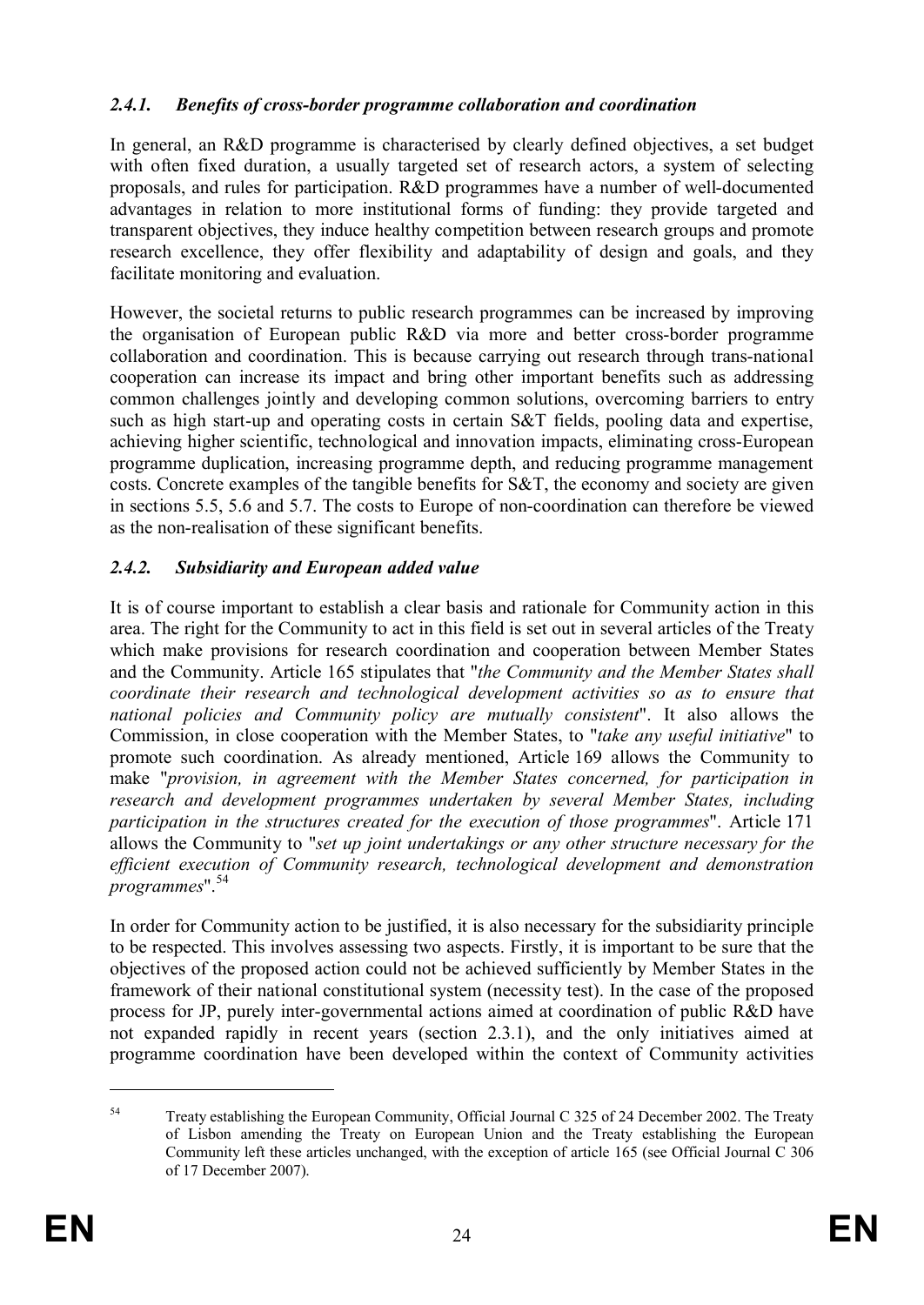### *2.4.1. Benefits of cross-border programme collaboration and coordination*

In general, an R&D programme is characterised by clearly defined objectives, a set budget with often fixed duration, a usually targeted set of research actors, a system of selecting proposals, and rules for participation. R&D programmes have a number of well-documented advantages in relation to more institutional forms of funding: they provide targeted and transparent objectives, they induce healthy competition between research groups and promote research excellence, they offer flexibility and adaptability of design and goals, and they facilitate monitoring and evaluation.

However, the societal returns to public research programmes can be increased by improving the organisation of European public R&D via more and better cross-border programme collaboration and coordination. This is because carrying out research through trans-national cooperation can increase its impact and bring other important benefits such as addressing common challenges jointly and developing common solutions, overcoming barriers to entry such as high start-up and operating costs in certain S&T fields, pooling data and expertise, achieving higher scientific, technological and innovation impacts, eliminating cross-European programme duplication, increasing programme depth, and reducing programme management costs. Concrete examples of the tangible benefits for S&T, the economy and society are given in sections 5.5, 5.6 and 5.7. The costs to Europe of non-coordination can therefore be viewed as the non-realisation of these significant benefits.

### *2.4.2. Subsidiarity and European added value*

It is of course important to establish a clear basis and rationale for Community action in this area. The right for the Community to act in this field is set out in several articles of the Treaty which make provisions for research coordination and cooperation between Member States and the Community. Article 165 stipulates that "*the Community and the Member States shall coordinate their research and technological development activities so as to ensure that national policies and Community policy are mutually consistent*". It also allows the Commission, in close cooperation with the Member States, to "*take any useful initiative*" to promote such coordination. As already mentioned, Article 169 allows the Community to make "*provision, in agreement with the Member States concerned, for participation in research and development programmes undertaken by several Member States, including participation in the structures created for the execution of those programmes*". Article 171 allows the Community to "*set up joint undertakings or any other structure necessary for the efficient execution of Community research, technological development and demonstration programmes*".[54]

In order for Community action to be justified, it is also necessary for the subsidiarity principle to be respected. This involves assessing two aspects. Firstly, it is important to be sure that the objectives of the proposed action could not be achieved sufficiently by Member States in the framework of their national constitutional system (necessity test). In the case of the proposed process for JP, purely inter-governmental actions aimed at coordination of public R&D have not expanded rapidly in recent years (section 2.3.1), and the only initiatives aimed at programme coordination have been developed within the context of Community activities

---

[54] Treaty establishing the European Community, Official Journal C 325 of 24 December 2002. The Treaty of Lisbon amending the Treaty on European Union and the Treaty establishing the European Community left these articles unchanged, with the exception of article 165 (see Official Journal C 306 of 17 December 2007).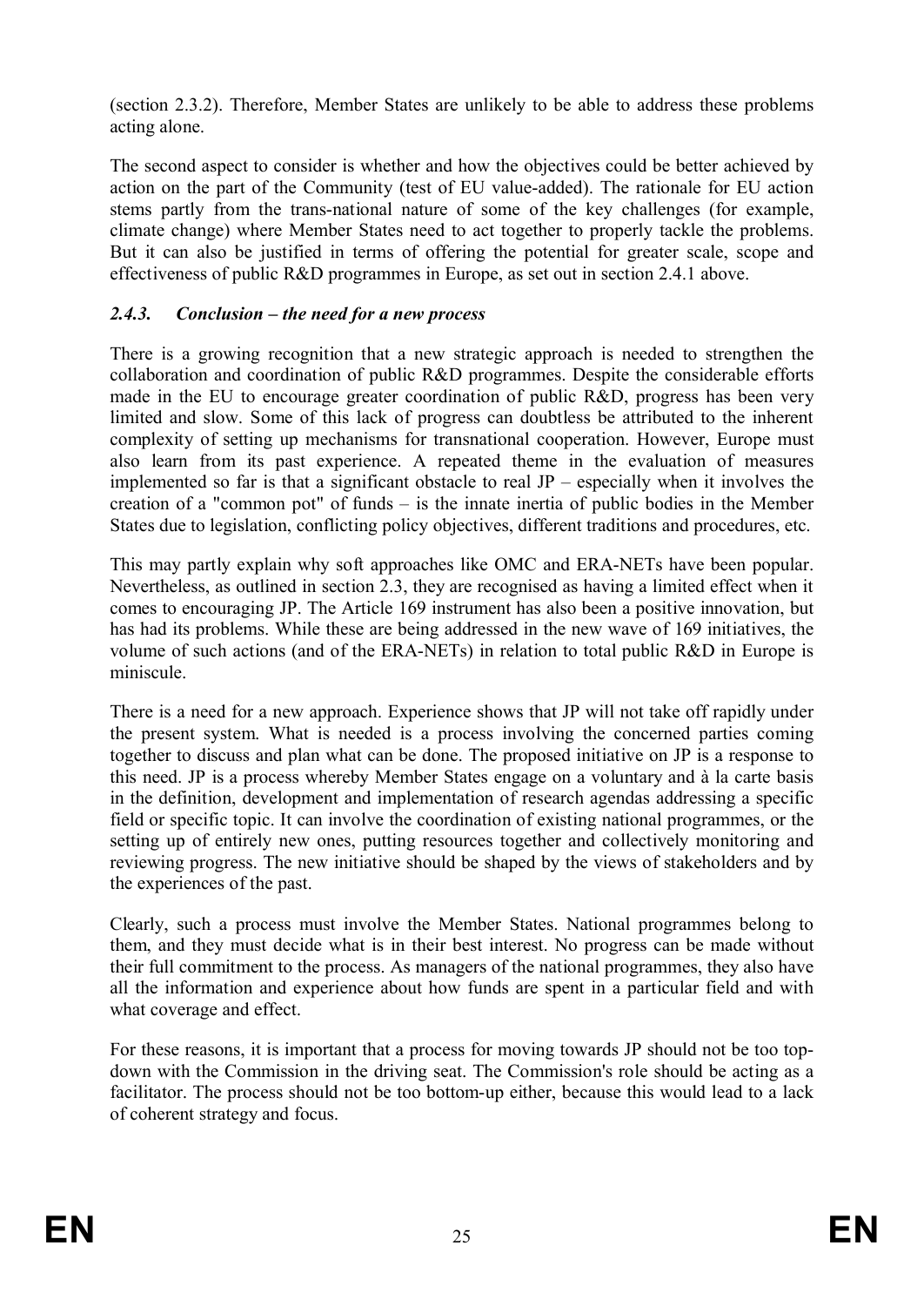(section 2.3.2). Therefore, Member States are unlikely to be able to address these problems acting alone.

The second aspect to consider is whether and how the objectives could be better achieved by action on the part of the Community (test of EU value-added). The rationale for EU action stems partly from the trans-national nature of some of the key challenges (for example, climate change) where Member States need to act together to properly tackle the problems. But it can also be justified in terms of offering the potential for greater scale, scope and effectiveness of public R&D programmes in Europe, as set out in section 2.4.1 above.

### *2.4.3. Conclusion – the need for a new process*

There is a growing recognition that a new strategic approach is needed to strengthen the collaboration and coordination of public R&D programmes. Despite the considerable efforts made in the EU to encourage greater coordination of public R&D, progress has been very limited and slow. Some of this lack of progress can doubtless be attributed to the inherent complexity of setting up mechanisms for transnational cooperation. However, Europe must also learn from its past experience. A repeated theme in the evaluation of measures implemented so far is that a significant obstacle to real JP – especially when it involves the creation of a "common pot" of funds – is the innate inertia of public bodies in the Member States due to legislation, conflicting policy objectives, different traditions and procedures, etc.

This may partly explain why soft approaches like OMC and ERA-NETs have been popular. Nevertheless, as outlined in section 2.3, they are recognised as having a limited effect when it comes to encouraging JP. The Article 169 instrument has also been a positive innovation, but has had its problems. While these are being addressed in the new wave of 169 initiatives, the volume of such actions (and of the ERA-NETs) in relation to total public R&D in Europe is miniscule.

There is a need for a new approach. Experience shows that JP will not take off rapidly under the present system. What is needed is a process involving the concerned parties coming together to discuss and plan what can be done. The proposed initiative on JP is a response to this need. JP is a process whereby Member States engage on a voluntary and à la carte basis in the definition, development and implementation of research agendas addressing a specific field or specific topic. It can involve the coordination of existing national programmes, or the setting up of entirely new ones, putting resources together and collectively monitoring and reviewing progress. The new initiative should be shaped by the views of stakeholders and by the experiences of the past.

Clearly, such a process must involve the Member States. National programmes belong to them, and they must decide what is in their best interest. No progress can be made without their full commitment to the process. As managers of the national programmes, they also have all the information and experience about how funds are spent in a particular field and with what coverage and effect.

For these reasons, it is important that a process for moving towards JP should not be too top-down with the Commission in the driving seat. The Commission's role should be acting as a facilitator. The process should not be too bottom-up either, because this would lead to a lack of coherent strategy and focus.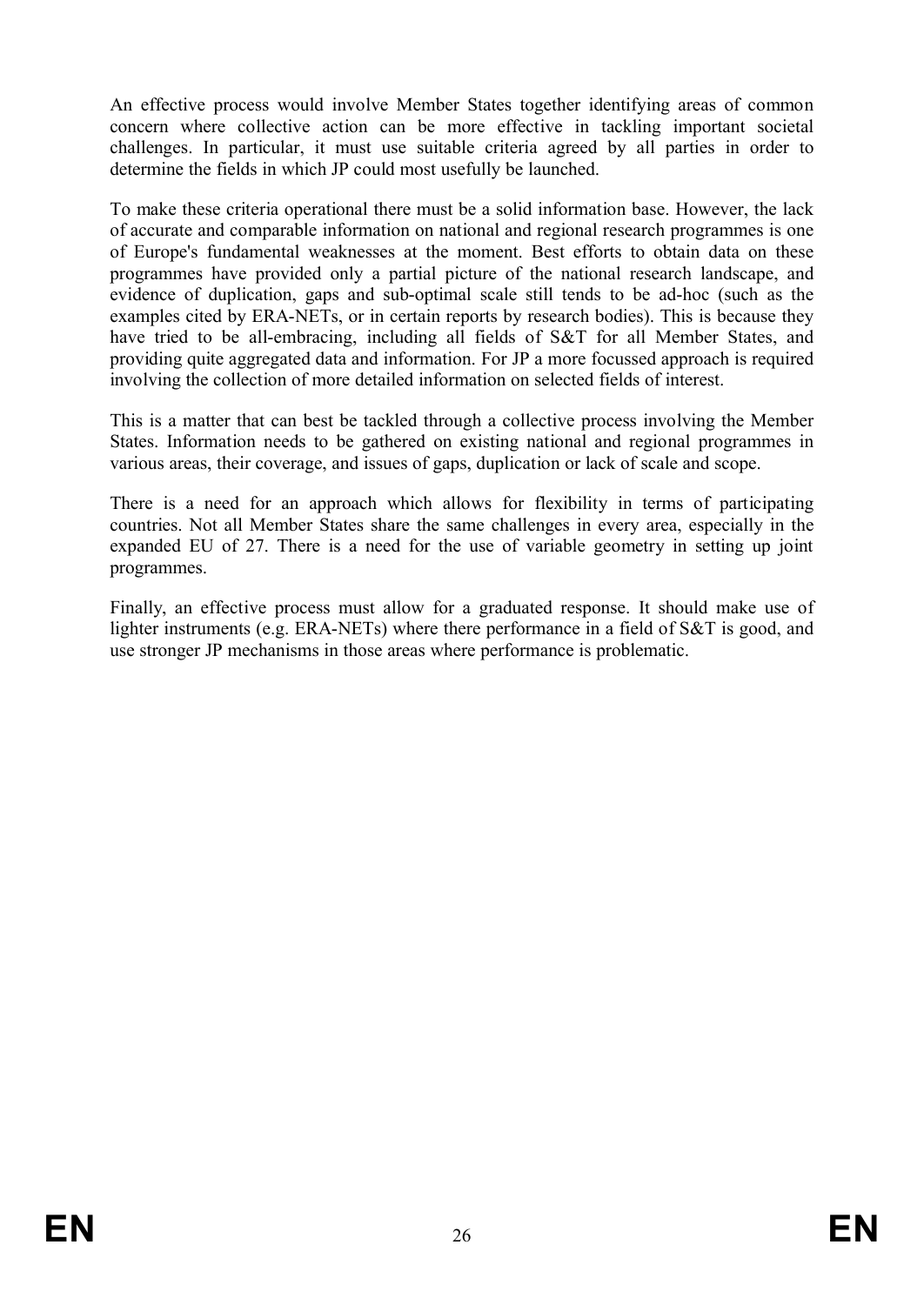An effective process would involve Member States together identifying areas of common concern where collective action can be more effective in tackling important societal challenges. In particular, it must use suitable criteria agreed by all parties in order to determine the fields in which JP could most usefully be launched.

To make these criteria operational there must be a solid information base. However, the lack of accurate and comparable information on national and regional research programmes is one of Europe's fundamental weaknesses at the moment. Best efforts to obtain data on these programmes have provided only a partial picture of the national research landscape, and evidence of duplication, gaps and sub-optimal scale still tends to be ad-hoc (such as the examples cited by ERA-NETs, or in certain reports by research bodies). This is because they have tried to be all-embracing, including all fields of S&T for all Member States, and providing quite aggregated data and information. For JP a more focussed approach is required involving the collection of more detailed information on selected fields of interest.

This is a matter that can best be tackled through a collective process involving the Member States. Information needs to be gathered on existing national and regional programmes in various areas, their coverage, and issues of gaps, duplication or lack of scale and scope.

There is a need for an approach which allows for flexibility in terms of participating countries. Not all Member States share the same challenges in every area, especially in the expanded EU of 27. There is a need for the use of variable geometry in setting up joint programmes.

Finally, an effective process must allow for a graduated response. It should make use of lighter instruments (e.g. ERA-NETs) where there performance in a field of S&T is good, and use stronger JP mechanisms in those areas where performance is problematic.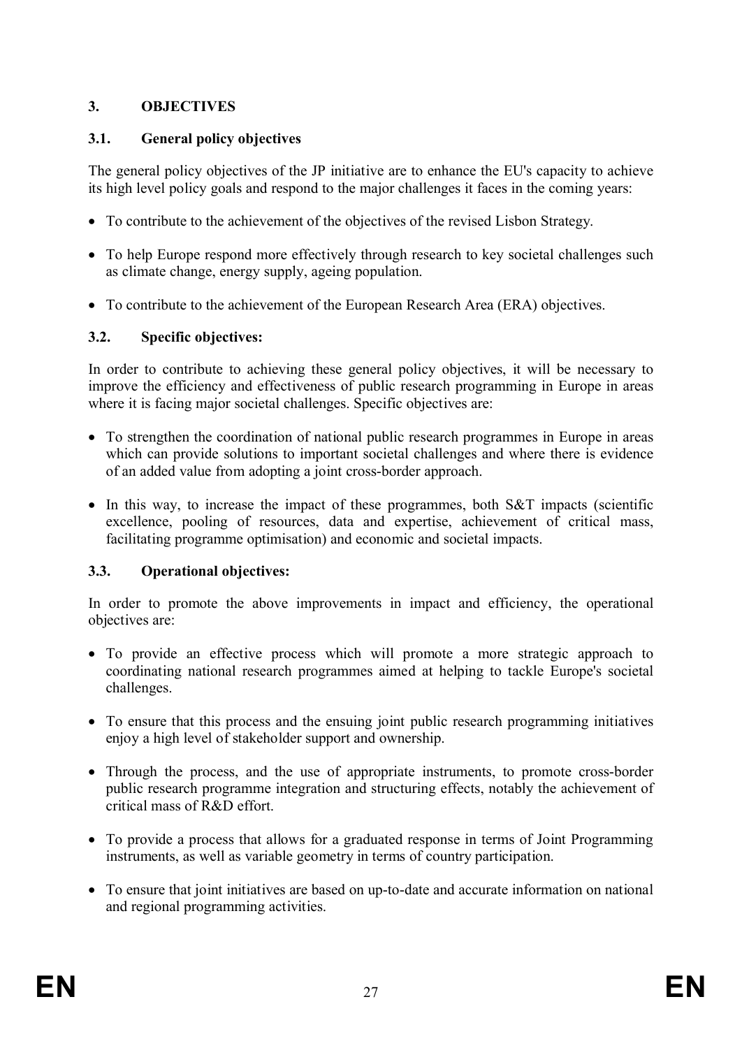## 3. OBJECTIVES

### 3.1. General policy objectives

The general policy objectives of the JP initiative are to enhance the EU's capacity to achieve its high level policy goals and respond to the major challenges it faces in the coming years:

- To contribute to the achievement of the objectives of the revised Lisbon Strategy.
- To help Europe respond more effectively through research to key societal challenges such as climate change, energy supply, ageing population.
- To contribute to the achievement of the European Research Area (ERA) objectives.

### 3.2. Specific objectives:

In order to contribute to achieving these general policy objectives, it will be necessary to improve the efficiency and effectiveness of public research programming in Europe in areas where it is facing major societal challenges. Specific objectives are:

- To strengthen the coordination of national public research programmes in Europe in areas which can provide solutions to important societal challenges and where there is evidence of an added value from adopting a joint cross-border approach.
- In this way, to increase the impact of these programmes, both S&T impacts (scientific excellence, pooling of resources, data and expertise, achievement of critical mass, facilitating programme optimisation) and economic and societal impacts.

### 3.3. Operational objectives:

In order to promote the above improvements in impact and efficiency, the operational objectives are:

- To provide an effective process which will promote a more strategic approach to coordinating national research programmes aimed at helping to tackle Europe's societal challenges.
- To ensure that this process and the ensuing joint public research programming initiatives enjoy a high level of stakeholder support and ownership.
- Through the process, and the use of appropriate instruments, to promote cross-border public research programme integration and structuring effects, notably the achievement of critical mass of R&D effort.
- To provide a process that allows for a graduated response in terms of Joint Programming instruments, as well as variable geometry in terms of country participation.
- To ensure that joint initiatives are based on up-to-date and accurate information on national and regional programming activities.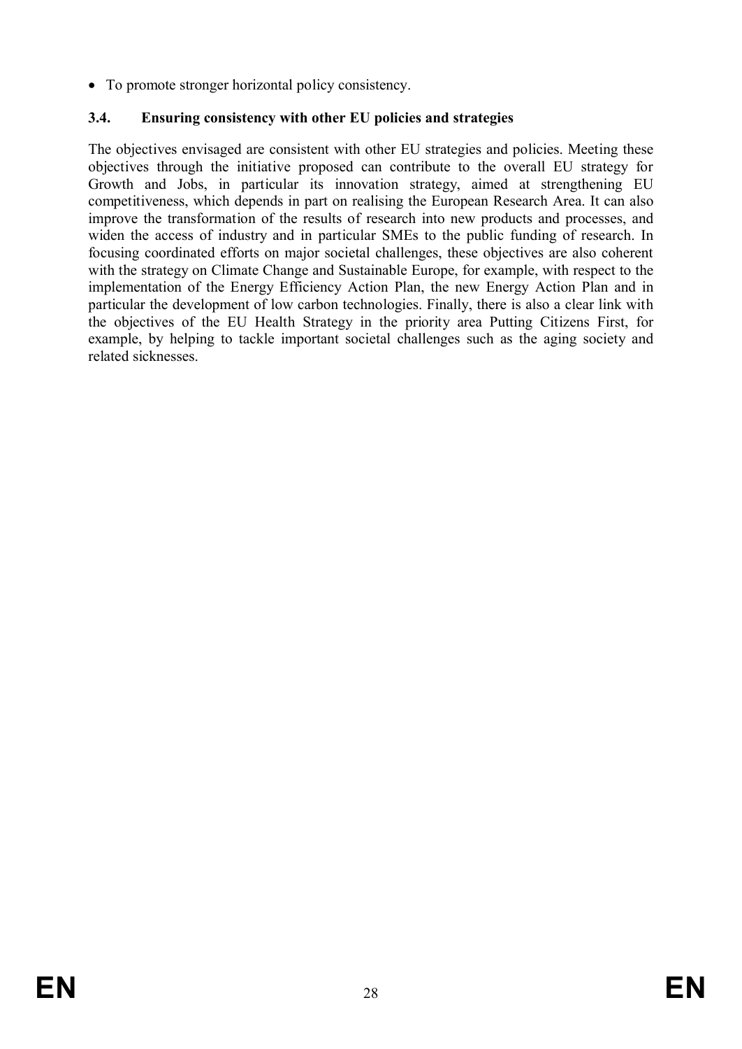- To promote stronger horizontal policy consistency.

### 3.4. Ensuring consistency with other EU policies and strategies

The objectives envisaged are consistent with other EU strategies and policies. Meeting these objectives through the initiative proposed can contribute to the overall EU strategy for Growth and Jobs, in particular its innovation strategy, aimed at strengthening EU competitiveness, which depends in part on realising the European Research Area. It can also improve the transformation of the results of research into new products and processes, and widen the access of industry and in particular SMEs to the public funding of research. In focusing coordinated efforts on major societal challenges, these objectives are also coherent with the strategy on Climate Change and Sustainable Europe, for example, with respect to the implementation of the Energy Efficiency Action Plan, the new Energy Action Plan and in particular the development of low carbon technologies. Finally, there is also a clear link with the objectives of the EU Health Strategy in the priority area Putting Citizens First, for example, by helping to tackle important societal challenges such as the aging society and related sicknesses.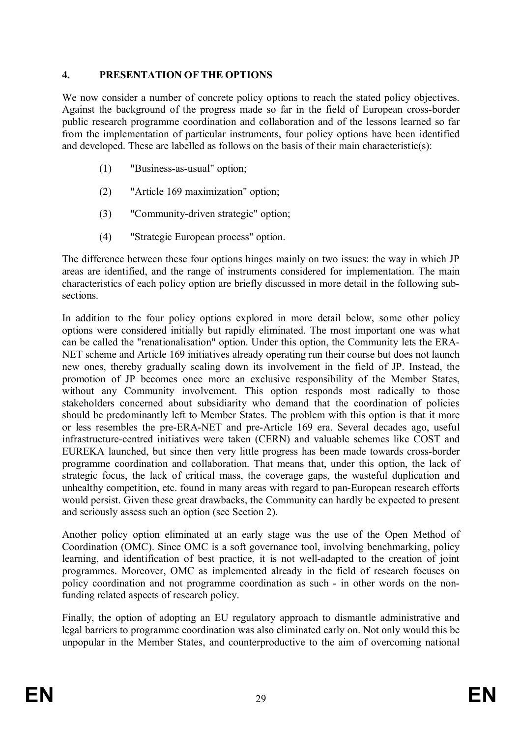## 4. PRESENTATION OF THE OPTIONS

We now consider a number of concrete policy options to reach the stated policy objectives. Against the background of the progress made so far in the field of European cross-border public research programme coordination and collaboration and of the lessons learned so far from the implementation of particular instruments, four policy options have been identified and developed. These are labelled as follows on the basis of their main characteristic(s):

(1) "Business-as-usual" option;

(2) "Article 169 maximization" option;

(3) "Community-driven strategic" option;

(4) "Strategic European process" option.

The difference between these four options hinges mainly on two issues: the way in which JP areas are identified, and the range of instruments considered for implementation. The main characteristics of each policy option are briefly discussed in more detail in the following sub-sections.

In addition to the four policy options explored in more detail below, some other policy options were considered initially but rapidly eliminated. The most important one was what can be called the "renationalisation" option. Under this option, the Community lets the ERA-NET scheme and Article 169 initiatives already operating run their course but does not launch new ones, thereby gradually scaling down its involvement in the field of JP. Instead, the promotion of JP becomes once more an exclusive responsibility of the Member States, without any Community involvement. This option responds most radically to those stakeholders concerned about subsidiarity who demand that the coordination of policies should be predominantly left to Member States. The problem with this option is that it more or less resembles the pre-ERA-NET and pre-Article 169 era. Several decades ago, useful infrastructure-centred initiatives were taken (CERN) and valuable schemes like COST and EUREKA launched, but since then very little progress has been made towards cross-border programme coordination and collaboration. That means that, under this option, the lack of strategic focus, the lack of critical mass, the coverage gaps, the wasteful duplication and unhealthy competition, etc. found in many areas with regard to pan-European research efforts would persist. Given these great drawbacks, the Community can hardly be expected to present and seriously assess such an option (see Section 2).

Another policy option eliminated at an early stage was the use of the Open Method of Coordination (OMC). Since OMC is a soft governance tool, involving benchmarking, policy learning, and identification of best practice, it is not well-adapted to the creation of joint programmes. Moreover, OMC as implemented already in the field of research focuses on policy coordination and not programme coordination as such - in other words on the non-funding related aspects of research policy.

Finally, the option of adopting an EU regulatory approach to dismantle administrative and legal barriers to programme coordination was also eliminated early on. Not only would this be unpopular in the Member States, and counterproductive to the aim of overcoming national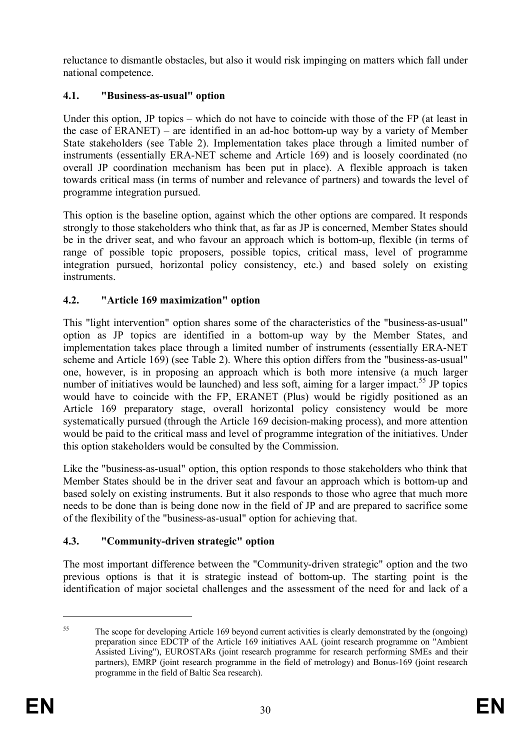reluctance to dismantle obstacles, but also it would risk impinging on matters which fall under national competence.

### 4.1. "Business-as-usual" option

Under this option, JP topics – which do not have to coincide with those of the FP (at least in the case of ERANET) – are identified in an ad-hoc bottom-up way by a variety of Member State stakeholders (see Table 2). Implementation takes place through a limited number of instruments (essentially ERA-NET scheme and Article 169) and is loosely coordinated (no overall JP coordination mechanism has been put in place). A flexible approach is taken towards critical mass (in terms of number and relevance of partners) and towards the level of programme integration pursued.

This option is the baseline option, against which the other options are compared. It responds strongly to those stakeholders who think that, as far as JP is concerned, Member States should be in the driver seat, and who favour an approach which is bottom-up, flexible (in terms of range of possible topic proposers, possible topics, critical mass, level of programme integration pursued, horizontal policy consistency, etc.) and based solely on existing instruments.

### 4.2. "Article 169 maximization" option

This "light intervention" option shares some of the characteristics of the "business-as-usual" option as JP topics are identified in a bottom-up way by the Member States, and implementation takes place through a limited number of instruments (essentially ERA-NET scheme and Article 169) (see Table 2). Where this option differs from the "business-as-usual" one, however, is in proposing an approach which is both more intensive (a much larger number of initiatives would be launched) and less soft, aiming for a larger impact.[55] JP topics would have to coincide with the FP, ERANET (Plus) would be rigidly positioned as an Article 169 preparatory stage, overall horizontal policy consistency would be more systematically pursued (through the Article 169 decision-making process), and more attention would be paid to the critical mass and level of programme integration of the initiatives. Under this option stakeholders would be consulted by the Commission.

Like the "business-as-usual" option, this option responds to those stakeholders who think that Member States should be in the driver seat and favour an approach which is bottom-up and based solely on existing instruments. But it also responds to those who agree that much more needs to be done than is being done now in the field of JP and are prepared to sacrifice some of the flexibility of the "business-as-usual" option for achieving that.

### 4.3. "Community-driven strategic" option

The most important difference between the "Community-driven strategic" option and the two previous options is that it is strategic instead of bottom-up. The starting point is the identification of major societal challenges and the assessment of the need for and lack of a

---

[55] The scope for developing Article 169 beyond current activities is clearly demonstrated by the (ongoing) preparation since EDCTP of the Article 169 initiatives AAL (joint research programme on "Ambient Assisted Living"), EUROSTARs (joint research programme for research performing SMEs and their partners), EMRP (joint research programme in the field of metrology) and Bonus-169 (joint research programme in the field of Baltic Sea research).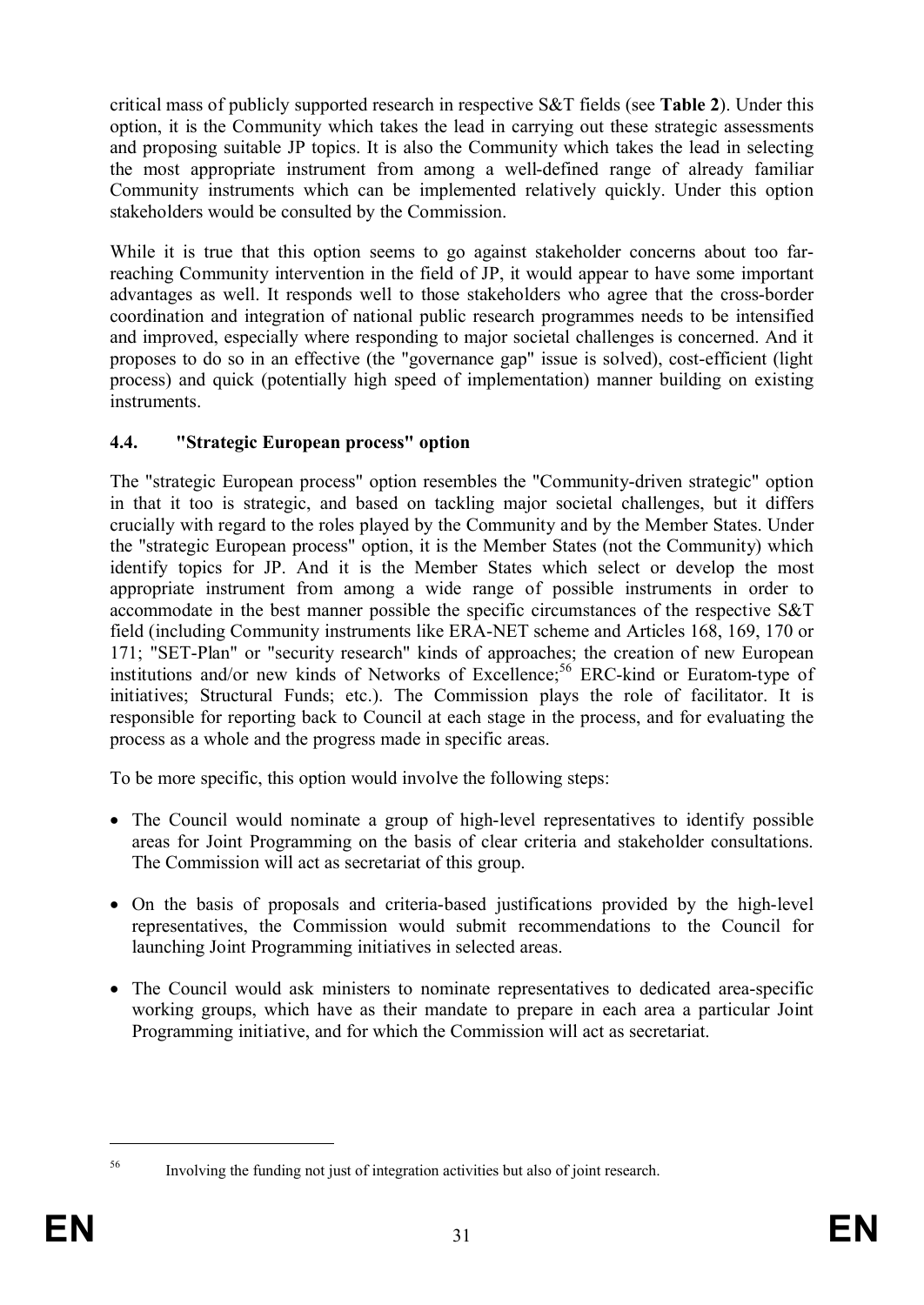critical mass of publicly supported research in respective S&T fields (see **Table 2**). Under this option, it is the Community which takes the lead in carrying out these strategic assessments and proposing suitable JP topics. It is also the Community which takes the lead in selecting the most appropriate instrument from among a well-defined range of already familiar Community instruments which can be implemented relatively quickly. Under this option stakeholders would be consulted by the Commission.

While it is true that this option seems to go against stakeholder concerns about too far-reaching Community intervention in the field of JP, it would appear to have some important advantages as well. It responds well to those stakeholders who agree that the cross-border coordination and integration of national public research programmes needs to be intensified and improved, especially where responding to major societal challenges is concerned. And it proposes to do so in an effective (the "governance gap" issue is solved), cost-efficient (light process) and quick (potentially high speed of implementation) manner building on existing instruments.

### 4.4. "Strategic European process" option

The "strategic European process" option resembles the "Community-driven strategic" option in that it too is strategic, and based on tackling major societal challenges, but it differs crucially with regard to the roles played by the Community and by the Member States. Under the "strategic European process" option, it is the Member States (not the Community) which identify topics for JP. And it is the Member States which select or develop the most appropriate instrument from among a wide range of possible instruments in order to accommodate in the best manner possible the specific circumstances of the respective S&T field (including Community instruments like ERA-NET scheme and Articles 168, 169, 170 or 171; "SET-Plan" or "security research" kinds of approaches; the creation of new European institutions and/or new kinds of Networks of Excellence;[56] ERC-kind or Euratom-type of initiatives; Structural Funds; etc.). The Commission plays the role of facilitator. It is responsible for reporting back to Council at each stage in the process, and for evaluating the process as a whole and the progress made in specific areas.

To be more specific, this option would involve the following steps:

- The Council would nominate a group of high-level representatives to identify possible areas for Joint Programming on the basis of clear criteria and stakeholder consultations. The Commission will act as secretariat of this group.
- On the basis of proposals and criteria-based justifications provided by the high-level representatives, the Commission would submit recommendations to the Council for launching Joint Programming initiatives in selected areas.
- The Council would ask ministers to nominate representatives to dedicated area-specific working groups, which have as their mandate to prepare in each area a particular Joint Programming initiative, and for which the Commission will act as secretariat.

[56] Involving the funding not just of integration activities but also of joint research.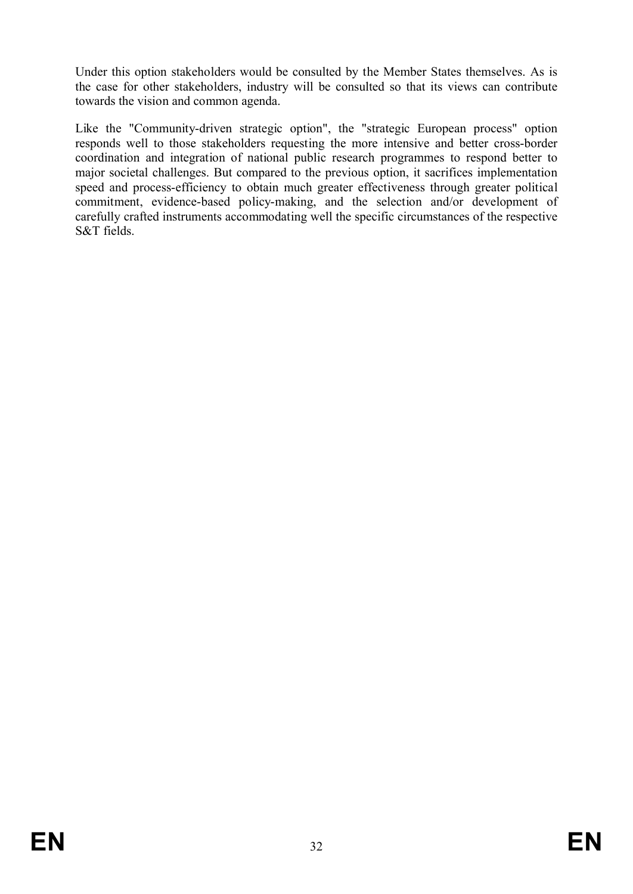Under this option stakeholders would be consulted by the Member States themselves. As is the case for other stakeholders, industry will be consulted so that its views can contribute towards the vision and common agenda.

Like the "Community-driven strategic option", the "strategic European process" option responds well to those stakeholders requesting the more intensive and better cross-border coordination and integration of national public research programmes to respond better to major societal challenges. But compared to the previous option, it sacrifices implementation speed and process-efficiency to obtain much greater effectiveness through greater political commitment, evidence-based policy-making, and the selection and/or development of carefully crafted instruments accommodating well the specific circumstances of the respective S&T fields.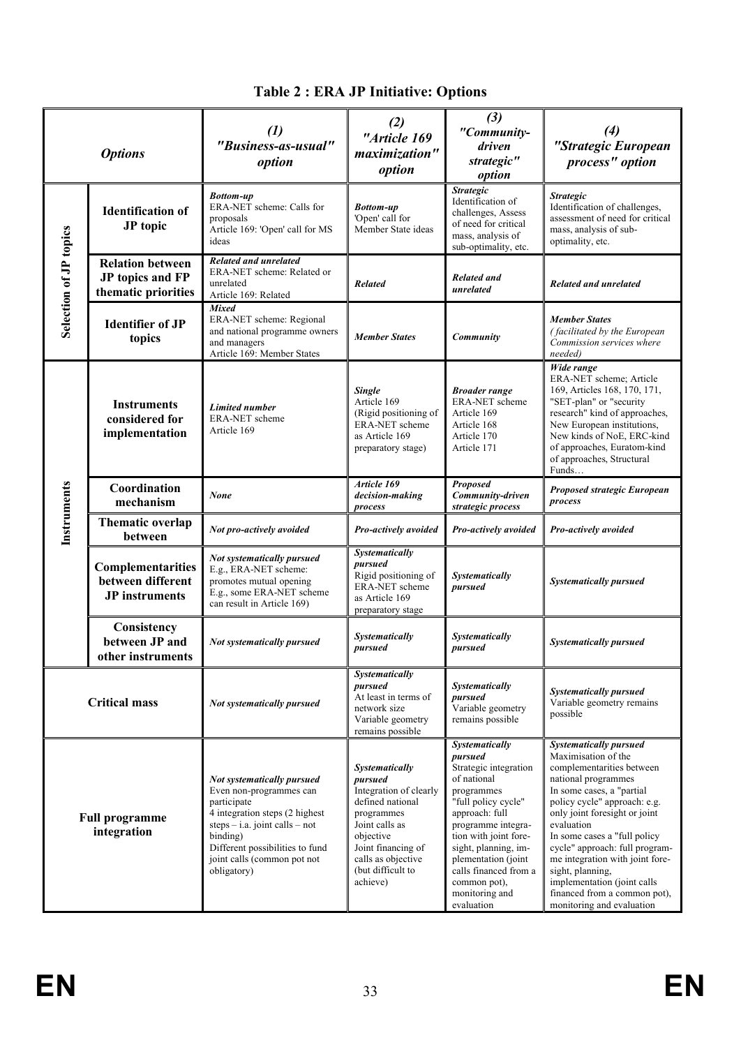## Table 2 : ERA JP Initiative: Options

| *Options* | | *(1) "Business-as-usual" option* | *(2) "Article 169 maximization" option* | *(3) "Community-driven strategic" option* | *(4) "Strategic European process" option* |
|---|---|---|---|---|---|
| **Selection of JP topics** | **Identification of JP topic** | ***Bottom-up*** ERA-NET scheme: Calls for proposals Article 169: 'Open' call for MS ideas | ***Bottom-up*** 'Open' call for Member State ideas | ***Strategic*** Identification of challenges, Assess of need for critical mass, analysis of sub-optimality, etc. | ***Strategic*** Identification of challenges, assessment of need for critical mass, analysis of sub-optimality, etc. |
| | **Relation between JP topics and FP thematic priorities** | ***Related and unrelated*** ERA-NET scheme: Related or unrelated Article 169: Related | ***Related*** | ***Related and unrelated*** | ***Related and unrelated*** |
| | **Identifier of JP topics** | ***Mixed*** ERA-NET scheme: Regional and national programme owners and managers Article 169: Member States | ***Member States*** | ***Community*** | ***Member States*** *(facilitated by the European Commission services where needed)* |
| **Instruments** | **Instruments considered for implementation** | ***Limited number*** ERA-NET scheme Article 169 | ***Single*** Article 169 (Rigid positioning of ERA-NET scheme as Article 169 preparatory stage) | ***Broader range*** ERA-NET scheme Article 169 Article 168 Article 170 Article 171 | ***Wide range*** ERA-NET scheme; Article 169, Articles 168, 170, 171, "SET-plan" or "security research" kind of approaches, New European institutions, New kinds of NoE, ERC-kind of approaches, Euratom-kind of approaches, Structural Funds… |
| | **Coordination mechanism** | ***None*** | ***Article 169 decision-making process*** | ***Proposed Community-driven strategic process*** | ***Proposed strategic European process*** |
| | **Thematic overlap between** | ***Not pro-actively avoided*** | ***Pro-actively avoided*** | ***Pro-actively avoided*** | ***Pro-actively avoided*** |
| | **Complementarities between different JP instruments** | ***Not systematically pursued*** E.g., ERA-NET scheme: promotes mutual opening E.g., some ERA-NET scheme can result in Article 169) | ***Systematically pursued*** Rigid positioning of ERA-NET scheme as Article 169 preparatory stage | ***Systematically pursued*** | ***Systematically pursued*** |
| | **Consistency between JP and other instruments** | ***Not systematically pursued*** | ***Systematically pursued*** | ***Systematically pursued*** | ***Systematically pursued*** |
| **Critical mass** | | ***Not systematically pursued*** | ***Systematically pursued*** At least in terms of network size Variable geometry remains possible | ***Systematically pursued*** Variable geometry remains possible | ***Systematically pursued*** Variable geometry remains possible |
| **Full programme integration** | | ***Not systematically pursued*** Even non-programmes can participate 4 integration steps (2 highest steps – i.a. joint calls – not binding) Different possibilities to fund joint calls (common pot not obligatory) | ***Systematically pursued*** Integration of clearly defined national programmes Joint calls as objective Joint financing of calls as objective (but difficult to achieve) | ***Systematically pursued*** Strategic integration of national programmes "full policy cycle" approach: full programme integration with joint foresight, planning, implementation (joint calls financed from a common pot), monitoring and evaluation | ***Systematically pursued*** Maximisation of the complementarities between national programmes In some cases, a "partial policy cycle" approach: e.g. only joint foresight or joint evaluation In some cases a "full policy cycle" approach: full programme integration with joint foresight, planning, implementation (joint calls financed from a common pot), monitoring and evaluation |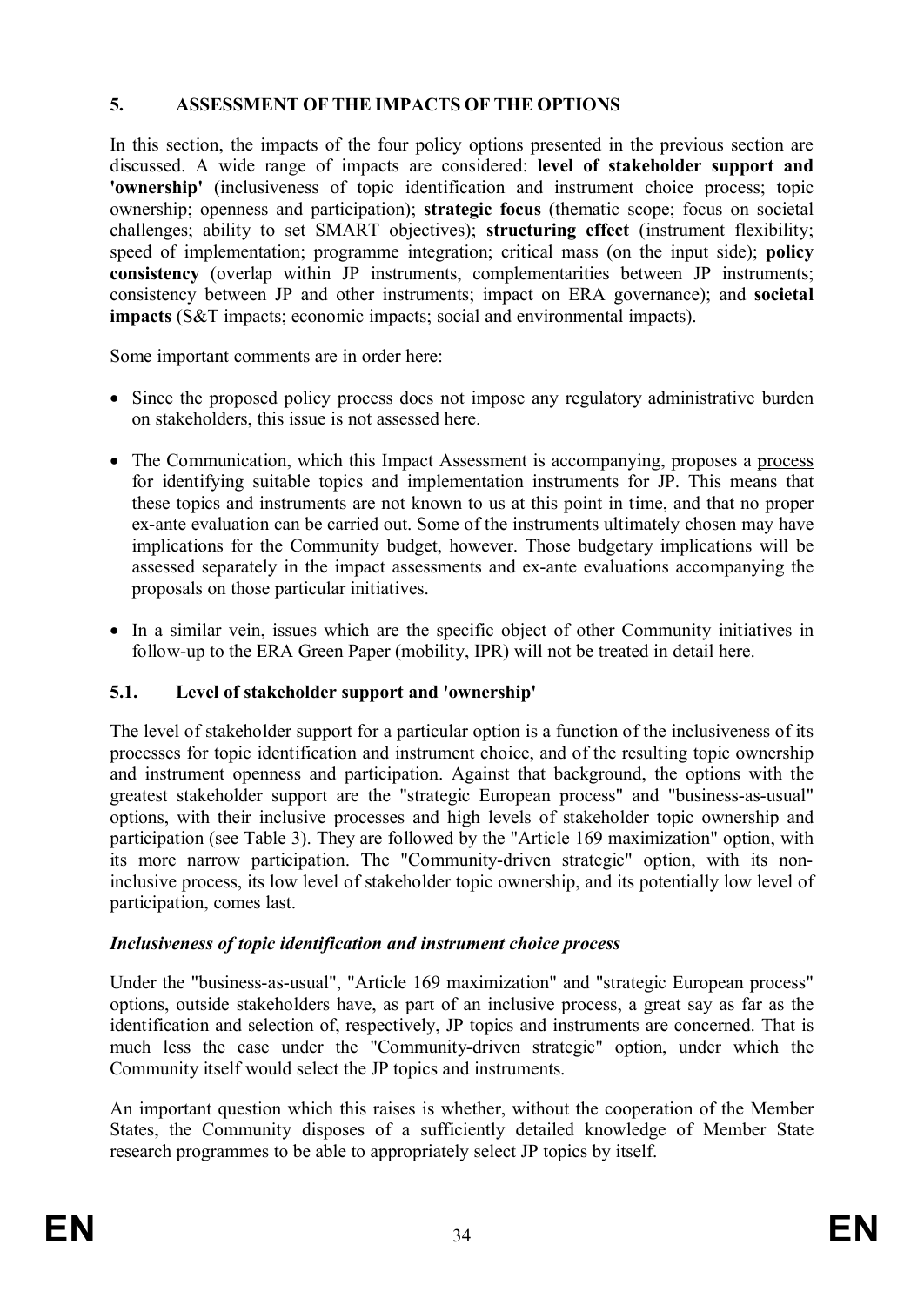## 5. ASSESSMENT OF THE IMPACTS OF THE OPTIONS

In this section, the impacts of the four policy options presented in the previous section are discussed. A wide range of impacts are considered: **level of stakeholder support and 'ownership'** (inclusiveness of topic identification and instrument choice process; topic ownership; openness and participation); **strategic focus** (thematic scope; focus on societal challenges; ability to set SMART objectives); **structuring effect** (instrument flexibility; speed of implementation; programme integration; critical mass (on the input side); **policy consistency** (overlap within JP instruments, complementarities between JP instruments; consistency between JP and other instruments; impact on ERA governance); and **societal impacts** (S&T impacts; economic impacts; social and environmental impacts).

Some important comments are in order here:

- Since the proposed policy process does not impose any regulatory administrative burden on stakeholders, this issue is not assessed here.
- The Communication, which this Impact Assessment is accompanying, proposes a process for identifying suitable topics and implementation instruments for JP. This means that these topics and instruments are not known to us at this point in time, and that no proper ex-ante evaluation can be carried out. Some of the instruments ultimately chosen may have implications for the Community budget, however. Those budgetary implications will be assessed separately in the impact assessments and ex-ante evaluations accompanying the proposals on those particular initiatives.
- In a similar vein, issues which are the specific object of other Community initiatives in follow-up to the ERA Green Paper (mobility, IPR) will not be treated in detail here.

### 5.1. Level of stakeholder support and 'ownership'

The level of stakeholder support for a particular option is a function of the inclusiveness of its processes for topic identification and instrument choice, and of the resulting topic ownership and instrument openness and participation. Against that background, the options with the greatest stakeholder support are the "strategic European process" and "business-as-usual" options, with their inclusive processes and high levels of stakeholder topic ownership and participation (see Table 3). They are followed by the "Article 169 maximization" option, with its more narrow participation. The "Community-driven strategic" option, with its non-inclusive process, its low level of stakeholder topic ownership, and its potentially low level of participation, comes last.

***Inclusiveness of topic identification and instrument choice process***

Under the "business-as-usual", "Article 169 maximization" and "strategic European process" options, outside stakeholders have, as part of an inclusive process, a great say as far as the identification and selection of, respectively, JP topics and instruments are concerned. That is much less the case under the "Community-driven strategic" option, under which the Community itself would select the JP topics and instruments.

An important question which this raises is whether, without the cooperation of the Member States, the Community disposes of a sufficiently detailed knowledge of Member State research programmes to be able to appropriately select JP topics by itself.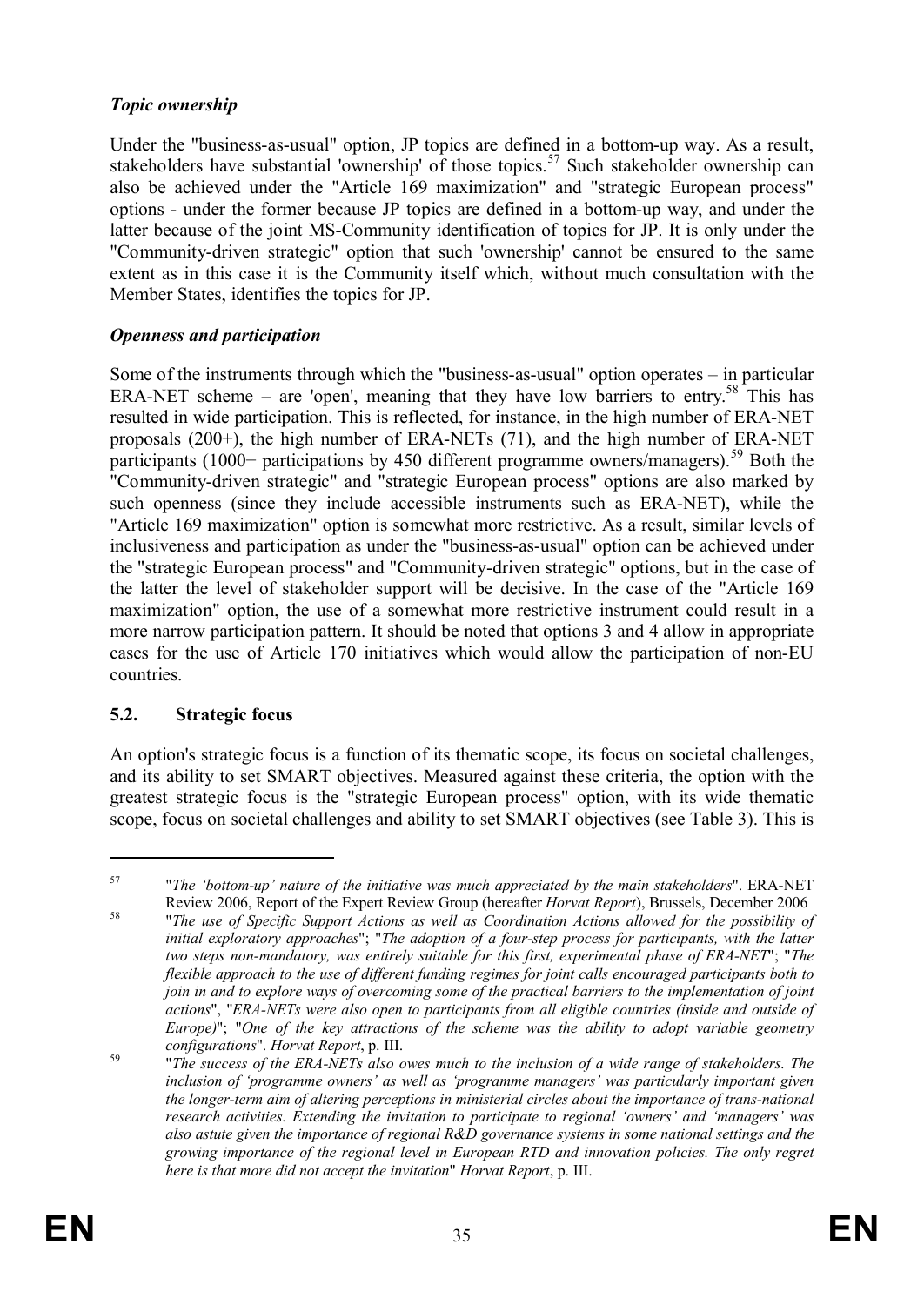### *Topic ownership*

Under the "business-as-usual" option, JP topics are defined in a bottom-up way. As a result, stakeholders have substantial 'ownership' of those topics.[57] Such stakeholder ownership can also be achieved under the "Article 169 maximization" and "strategic European process" options - under the former because JP topics are defined in a bottom-up way, and under the latter because of the joint MS-Community identification of topics for JP. It is only under the "Community-driven strategic" option that such 'ownership' cannot be ensured to the same extent as in this case it is the Community itself which, without much consultation with the Member States, identifies the topics for JP.

### *Openness and participation*

Some of the instruments through which the "business-as-usual" option operates – in particular ERA-NET scheme – are 'open', meaning that they have low barriers to entry.[58] This has resulted in wide participation. This is reflected, for instance, in the high number of ERA-NET proposals (200+), the high number of ERA-NETs (71), and the high number of ERA-NET participants (1000+ participations by 450 different programme owners/managers).[59] Both the "Community-driven strategic" and "strategic European process" options are also marked by such openness (since they include accessible instruments such as ERA-NET), while the "Article 169 maximization" option is somewhat more restrictive. As a result, similar levels of inclusiveness and participation as under the "business-as-usual" option can be achieved under the "strategic European process" and "Community-driven strategic" options, but in the case of the latter the level of stakeholder support will be decisive. In the case of the "Article 169 maximization" option, the use of a somewhat more restrictive instrument could result in a more narrow participation pattern. It should be noted that options 3 and 4 allow in appropriate cases for the use of Article 170 initiatives which would allow the participation of non-EU countries.

## 5.2. Strategic focus

An option's strategic focus is a function of its thematic scope, its focus on societal challenges, and its ability to set SMART objectives. Measured against these criteria, the option with the greatest strategic focus is the "strategic European process" option, with its wide thematic scope, focus on societal challenges and ability to set SMART objectives (see Table 3). This is

---

[57] "*The 'bottom-up' nature of the initiative was much appreciated by the main stakeholders*". ERA-NET Review 2006, Report of the Expert Review Group (hereafter *Horvat Report*), Brussels, December 2006

[58] "*The use of Specific Support Actions as well as Coordination Actions allowed for the possibility of initial exploratory approaches*"; "*The adoption of a four-step process for participants, with the latter two steps non-mandatory, was entirely suitable for this first, experimental phase of ERA-NET*"; "*The flexible approach to the use of different funding regimes for joint calls encouraged participants both to join in and to explore ways of overcoming some of the practical barriers to the implementation of joint actions*", "*ERA-NETs were also open to participants from all eligible countries (inside and outside of Europe)*"; "*One of the key attractions of the scheme was the ability to adopt variable geometry configurations*". *Horvat Report*, p. III.

[59] "*The success of the ERA-NETs also owes much to the inclusion of a wide range of stakeholders. The inclusion of 'programme owners' as well as 'programme managers' was particularly important given the longer-term aim of altering perceptions in ministerial circles about the importance of trans-national research activities. Extending the invitation to participate to regional 'owners' and 'managers' was also astute given the importance of regional R&D governance systems in some national settings and the growing importance of the regional level in European RTD and innovation policies. The only regret here is that more did not accept the invitation*" *Horvat Report*, p. III.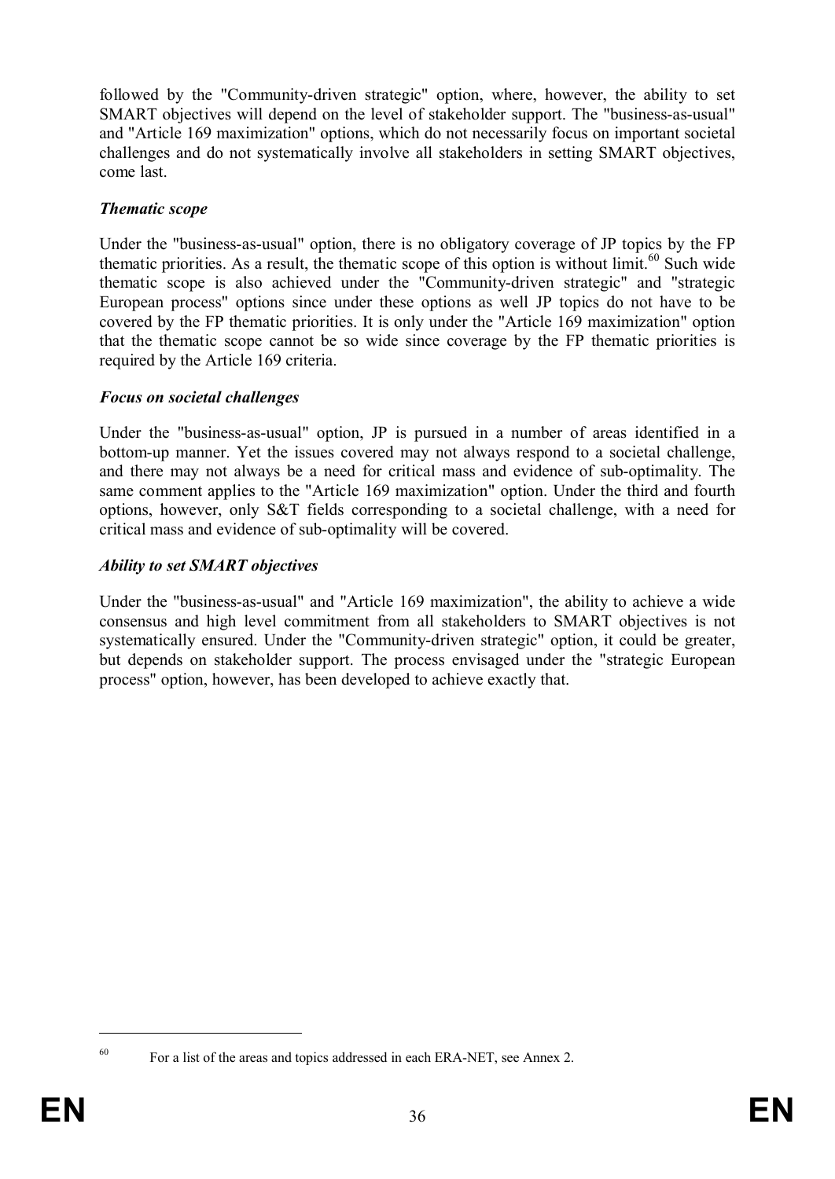followed by the "Community-driven strategic" option, where, however, the ability to set SMART objectives will depend on the level of stakeholder support. The "business-as-usual" and "Article 169 maximization" options, which do not necessarily focus on important societal challenges and do not systematically involve all stakeholders in setting SMART objectives, come last.

***Thematic scope***

Under the "business-as-usual" option, there is no obligatory coverage of JP topics by the FP thematic priorities. As a result, the thematic scope of this option is without limit.[60] Such wide thematic scope is also achieved under the "Community-driven strategic" and "strategic European process" options since under these options as well JP topics do not have to be covered by the FP thematic priorities. It is only under the "Article 169 maximization" option that the thematic scope cannot be so wide since coverage by the FP thematic priorities is required by the Article 169 criteria.

***Focus on societal challenges***

Under the "business-as-usual" option, JP is pursued in a number of areas identified in a bottom-up manner. Yet the issues covered may not always respond to a societal challenge, and there may not always be a need for critical mass and evidence of sub-optimality. The same comment applies to the "Article 169 maximization" option. Under the third and fourth options, however, only S&T fields corresponding to a societal challenge, with a need for critical mass and evidence of sub-optimality will be covered.

***Ability to set SMART objectives***

Under the "business-as-usual" and "Article 169 maximization", the ability to achieve a wide consensus and high level commitment from all stakeholders to SMART objectives is not systematically ensured. Under the "Community-driven strategic" option, it could be greater, but depends on stakeholder support. The process envisaged under the "strategic European process" option, however, has been developed to achieve exactly that.

---

[60] For a list of the areas and topics addressed in each ERA-NET, see Annex 2.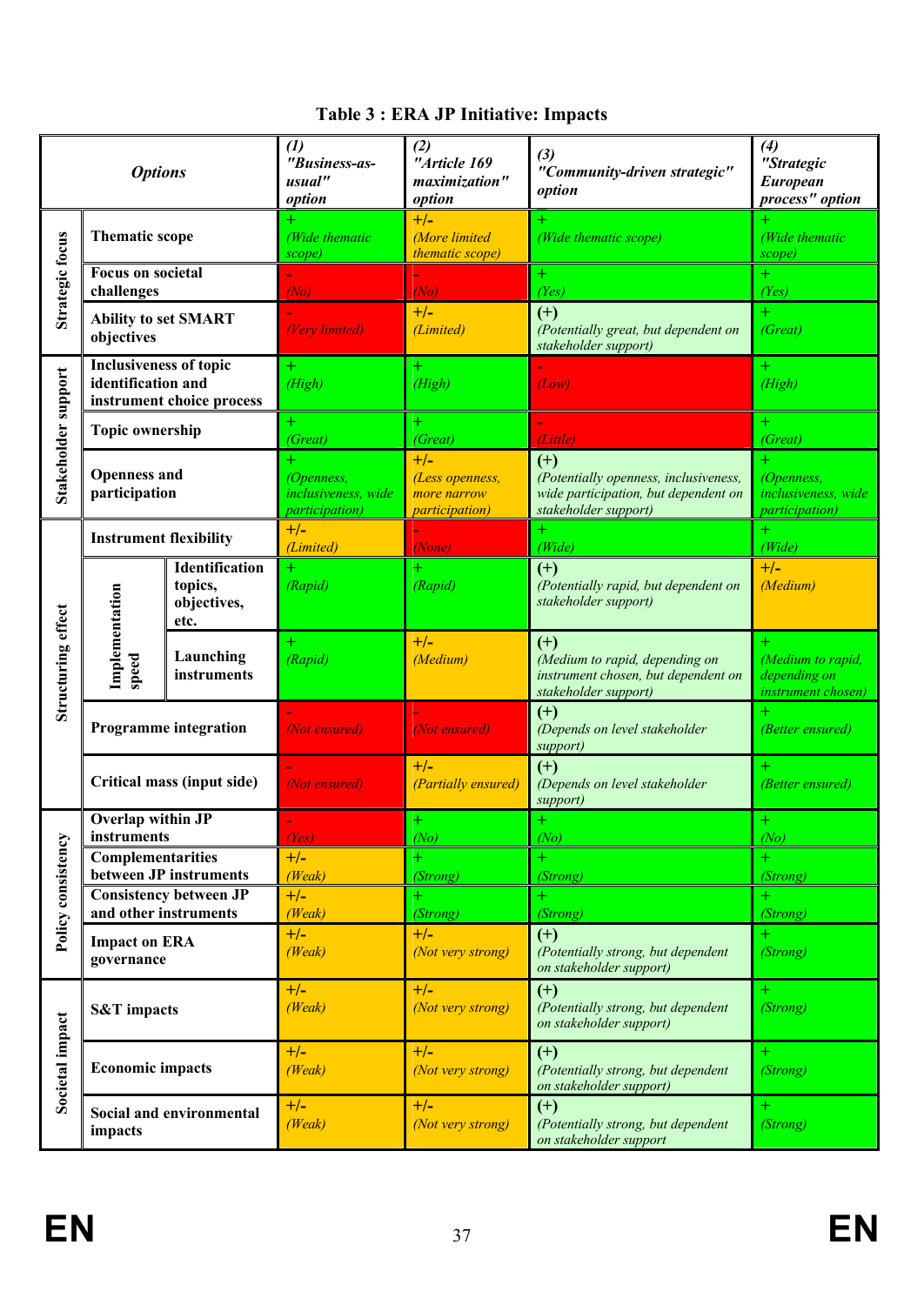### Table 3 : ERA JP Initiative: Impacts

| *Options* | | | *(1) "Business-as-usual" option* | *(2) "Article 169 maximization" option* | *(3) "Community-driven strategic" option* | *(4) "Strategic European process" option* |
|---|---|---|---|---|---|---|
| Strategic focus | **Thematic scope** | | + *(Wide thematic scope)* | +/- *(More limited thematic scope)* | + *(Wide thematic scope)* | + *(Wide thematic scope)* |
| | **Focus on societal challenges** | | - *(No)* | - *(No)* | + *(Yes)* | + *(Yes)* |
| | **Ability to set SMART objectives** | | - *(Very limited)* | +/- *(Limited)* | (+) *(Potentially great, but dependent on stakeholder support)* | + *(Great)* |
| Stakeholder support | **Inclusiveness of topic identification and instrument choice process** | | + *(High)* | + *(High)* | - *(Low)* | + *(High)* |
| | **Topic ownership** | | + *(Great)* | + *(Great)* | - *(Little)* | + *(Great)* |
| | **Openness and participation** | | + *(Openness, inclusiveness, wide participation)* | +/- *(Less openness, more narrow participation)* | (+) *(Potentially openness, inclusiveness, wide participation, but dependent on stakeholder support)* | + *(Openness, inclusiveness, wide participation)* |
| Structuring effect | **Instrument flexibility** | | +/- *(Limited)* | - *(None)* | + *(Wide)* | + *(Wide)* |
| | **Implementation speed** | **Identification topics, objectives, etc.** | + *(Rapid)* | + *(Rapid)* | (+) *(Potentially rapid, but dependent on stakeholder support)* | +/- *(Medium)* |
| | | **Launching instruments** | + *(Rapid)* | +/- *(Medium)* | (+) *(Medium to rapid, depending on instrument chosen, but dependent on stakeholder support)* | + *(Medium to rapid, depending on instrument chosen)* |
| | **Programme integration** | | - *(Not ensured)* | - *(Not ensured)* | (+) *(Depends on level stakeholder support)* | + *(Better ensured)* |
| | **Critical mass (input side)** | | - *(Not ensured)* | +/- *(Partially ensured)* | (+) *(Depends on level stakeholder support)* | + *(Better ensured)* |
| Policy consistency | **Overlap within JP instruments** | | - *(Yes)* | + *(No)* | + *(No)* | + *(No)* |
| | **Complementarities between JP instruments** | | +/- *(Weak)* | + *(Strong)* | + *(Strong)* | + *(Strong)* |
| | **Consistency between JP and other instruments** | | +/- *(Weak)* | + *(Strong)* | + *(Strong)* | + *(Strong)* |
| | **Impact on ERA governance** | | +/- *(Weak)* | +/- *(Not very strong)* | (+) *(Potentially strong, but dependent on stakeholder support)* | + *(Strong)* |
| Societal impact | **S&T impacts** | | +/- *(Weak)* | +/- *(Not very strong)* | (+) *(Potentially strong, but dependent on stakeholder support)* | + *(Strong)* |
| | **Economic impacts** | | +/- *(Weak)* | +/- *(Not very strong)* | (+) *(Potentially strong, but dependent on stakeholder support)* | + *(Strong)* |
| | **Social and environmental impacts** | | +/- *(Weak)* | +/- *(Not very strong)* | (+) *(Potentially strong, but dependent on stakeholder support* | + *(Strong)* |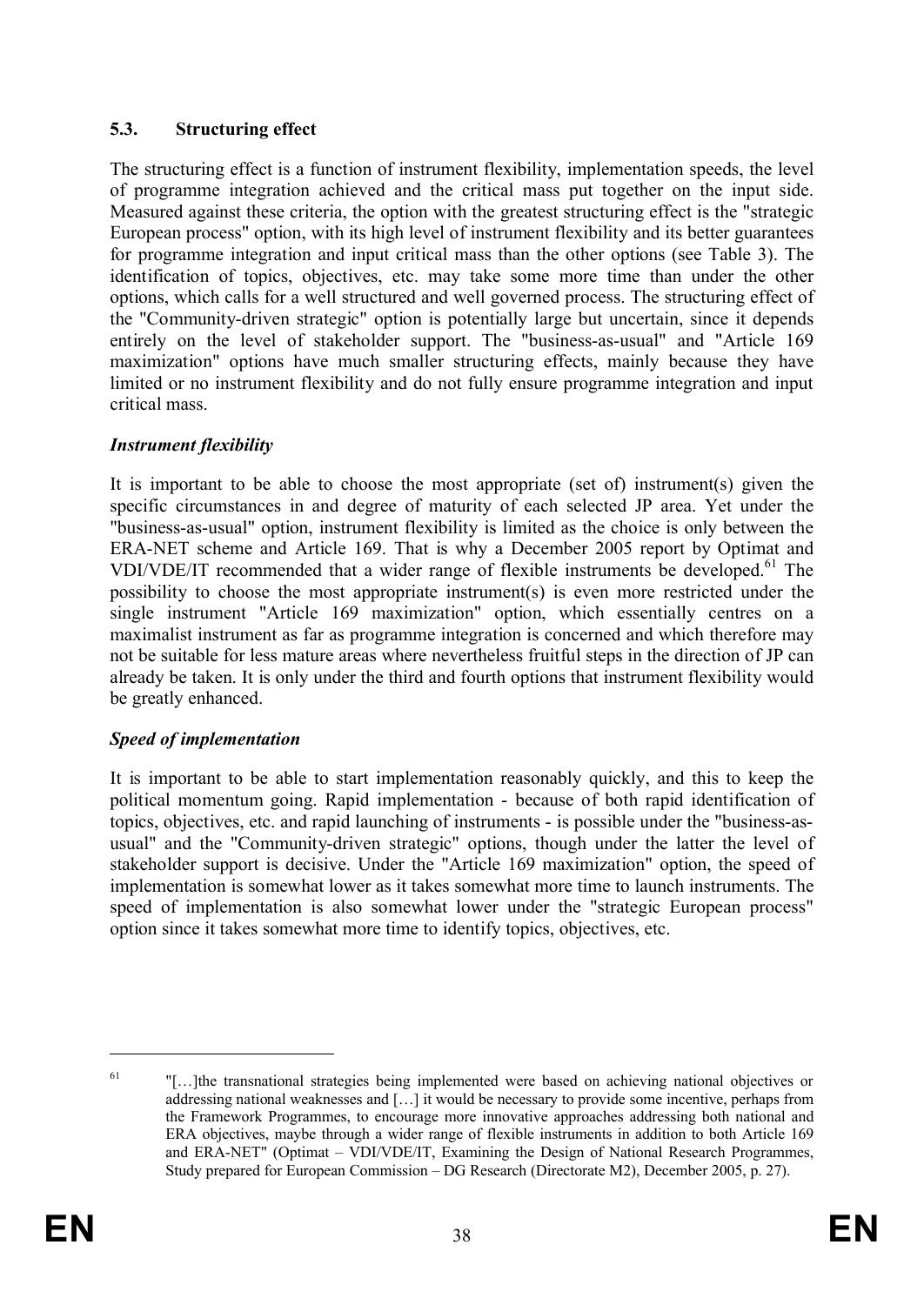### 5.3. Structuring effect

The structuring effect is a function of instrument flexibility, implementation speeds, the level of programme integration achieved and the critical mass put together on the input side. Measured against these criteria, the option with the greatest structuring effect is the "strategic European process" option, with its high level of instrument flexibility and its better guarantees for programme integration and input critical mass than the other options (see Table 3). The identification of topics, objectives, etc. may take some more time than under the other options, which calls for a well structured and well governed process. The structuring effect of the "Community-driven strategic" option is potentially large but uncertain, since it depends entirely on the level of stakeholder support. The "business-as-usual" and "Article 169 maximization" options have much smaller structuring effects, mainly because they have limited or no instrument flexibility and do not fully ensure programme integration and input critical mass.

***Instrument flexibility***

It is important to be able to choose the most appropriate (set of) instrument(s) given the specific circumstances in and degree of maturity of each selected JP area. Yet under the "business-as-usual" option, instrument flexibility is limited as the choice is only between the ERA-NET scheme and Article 169. That is why a December 2005 report by Optimat and VDI/VDE/IT recommended that a wider range of flexible instruments be developed.[61] The possibility to choose the most appropriate instrument(s) is even more restricted under the single instrument "Article 169 maximization" option, which essentially centres on a maximalist instrument as far as programme integration is concerned and which therefore may not be suitable for less mature areas where nevertheless fruitful steps in the direction of JP can already be taken. It is only under the third and fourth options that instrument flexibility would be greatly enhanced.

***Speed of implementation***

It is important to be able to start implementation reasonably quickly, and this to keep the political momentum going. Rapid implementation - because of both rapid identification of topics, objectives, etc. and rapid launching of instruments - is possible under the "business-as-usual" and the "Community-driven strategic" options, though under the latter the level of stakeholder support is decisive. Under the "Article 169 maximization" option, the speed of implementation is somewhat lower as it takes somewhat more time to launch instruments. The speed of implementation is also somewhat lower under the "strategic European process" option since it takes somewhat more time to identify topics, objectives, etc.

---

[61] "[…]the transnational strategies being implemented were based on achieving national objectives or addressing national weaknesses and […] it would be necessary to provide some incentive, perhaps from the Framework Programmes, to encourage more innovative approaches addressing both national and ERA objectives, maybe through a wider range of flexible instruments in addition to both Article 169 and ERA-NET" (Optimat – VDI/VDE/IT, Examining the Design of National Research Programmes, Study prepared for European Commission – DG Research (Directorate M2), December 2005, p. 27).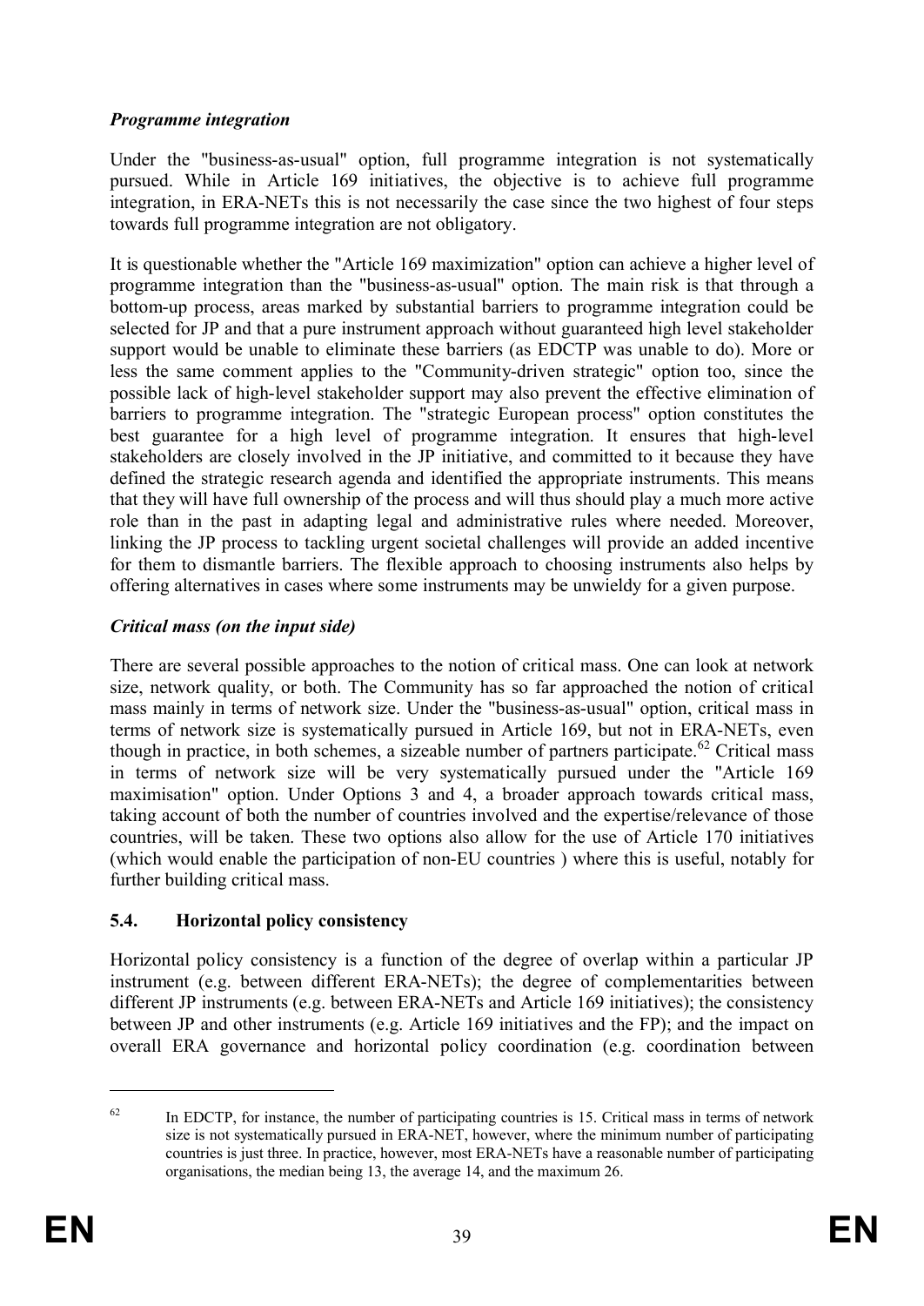### *Programme integration*

Under the "business-as-usual" option, full programme integration is not systematically pursued. While in Article 169 initiatives, the objective is to achieve full programme integration, in ERA-NETs this is not necessarily the case since the two highest of four steps towards full programme integration are not obligatory.

It is questionable whether the "Article 169 maximization" option can achieve a higher level of programme integration than the "business-as-usual" option. The main risk is that through a bottom-up process, areas marked by substantial barriers to programme integration could be selected for JP and that a pure instrument approach without guaranteed high level stakeholder support would be unable to eliminate these barriers (as EDCTP was unable to do). More or less the same comment applies to the "Community-driven strategic" option too, since the possible lack of high-level stakeholder support may also prevent the effective elimination of barriers to programme integration. The "strategic European process" option constitutes the best guarantee for a high level of programme integration. It ensures that high-level stakeholders are closely involved in the JP initiative, and committed to it because they have defined the strategic research agenda and identified the appropriate instruments. This means that they will have full ownership of the process and will thus should play a much more active role than in the past in adapting legal and administrative rules where needed. Moreover, linking the JP process to tackling urgent societal challenges will provide an added incentive for them to dismantle barriers. The flexible approach to choosing instruments also helps by offering alternatives in cases where some instruments may be unwieldy for a given purpose.

### *Critical mass (on the input side)*

There are several possible approaches to the notion of critical mass. One can look at network size, network quality, or both. The Community has so far approached the notion of critical mass mainly in terms of network size. Under the "business-as-usual" option, critical mass in terms of network size is systematically pursued in Article 169, but not in ERA-NETs, even though in practice, in both schemes, a sizeable number of partners participate.[62] Critical mass in terms of network size will be very systematically pursued under the "Article 169 maximisation" option. Under Options 3 and 4, a broader approach towards critical mass, taking account of both the number of countries involved and the expertise/relevance of those countries, will be taken. These two options also allow for the use of Article 170 initiatives (which would enable the participation of non-EU countries ) where this is useful, notably for further building critical mass.

## 5.4. Horizontal policy consistency

Horizontal policy consistency is a function of the degree of overlap within a particular JP instrument (e.g. between different ERA-NETs); the degree of complementarities between different JP instruments (e.g. between ERA-NETs and Article 169 initiatives); the consistency between JP and other instruments (e.g. Article 169 initiatives and the FP); and the impact on overall ERA governance and horizontal policy coordination (e.g. coordination between

---

[62] In EDCTP, for instance, the number of participating countries is 15. Critical mass in terms of network size is not systematically pursued in ERA-NET, however, where the minimum number of participating countries is just three. In practice, however, most ERA-NETs have a reasonable number of participating organisations, the median being 13, the average 14, and the maximum 26.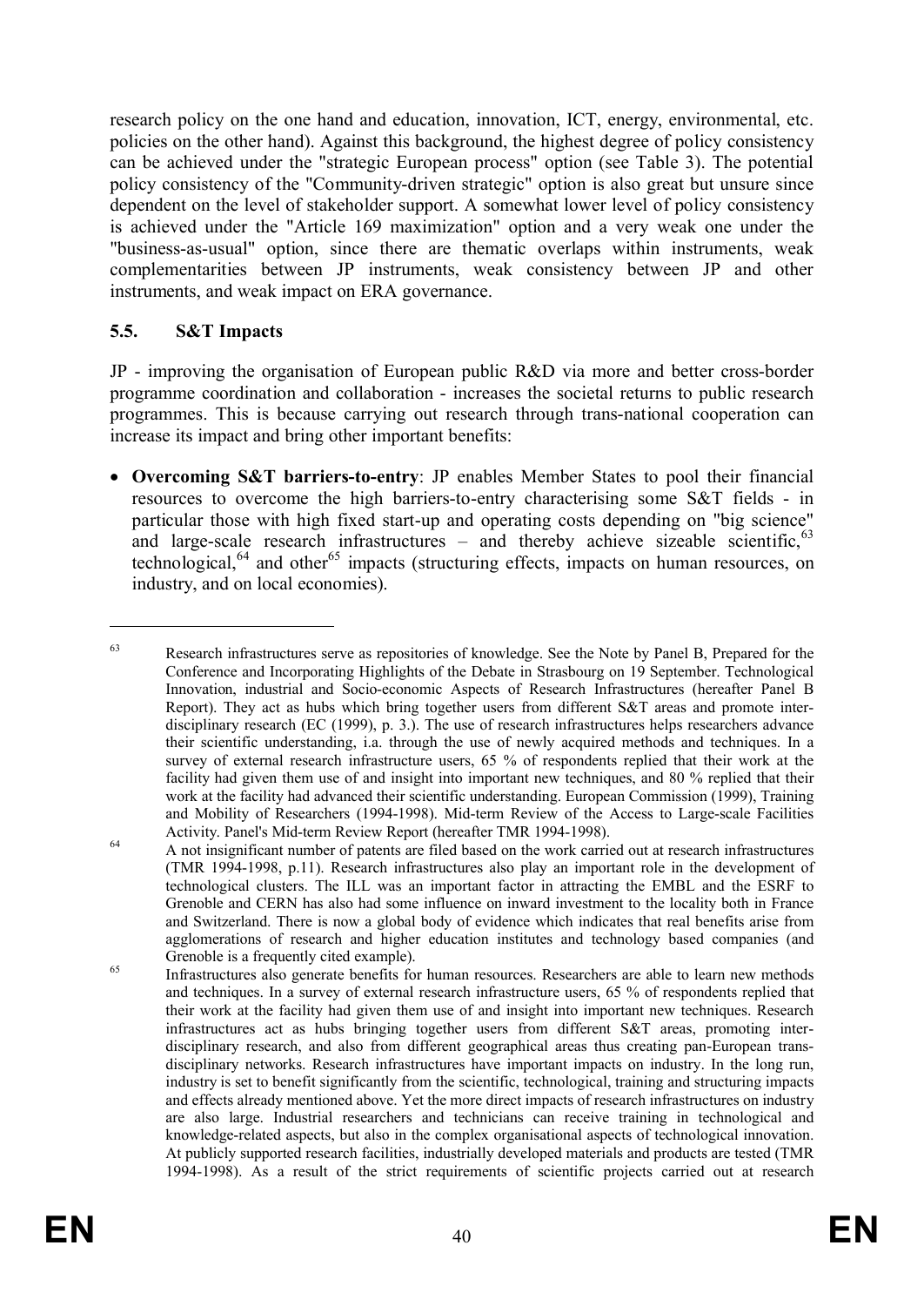research policy on the one hand and education, innovation, ICT, energy, environmental, etc. policies on the other hand). Against this background, the highest degree of policy consistency can be achieved under the "strategic European process" option (see Table 3). The potential policy consistency of the "Community-driven strategic" option is also great but unsure since dependent on the level of stakeholder support. A somewhat lower level of policy consistency is achieved under the "Article 169 maximization" option and a very weak one under the "business-as-usual" option, since there are thematic overlaps within instruments, weak complementarities between JP instruments, weak consistency between JP and other instruments, and weak impact on ERA governance.

### 5.5. S&T Impacts

JP - improving the organisation of European public R&D via more and better cross-border programme coordination and collaboration - increases the societal returns to public research programmes. This is because carrying out research through trans-national cooperation can increase its impact and bring other important benefits:

- **Overcoming S&T barriers-to-entry**: JP enables Member States to pool their financial resources to overcome the high barriers-to-entry characterising some S&T fields - in particular those with high fixed start-up and operating costs depending on "big science" and large-scale research infrastructures – and thereby achieve sizeable scientific,[63] technological,[64] and other[65] impacts (structuring effects, impacts on human resources, on industry, and on local economies).

---

[63] Research infrastructures serve as repositories of knowledge. See the Note by Panel B, Prepared for the Conference and Incorporating Highlights of the Debate in Strasbourg on 19 September. Technological Innovation, industrial and Socio-economic Aspects of Research Infrastructures (hereafter Panel B Report). They act as hubs which bring together users from different S&T areas and promote inter-disciplinary research (EC (1999), p. 3.). The use of research infrastructures helps researchers advance their scientific understanding, i.a. through the use of newly acquired methods and techniques. In a survey of external research infrastructure users, 65 % of respondents replied that their work at the facility had given them use of and insight into important new techniques, and 80 % replied that their work at the facility had advanced their scientific understanding. European Commission (1999), Training and Mobility of Researchers (1994-1998). Mid-term Review of the Access to Large-scale Facilities Activity. Panel's Mid-term Review Report (hereafter TMR 1994-1998).

[64] A not insignificant number of patents are filed based on the work carried out at research infrastructures (TMR 1994-1998, p.11). Research infrastructures also play an important role in the development of technological clusters. The ILL was an important factor in attracting the EMBL and the ESRF to Grenoble and CERN has also had some influence on inward investment to the locality both in France and Switzerland. There is now a global body of evidence which indicates that real benefits arise from agglomerations of research and higher education institutes and technology based companies (and Grenoble is a frequently cited example).

[65] Infrastructures also generate benefits for human resources. Researchers are able to learn new methods and techniques. In a survey of external research infrastructure users, 65 % of respondents replied that their work at the facility had given them use of and insight into important new techniques. Research infrastructures act as hubs bringing together users from different S&T areas, promoting inter-disciplinary research, and also from different geographical areas thus creating pan-European trans-disciplinary networks. Research infrastructures have important impacts on industry. In the long run, industry is set to benefit significantly from the scientific, technological, training and structuring impacts and effects already mentioned above. Yet the more direct impacts of research infrastructures on industry are also large. Industrial researchers and technicians can receive training in technological and knowledge-related aspects, but also in the complex organisational aspects of technological innovation. At publicly supported research facilities, industrially developed materials and products are tested (TMR 1994-1998). As a result of the strict requirements of scientific projects carried out at research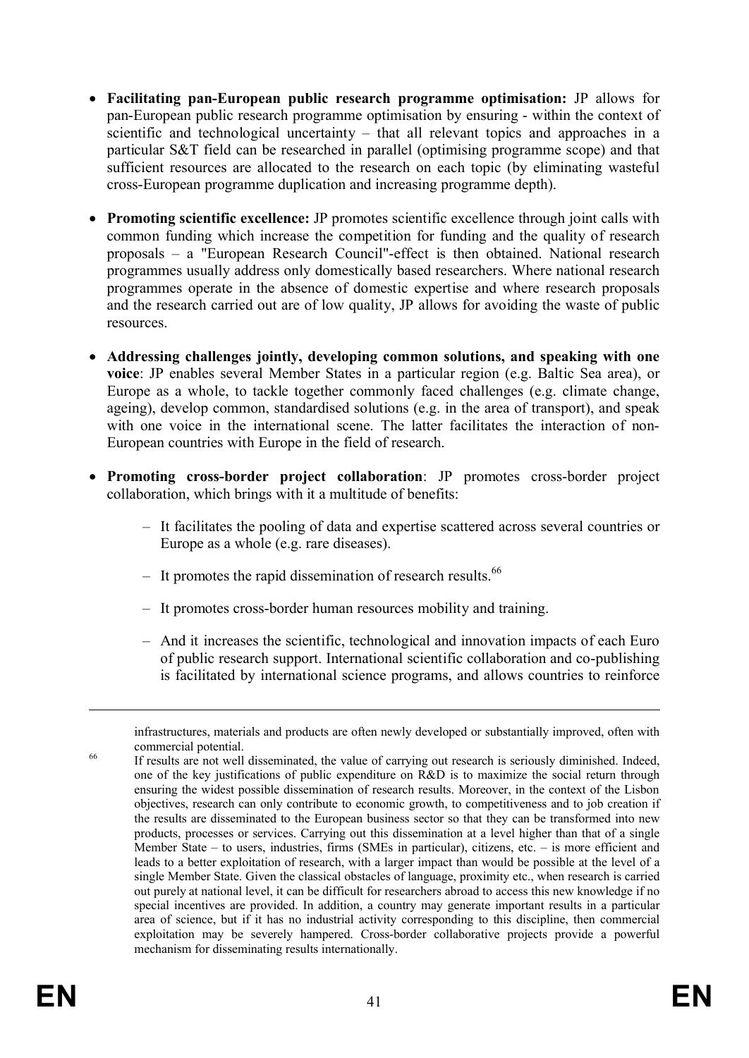- **Facilitating pan-European public research programme optimisation:** JP allows for pan-European public research programme optimisation by ensuring - within the context of scientific and technological uncertainty – that all relevant topics and approaches in a particular S&T field can be researched in parallel (optimising programme scope) and that sufficient resources are allocated to the research on each topic (by eliminating wasteful cross-European programme duplication and increasing programme depth).

- **Promoting scientific excellence:** JP promotes scientific excellence through joint calls with common funding which increase the competition for funding and the quality of research proposals – a "European Research Council"-effect is then obtained. National research programmes usually address only domestically based researchers. Where national research programmes operate in the absence of domestic expertise and where research proposals and the research carried out are of low quality, JP allows for avoiding the waste of public resources.

- **Addressing challenges jointly, developing common solutions, and speaking with one voice**: JP enables several Member States in a particular region (e.g. Baltic Sea area), or Europe as a whole, to tackle together commonly faced challenges (e.g. climate change, ageing), develop common, standardised solutions (e.g. in the area of transport), and speak with one voice in the international scene. The latter facilitates the interaction of non-European countries with Europe in the field of research.

- **Promoting cross-border project collaboration**: JP promotes cross-border project collaboration, which brings with it a multitude of benefits:

  – It facilitates the pooling of data and expertise scattered across several countries or Europe as a whole (e.g. rare diseases).

  – It promotes the rapid dissemination of research results.[66]

  – It promotes cross-border human resources mobility and training.

  – And it increases the scientific, technological and innovation impacts of each Euro of public research support. International scientific collaboration and co-publishing is facilitated by international science programs, and allows countries to reinforce

---

infrastructures, materials and products are often newly developed or substantially improved, often with commercial potential.

[66] If results are not well disseminated, the value of carrying out research is seriously diminished. Indeed, one of the key justifications of public expenditure on R&D is to maximize the social return through ensuring the widest possible dissemination of research results. Moreover, in the context of the Lisbon objectives, research can only contribute to economic growth, to competitiveness and to job creation if the results are disseminated to the European business sector so that they can be transformed into new products, processes or services. Carrying out this dissemination at a level higher than that of a single Member State – to users, industries, firms (SMEs in particular), citizens, etc. – is more efficient and leads to a better exploitation of research, with a larger impact than would be possible at the level of a single Member State. Given the classical obstacles of language, proximity etc., when research is carried out purely at national level, it can be difficult for researchers abroad to access this new knowledge if no special incentives are provided. In addition, a country may generate important results in a particular area of science, but if it has no industrial activity corresponding to this discipline, then commercial exploitation may be severely hampered. Cross-border collaborative projects provide a powerful mechanism for disseminating results internationally.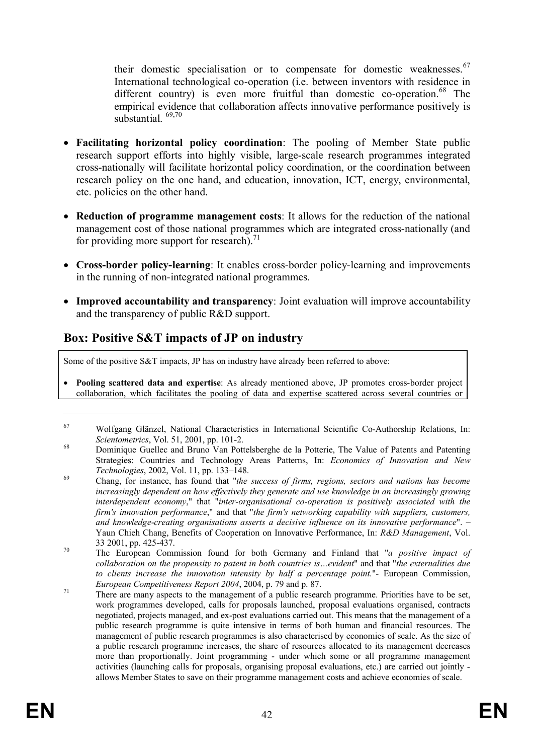their domestic specialisation or to compensate for domestic weaknesses.[67] International technological co-operation (i.e. between inventors with residence in different country) is even more fruitful than domestic co-operation.[68] The empirical evidence that collaboration affects innovative performance positively is substantial. [69,70]

- **Facilitating horizontal policy coordination**: The pooling of Member State public research support efforts into highly visible, large-scale research programmes integrated cross-nationally will facilitate horizontal policy coordination, or the coordination between research policy on the one hand, and education, innovation, ICT, energy, environmental, etc. policies on the other hand.

- **Reduction of programme management costs**: It allows for the reduction of the national management cost of those national programmes which are integrated cross-nationally (and for providing more support for research).[71]

- **Cross-border policy-learning**: It enables cross-border policy-learning and improvements in the running of non-integrated national programmes.

- **Improved accountability and transparency**: Joint evaluation will improve accountability and the transparency of public R&D support.

## Box: Positive S&T impacts of JP on industry

Some of the positive S&T impacts, JP has on industry have already been referred to above:

- **Pooling scattered data and expertise**: As already mentioned above, JP promotes cross-border project collaboration, which facilitates the pooling of data and expertise scattered across several countries or

---

[67] Wolfgang Glänzel, National Characteristics in International Scientific Co-Authorship Relations, In: *Scientometrics*, Vol. 51, 2001, pp. 101-2.

[68] Dominique Guellec and Bruno Van Pottelsberghe de la Potterie, The Value of Patents and Patenting Strategies: Countries and Technology Areas Patterns, In: *Economics of Innovation and New Technologies*, 2002, Vol. 11, pp. 133–148.

[69] Chang, for instance, has found that "*the success of firms, regions, sectors and nations has become increasingly dependent on how effectively they generate and use knowledge in an increasingly growing interdependent economy*," that "*inter-organisational co-operation is positively associated with the firm's innovation performance*," and that "*the firm's networking capability with suppliers, customers, and knowledge-creating organisations asserts a decisive influence on its innovative performance*". – Yaun Chieh Chang, Benefits of Cooperation on Innovative Performance, In: *R&D Management*, Vol. 33 2001, pp. 425-437.

[70] The European Commission found for both Germany and Finland that "*a positive impact of collaboration on the propensity to patent in both countries is…evident*" and that "*the externalities due to clients increase the innovation intensity by half a percentage point.*"- European Commission, *European Competitiveness Report 2004*, 2004, p. 79 and p. 87.

[71] There are many aspects to the management of a public research programme. Priorities have to be set, work programmes developed, calls for proposals launched, proposal evaluations organised, contracts negotiated, projects managed, and ex-post evaluations carried out. This means that the management of a public research programme is quite intensive in terms of both human and financial resources. The management of public research programmes is also characterised by economies of scale. As the size of a public research programme increases, the share of resources allocated to its management decreases more than proportionally. Joint programming - under which some or all programme management activities (launching calls for proposals, organising proposal evaluations, etc.) are carried out jointly - allows Member States to save on their programme management costs and achieve economies of scale.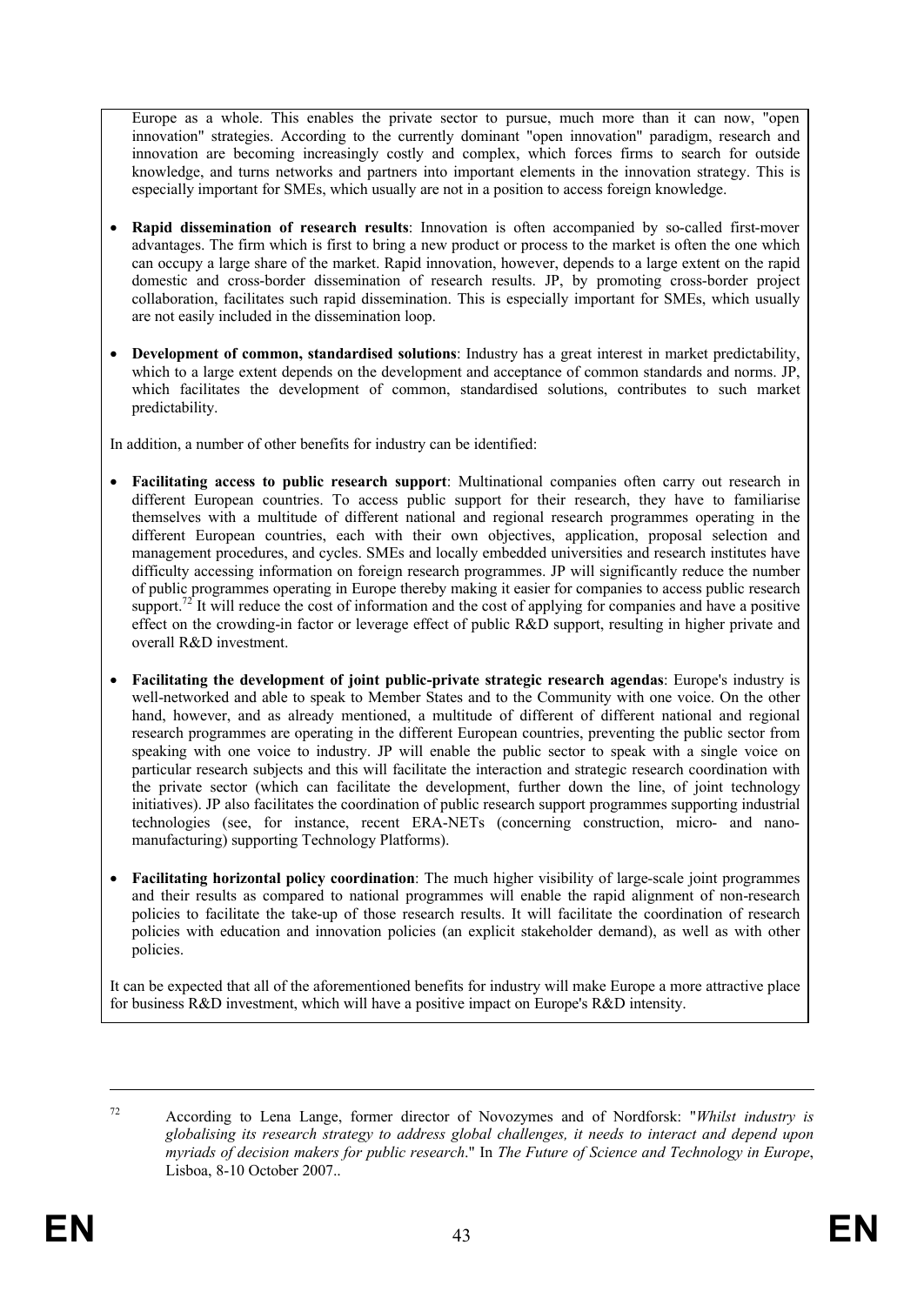Europe as a whole. This enables the private sector to pursue, much more than it can now, "open innovation" strategies. According to the currently dominant "open innovation" paradigm, research and innovation are becoming increasingly costly and complex, which forces firms to search for outside knowledge, and turns networks and partners into important elements in the innovation strategy. This is especially important for SMEs, which usually are not in a position to access foreign knowledge.

- **Rapid dissemination of research results**: Innovation is often accompanied by so-called first-mover advantages. The firm which is first to bring a new product or process to the market is often the one which can occupy a large share of the market. Rapid innovation, however, depends to a large extent on the rapid domestic and cross-border dissemination of research results. JP, by promoting cross-border project collaboration, facilitates such rapid dissemination. This is especially important for SMEs, which usually are not easily included in the dissemination loop.

- **Development of common, standardised solutions**: Industry has a great interest in market predictability, which to a large extent depends on the development and acceptance of common standards and norms. JP, which facilitates the development of common, standardised solutions, contributes to such market predictability.

In addition, a number of other benefits for industry can be identified:

- **Facilitating access to public research support**: Multinational companies often carry out research in different European countries. To access public support for their research, they have to familiarise themselves with a multitude of different national and regional research programmes operating in the different European countries, each with their own objectives, application, proposal selection and management procedures, and cycles. SMEs and locally embedded universities and research institutes have difficulty accessing information on foreign research programmes. JP will significantly reduce the number of public programmes operating in Europe thereby making it easier for companies to access public research support.[72] It will reduce the cost of information and the cost of applying for companies and have a positive effect on the crowding-in factor or leverage effect of public R&D support, resulting in higher private and overall R&D investment.

- **Facilitating the development of joint public-private strategic research agendas**: Europe's industry is well-networked and able to speak to Member States and to the Community with one voice. On the other hand, however, and as already mentioned, a multitude of different of different national and regional research programmes are operating in the different European countries, preventing the public sector from speaking with one voice to industry. JP will enable the public sector to speak with a single voice on particular research subjects and this will facilitate the interaction and strategic research coordination with the private sector (which can facilitate the development, further down the line, of joint technology initiatives). JP also facilitates the coordination of public research support programmes supporting industrial technologies (see, for instance, recent ERA-NETs (concerning construction, micro- and nano-manufacturing) supporting Technology Platforms).

- **Facilitating horizontal policy coordination**: The much higher visibility of large-scale joint programmes and their results as compared to national programmes will enable the rapid alignment of non-research policies to facilitate the take-up of those research results. It will facilitate the coordination of research policies with education and innovation policies (an explicit stakeholder demand), as well as with other policies.

It can be expected that all of the aforementioned benefits for industry will make Europe a more attractive place for business R&D investment, which will have a positive impact on Europe's R&D intensity.

---

[72] According to Lena Lange, former director of Novozymes and of Nordforsk: "*Whilst industry is globalising its research strategy to address global challenges, it needs to interact and depend upon myriads of decision makers for public research*." In *The Future of Science and Technology in Europe*, Lisboa, 8-10 October 2007..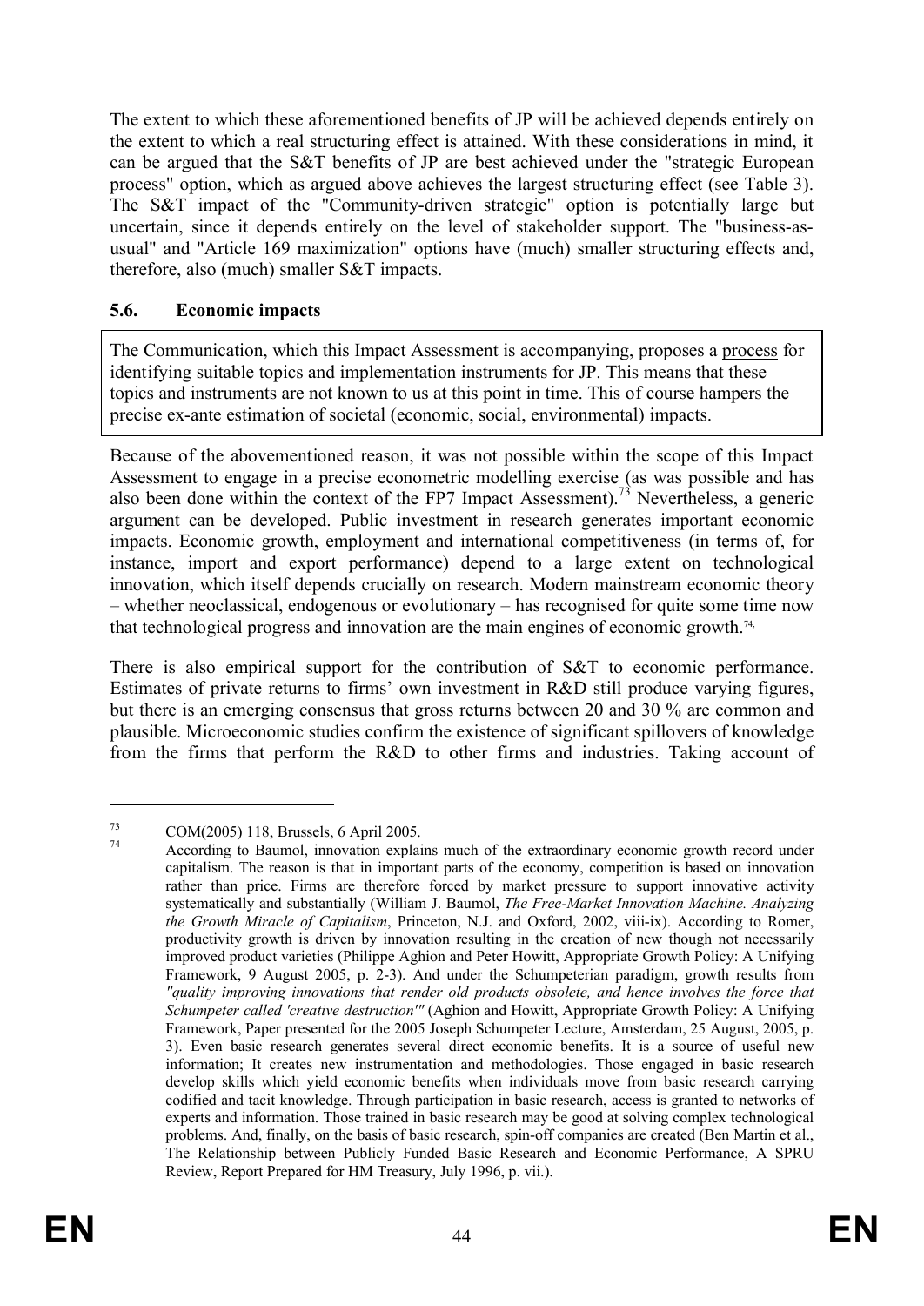The extent to which these aforementioned benefits of JP will be achieved depends entirely on the extent to which a real structuring effect is attained. With these considerations in mind, it can be argued that the S&T benefits of JP are best achieved under the "strategic European process" option, which as argued above achieves the largest structuring effect (see Table 3). The S&T impact of the "Community-driven strategic" option is potentially large but uncertain, since it depends entirely on the level of stakeholder support. The "business-as-usual" and "Article 169 maximization" options have (much) smaller structuring effects and, therefore, also (much) smaller S&T impacts.

### 5.6. Economic impacts

The Communication, which this Impact Assessment is accompanying, proposes a process for identifying suitable topics and implementation instruments for JP. This means that these topics and instruments are not known to us at this point in time. This of course hampers the precise ex-ante estimation of societal (economic, social, environmental) impacts.

Because of the abovementioned reason, it was not possible within the scope of this Impact Assessment to engage in a precise econometric modelling exercise (as was possible and has also been done within the context of the FP7 Impact Assessment).[73] Nevertheless, a generic argument can be developed. Public investment in research generates important economic impacts. Economic growth, employment and international competitiveness (in terms of, for instance, import and export performance) depend to a large extent on technological innovation, which itself depends crucially on research. Modern mainstream economic theory – whether neoclassical, endogenous or evolutionary – has recognised for quite some time now that technological progress and innovation are the main engines of economic growth.[74]

There is also empirical support for the contribution of S&T to economic performance. Estimates of private returns to firms' own investment in R&D still produce varying figures, but there is an emerging consensus that gross returns between 20 and 30 % are common and plausible. Microeconomic studies confirm the existence of significant spillovers of knowledge from the firms that perform the R&D to other firms and industries. Taking account of

---

[73] COM(2005) 118, Brussels, 6 April 2005.

[74] According to Baumol, innovation explains much of the extraordinary economic growth record under capitalism. The reason is that in important parts of the economy, competition is based on innovation rather than price. Firms are therefore forced by market pressure to support innovative activity systematically and substantially (William J. Baumol, *The Free-Market Innovation Machine. Analyzing the Growth Miracle of Capitalism*, Princeton, N.J. and Oxford, 2002, viii-ix). According to Romer, productivity growth is driven by innovation resulting in the creation of new though not necessarily improved product varieties (Philippe Aghion and Peter Howitt, Appropriate Growth Policy: A Unifying Framework, 9 August 2005, p. 2-3). And under the Schumpeterian paradigm, growth results from *"quality improving innovations that render old products obsolete, and hence involves the force that Schumpeter called 'creative destruction'"* (Aghion and Howitt, Appropriate Growth Policy: A Unifying Framework, Paper presented for the 2005 Joseph Schumpeter Lecture, Amsterdam, 25 August, 2005, p. 3). Even basic research generates several direct economic benefits. It is a source of useful new information; It creates new instrumentation and methodologies. Those engaged in basic research develop skills which yield economic benefits when individuals move from basic research carrying codified and tacit knowledge. Through participation in basic research, access is granted to networks of experts and information. Those trained in basic research may be good at solving complex technological problems. And, finally, on the basis of basic research, spin-off companies are created (Ben Martin et al., The Relationship between Publicly Funded Basic Research and Economic Performance, A SPRU Review, Report Prepared for HM Treasury, July 1996, p. vii.).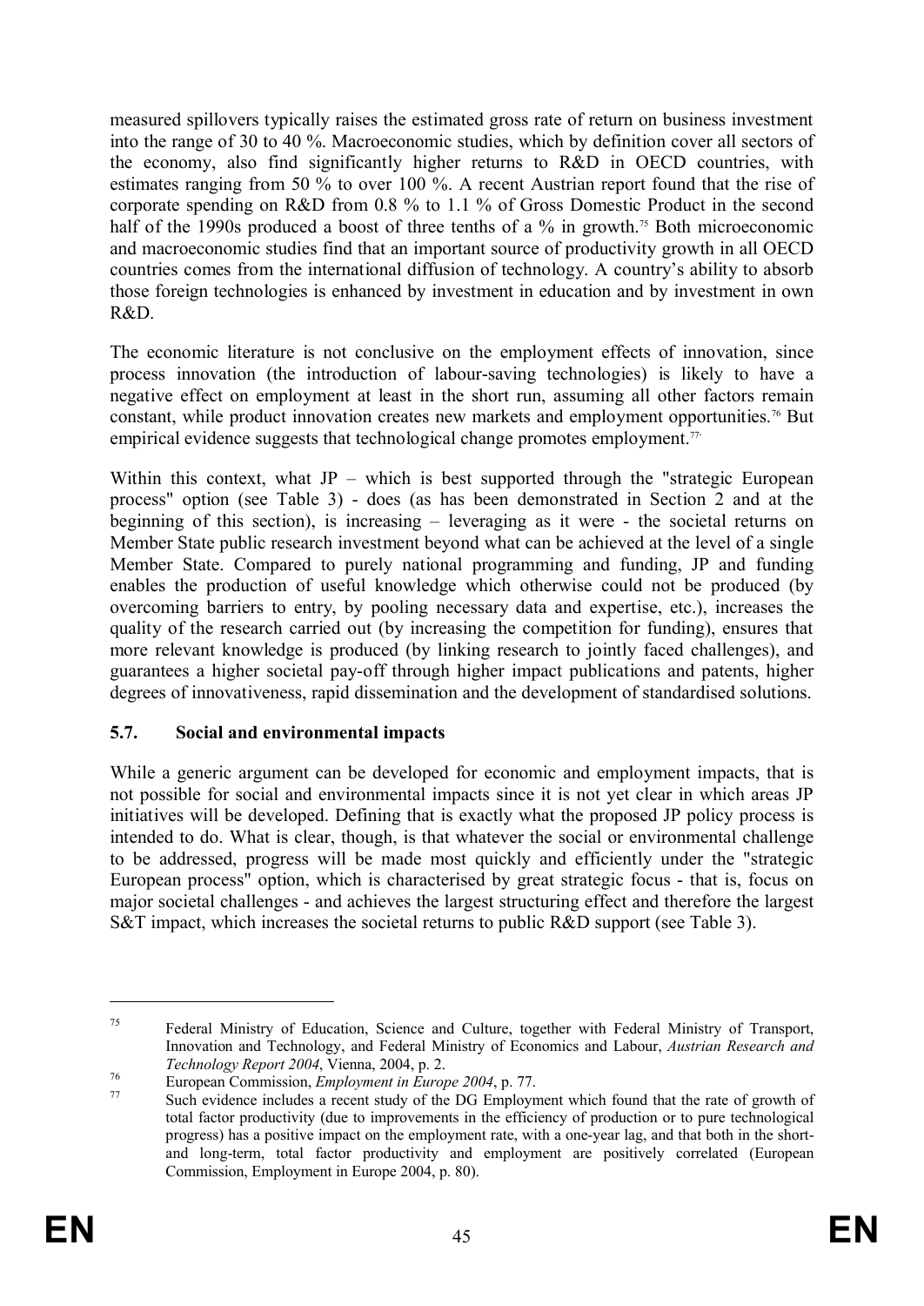measured spillovers typically raises the estimated gross rate of return on business investment into the range of 30 to 40 %. Macroeconomic studies, which by definition cover all sectors of the economy, also find significantly higher returns to R&D in OECD countries, with estimates ranging from 50 % to over 100 %. A recent Austrian report found that the rise of corporate spending on R&D from 0.8 % to 1.1 % of Gross Domestic Product in the second half of the 1990s produced a boost of three tenths of a % in growth.[75] Both microeconomic and macroeconomic studies find that an important source of productivity growth in all OECD countries comes from the international diffusion of technology. A country's ability to absorb those foreign technologies is enhanced by investment in education and by investment in own R&D.

The economic literature is not conclusive on the employment effects of innovation, since process innovation (the introduction of labour-saving technologies) is likely to have a negative effect on employment at least in the short run, assuming all other factors remain constant, while product innovation creates new markets and employment opportunities.[76] But empirical evidence suggests that technological change promotes employment.[77]

Within this context, what JP – which is best supported through the "strategic European process" option (see Table 3) - does (as has been demonstrated in Section 2 and at the beginning of this section), is increasing – leveraging as it were - the societal returns on Member State public research investment beyond what can be achieved at the level of a single Member State. Compared to purely national programming and funding, JP and funding enables the production of useful knowledge which otherwise could not be produced (by overcoming barriers to entry, by pooling necessary data and expertise, etc.), increases the quality of the research carried out (by increasing the competition for funding), ensures that more relevant knowledge is produced (by linking research to jointly faced challenges), and guarantees a higher societal pay-off through higher impact publications and patents, higher degrees of innovativeness, rapid dissemination and the development of standardised solutions.

### 5.7. Social and environmental impacts

While a generic argument can be developed for economic and employment impacts, that is not possible for social and environmental impacts since it is not yet clear in which areas JP initiatives will be developed. Defining that is exactly what the proposed JP policy process is intended to do. What is clear, though, is that whatever the social or environmental challenge to be addressed, progress will be made most quickly and efficiently under the "strategic European process" option, which is characterised by great strategic focus - that is, focus on major societal challenges - and achieves the largest structuring effect and therefore the largest S&T impact, which increases the societal returns to public R&D support (see Table 3).

---

[75] Federal Ministry of Education, Science and Culture, together with Federal Ministry of Transport, Innovation and Technology, and Federal Ministry of Economics and Labour, *Austrian Research and Technology Report 2004*, Vienna, 2004, p. 2.

[76] European Commission, *Employment in Europe 2004*, p. 77.

[77] Such evidence includes a recent study of the DG Employment which found that the rate of growth of total factor productivity (due to improvements in the efficiency of production or to pure technological progress) has a positive impact on the employment rate, with a one-year lag, and that both in the short- and long-term, total factor productivity and employment are positively correlated (European Commission, Employment in Europe 2004, p. 80).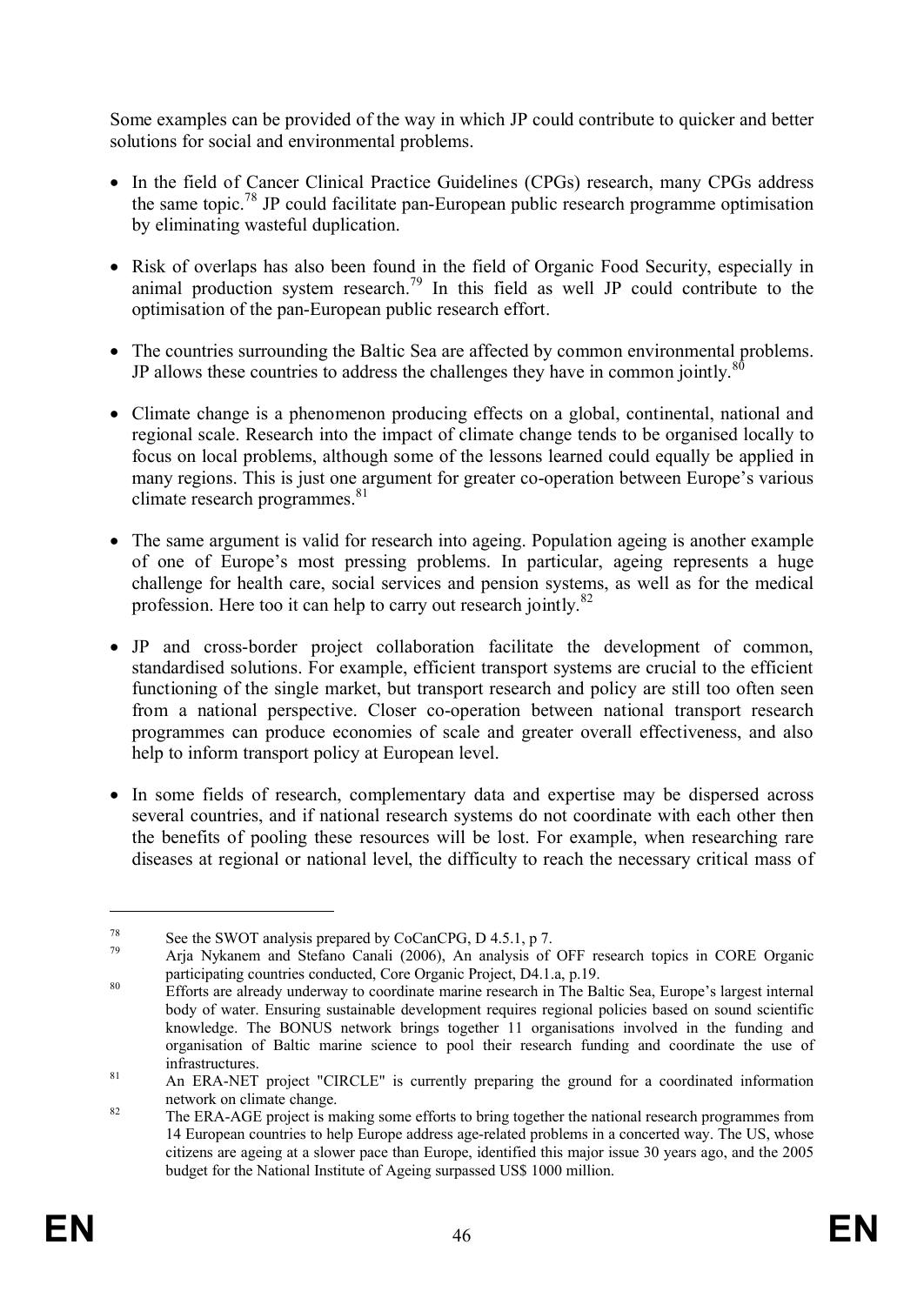Some examples can be provided of the way in which JP could contribute to quicker and better solutions for social and environmental problems.

- In the field of Cancer Clinical Practice Guidelines (CPGs) research, many CPGs address the same topic.[78] JP could facilitate pan-European public research programme optimisation by eliminating wasteful duplication.
- Risk of overlaps has also been found in the field of Organic Food Security, especially in animal production system research.[79] In this field as well JP could contribute to the optimisation of the pan-European public research effort.
- The countries surrounding the Baltic Sea are affected by common environmental problems. JP allows these countries to address the challenges they have in common jointly.[80]
- Climate change is a phenomenon producing effects on a global, continental, national and regional scale. Research into the impact of climate change tends to be organised locally to focus on local problems, although some of the lessons learned could equally be applied in many regions. This is just one argument for greater co-operation between Europe's various climate research programmes.[81]
- The same argument is valid for research into ageing. Population ageing is another example of one of Europe's most pressing problems. In particular, ageing represents a huge challenge for health care, social services and pension systems, as well as for the medical profession. Here too it can help to carry out research jointly.[82]
- JP and cross-border project collaboration facilitate the development of common, standardised solutions. For example, efficient transport systems are crucial to the efficient functioning of the single market, but transport research and policy are still too often seen from a national perspective. Closer co-operation between national transport research programmes can produce economies of scale and greater overall effectiveness, and also help to inform transport policy at European level.
- In some fields of research, complementary data and expertise may be dispersed across several countries, and if national research systems do not coordinate with each other then the benefits of pooling these resources will be lost. For example, when researching rare diseases at regional or national level, the difficulty to reach the necessary critical mass of

---

[78] See the SWOT analysis prepared by CoCanCPG, D 4.5.1, p 7.

[79] Arja Nykanem and Stefano Canali (2006), An analysis of OFF research topics in CORE Organic participating countries conducted, Core Organic Project, D4.1.a, p.19.

[80] Efforts are already underway to coordinate marine research in The Baltic Sea, Europe's largest internal body of water. Ensuring sustainable development requires regional policies based on sound scientific knowledge. The BONUS network brings together 11 organisations involved in the funding and organisation of Baltic marine science to pool their research funding and coordinate the use of infrastructures.

[81] An ERA-NET project "CIRCLE" is currently preparing the ground for a coordinated information network on climate change.

[82] The ERA-AGE project is making some efforts to bring together the national research programmes from 14 European countries to help Europe address age-related problems in a concerted way. The US, whose citizens are ageing at a slower pace than Europe, identified this major issue 30 years ago, and the 2005 budget for the National Institute of Ageing surpassed US$ 1000 million.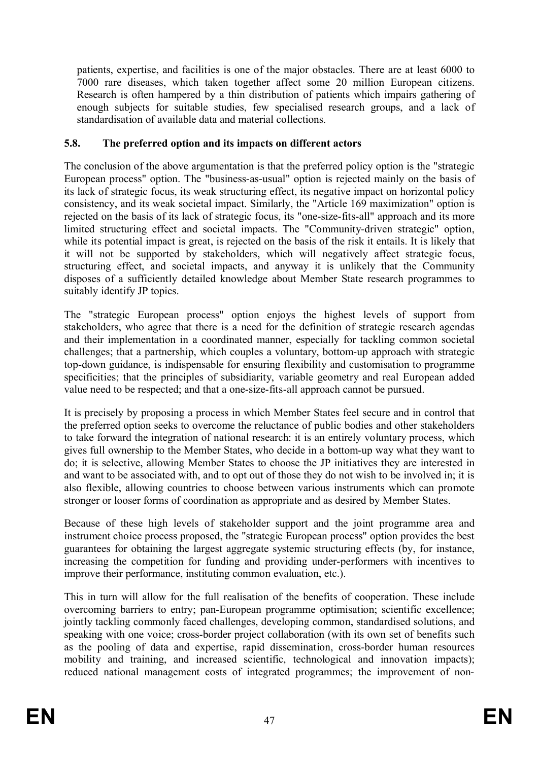patients, expertise, and facilities is one of the major obstacles. There are at least 6000 to 7000 rare diseases, which taken together affect some 20 million European citizens. Research is often hampered by a thin distribution of patients which impairs gathering of enough subjects for suitable studies, few specialised research groups, and a lack of standardisation of available data and material collections.

### 5.8. The preferred option and its impacts on different actors

The conclusion of the above argumentation is that the preferred policy option is the "strategic European process" option. The "business-as-usual" option is rejected mainly on the basis of its lack of strategic focus, its weak structuring effect, its negative impact on horizontal policy consistency, and its weak societal impact. Similarly, the "Article 169 maximization" option is rejected on the basis of its lack of strategic focus, its "one-size-fits-all" approach and its more limited structuring effect and societal impacts. The "Community-driven strategic" option, while its potential impact is great, is rejected on the basis of the risk it entails. It is likely that it will not be supported by stakeholders, which will negatively affect strategic focus, structuring effect, and societal impacts, and anyway it is unlikely that the Community disposes of a sufficiently detailed knowledge about Member State research programmes to suitably identify JP topics.

The "strategic European process" option enjoys the highest levels of support from stakeholders, who agree that there is a need for the definition of strategic research agendas and their implementation in a coordinated manner, especially for tackling common societal challenges; that a partnership, which couples a voluntary, bottom-up approach with strategic top-down guidance, is indispensable for ensuring flexibility and customisation to programme specificities; that the principles of subsidiarity, variable geometry and real European added value need to be respected; and that a one-size-fits-all approach cannot be pursued.

It is precisely by proposing a process in which Member States feel secure and in control that the preferred option seeks to overcome the reluctance of public bodies and other stakeholders to take forward the integration of national research: it is an entirely voluntary process, which gives full ownership to the Member States, who decide in a bottom-up way what they want to do; it is selective, allowing Member States to choose the JP initiatives they are interested in and want to be associated with, and to opt out of those they do not wish to be involved in; it is also flexible, allowing countries to choose between various instruments which can promote stronger or looser forms of coordination as appropriate and as desired by Member States.

Because of these high levels of stakeholder support and the joint programme area and instrument choice process proposed, the "strategic European process" option provides the best guarantees for obtaining the largest aggregate systemic structuring effects (by, for instance, increasing the competition for funding and providing under-performers with incentives to improve their performance, instituting common evaluation, etc.).

This in turn will allow for the full realisation of the benefits of cooperation. These include overcoming barriers to entry; pan-European programme optimisation; scientific excellence; jointly tackling commonly faced challenges, developing common, standardised solutions, and speaking with one voice; cross-border project collaboration (with its own set of benefits such as the pooling of data and expertise, rapid dissemination, cross-border human resources mobility and training, and increased scientific, technological and innovation impacts); reduced national management costs of integrated programmes; the improvement of non-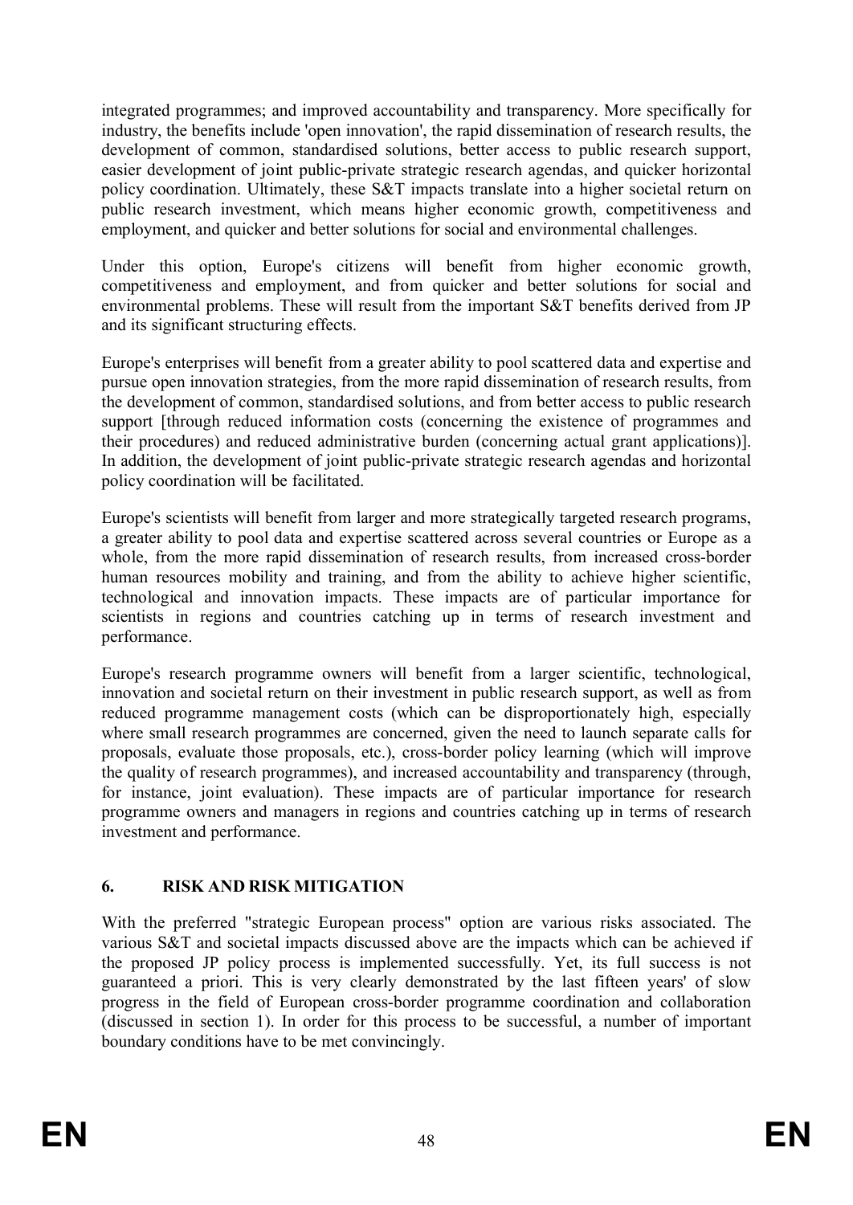integrated programmes; and improved accountability and transparency. More specifically for industry, the benefits include 'open innovation', the rapid dissemination of research results, the development of common, standardised solutions, better access to public research support, easier development of joint public-private strategic research agendas, and quicker horizontal policy coordination. Ultimately, these S&T impacts translate into a higher societal return on public research investment, which means higher economic growth, competitiveness and employment, and quicker and better solutions for social and environmental challenges.

Under this option, Europe's citizens will benefit from higher economic growth, competitiveness and employment, and from quicker and better solutions for social and environmental problems. These will result from the important S&T benefits derived from JP and its significant structuring effects.

Europe's enterprises will benefit from a greater ability to pool scattered data and expertise and pursue open innovation strategies, from the more rapid dissemination of research results, from the development of common, standardised solutions, and from better access to public research support [through reduced information costs (concerning the existence of programmes and their procedures) and reduced administrative burden (concerning actual grant applications)]. In addition, the development of joint public-private strategic research agendas and horizontal policy coordination will be facilitated.

Europe's scientists will benefit from larger and more strategically targeted research programs, a greater ability to pool data and expertise scattered across several countries or Europe as a whole, from the more rapid dissemination of research results, from increased cross-border human resources mobility and training, and from the ability to achieve higher scientific, technological and innovation impacts. These impacts are of particular importance for scientists in regions and countries catching up in terms of research investment and performance.

Europe's research programme owners will benefit from a larger scientific, technological, innovation and societal return on their investment in public research support, as well as from reduced programme management costs (which can be disproportionately high, especially where small research programmes are concerned, given the need to launch separate calls for proposals, evaluate those proposals, etc.), cross-border policy learning (which will improve the quality of research programmes), and increased accountability and transparency (through, for instance, joint evaluation). These impacts are of particular importance for research programme owners and managers in regions and countries catching up in terms of research investment and performance.

## 6. RISK AND RISK MITIGATION

With the preferred "strategic European process" option are various risks associated. The various S&T and societal impacts discussed above are the impacts which can be achieved if the proposed JP policy process is implemented successfully. Yet, its full success is not guaranteed a priori. This is very clearly demonstrated by the last fifteen years' of slow progress in the field of European cross-border programme coordination and collaboration (discussed in section 1). In order for this process to be successful, a number of important boundary conditions have to be met convincingly.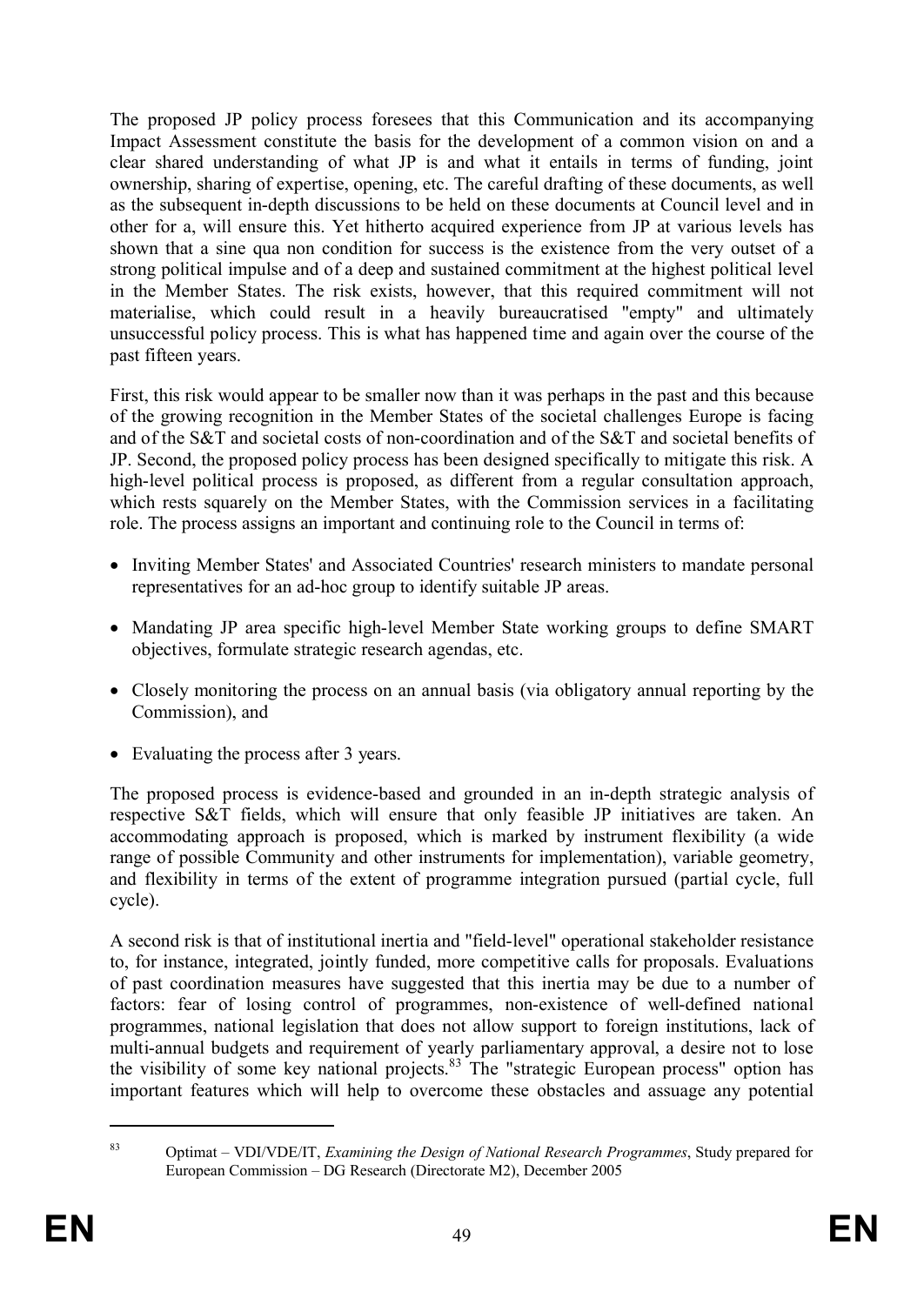The proposed JP policy process foresees that this Communication and its accompanying Impact Assessment constitute the basis for the development of a common vision on and a clear shared understanding of what JP is and what it entails in terms of funding, joint ownership, sharing of expertise, opening, etc. The careful drafting of these documents, as well as the subsequent in-depth discussions to be held on these documents at Council level and in other for a, will ensure this. Yet hitherto acquired experience from JP at various levels has shown that a sine qua non condition for success is the existence from the very outset of a strong political impulse and of a deep and sustained commitment at the highest political level in the Member States. The risk exists, however, that this required commitment will not materialise, which could result in a heavily bureaucratised "empty" and ultimately unsuccessful policy process. This is what has happened time and again over the course of the past fifteen years.

First, this risk would appear to be smaller now than it was perhaps in the past and this because of the growing recognition in the Member States of the societal challenges Europe is facing and of the S&T and societal costs of non-coordination and of the S&T and societal benefits of JP. Second, the proposed policy process has been designed specifically to mitigate this risk. A high-level political process is proposed, as different from a regular consultation approach, which rests squarely on the Member States, with the Commission services in a facilitating role. The process assigns an important and continuing role to the Council in terms of:

- Inviting Member States' and Associated Countries' research ministers to mandate personal representatives for an ad-hoc group to identify suitable JP areas.
- Mandating JP area specific high-level Member State working groups to define SMART objectives, formulate strategic research agendas, etc.
- Closely monitoring the process on an annual basis (via obligatory annual reporting by the Commission), and
- Evaluating the process after 3 years.

The proposed process is evidence-based and grounded in an in-depth strategic analysis of respective S&T fields, which will ensure that only feasible JP initiatives are taken. An accommodating approach is proposed, which is marked by instrument flexibility (a wide range of possible Community and other instruments for implementation), variable geometry, and flexibility in terms of the extent of programme integration pursued (partial cycle, full cycle).

A second risk is that of institutional inertia and "field-level" operational stakeholder resistance to, for instance, integrated, jointly funded, more competitive calls for proposals. Evaluations of past coordination measures have suggested that this inertia may be due to a number of factors: fear of losing control of programmes, non-existence of well-defined national programmes, national legislation that does not allow support to foreign institutions, lack of multi-annual budgets and requirement of yearly parliamentary approval, a desire not to lose the visibility of some key national projects.[83] The "strategic European process" option has important features which will help to overcome these obstacles and assuage any potential

[83] Optimat – VDI/VDE/IT, *Examining the Design of National Research Programmes*, Study prepared for European Commission – DG Research (Directorate M2), December 2005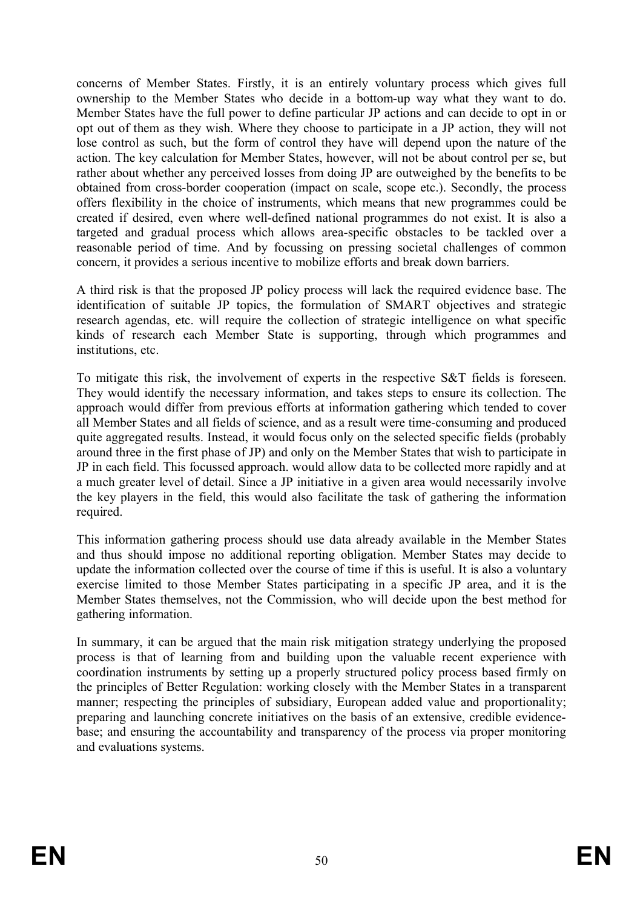concerns of Member States. Firstly, it is an entirely voluntary process which gives full ownership to the Member States who decide in a bottom-up way what they want to do. Member States have the full power to define particular JP actions and can decide to opt in or opt out of them as they wish. Where they choose to participate in a JP action, they will not lose control as such, but the form of control they have will depend upon the nature of the action. The key calculation for Member States, however, will not be about control per se, but rather about whether any perceived losses from doing JP are outweighed by the benefits to be obtained from cross-border cooperation (impact on scale, scope etc.). Secondly, the process offers flexibility in the choice of instruments, which means that new programmes could be created if desired, even where well-defined national programmes do not exist. It is also a targeted and gradual process which allows area-specific obstacles to be tackled over a reasonable period of time. And by focussing on pressing societal challenges of common concern, it provides a serious incentive to mobilize efforts and break down barriers.

A third risk is that the proposed JP policy process will lack the required evidence base. The identification of suitable JP topics, the formulation of SMART objectives and strategic research agendas, etc. will require the collection of strategic intelligence on what specific kinds of research each Member State is supporting, through which programmes and institutions, etc.

To mitigate this risk, the involvement of experts in the respective S&T fields is foreseen. They would identify the necessary information, and takes steps to ensure its collection. The approach would differ from previous efforts at information gathering which tended to cover all Member States and all fields of science, and as a result were time-consuming and produced quite aggregated results. Instead, it would focus only on the selected specific fields (probably around three in the first phase of JP) and only on the Member States that wish to participate in JP in each field. This focussed approach. would allow data to be collected more rapidly and at a much greater level of detail. Since a JP initiative in a given area would necessarily involve the key players in the field, this would also facilitate the task of gathering the information required.

This information gathering process should use data already available in the Member States and thus should impose no additional reporting obligation. Member States may decide to update the information collected over the course of time if this is useful. It is also a voluntary exercise limited to those Member States participating in a specific JP area, and it is the Member States themselves, not the Commission, who will decide upon the best method for gathering information.

In summary, it can be argued that the main risk mitigation strategy underlying the proposed process is that of learning from and building upon the valuable recent experience with coordination instruments by setting up a properly structured policy process based firmly on the principles of Better Regulation: working closely with the Member States in a transparent manner; respecting the principles of subsidiary, European added value and proportionality; preparing and launching concrete initiatives on the basis of an extensive, credible evidence-base; and ensuring the accountability and transparency of the process via proper monitoring and evaluations systems.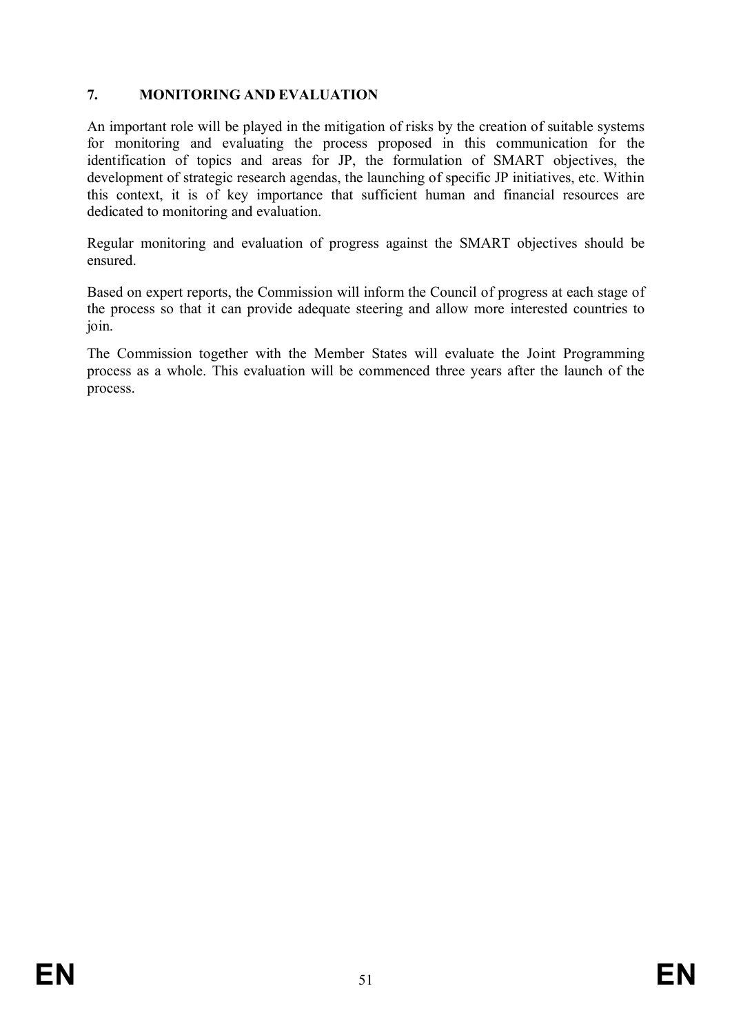## 7. MONITORING AND EVALUATION

An important role will be played in the mitigation of risks by the creation of suitable systems for monitoring and evaluating the process proposed in this communication for the identification of topics and areas for JP, the formulation of SMART objectives, the development of strategic research agendas, the launching of specific JP initiatives, etc. Within this context, it is of key importance that sufficient human and financial resources are dedicated to monitoring and evaluation.

Regular monitoring and evaluation of progress against the SMART objectives should be ensured.

Based on expert reports, the Commission will inform the Council of progress at each stage of the process so that it can provide adequate steering and allow more interested countries to join.

The Commission together with the Member States will evaluate the Joint Programming process as a whole. This evaluation will be commenced three years after the launch of the process.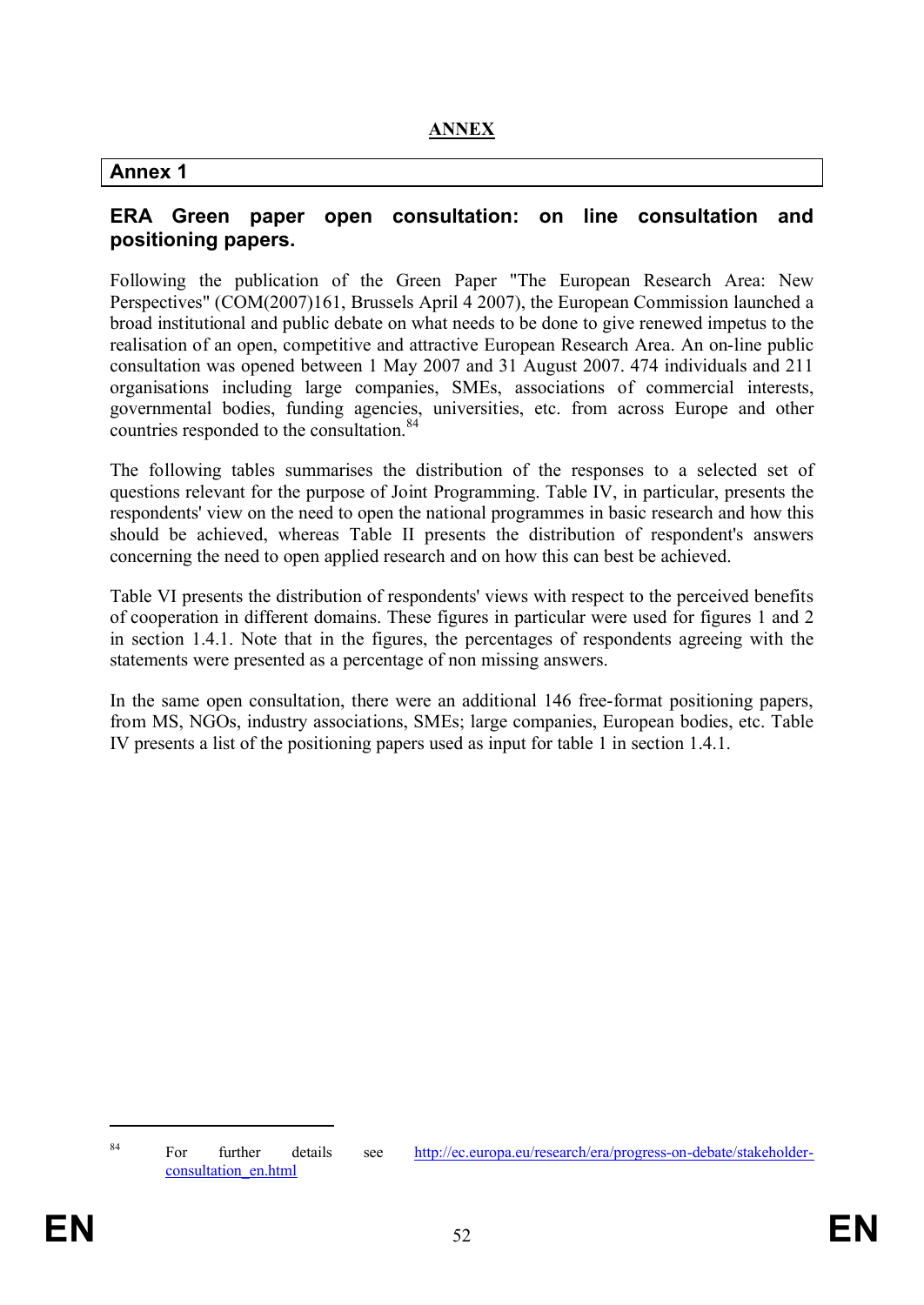# ANNEX

## Annex 1

### ERA Green paper open consultation: on line consultation and positioning papers.

Following the publication of the Green Paper "The European Research Area: New Perspectives" (COM(2007)161, Brussels April 4 2007), the European Commission launched a broad institutional and public debate on what needs to be done to give renewed impetus to the realisation of an open, competitive and attractive European Research Area. An on-line public consultation was opened between 1 May 2007 and 31 August 2007. 474 individuals and 211 organisations including large companies, SMEs, associations of commercial interests, governmental bodies, funding agencies, universities, etc. from across Europe and other countries responded to the consultation.[84]

The following tables summarises the distribution of the responses to a selected set of questions relevant for the purpose of Joint Programming. Table IV, in particular, presents the respondents' view on the need to open the national programmes in basic research and how this should be achieved, whereas Table II presents the distribution of respondent's answers concerning the need to open applied research and on how this can best be achieved.

Table VI presents the distribution of respondents' views with respect to the perceived benefits of cooperation in different domains. These figures in particular were used for figures 1 and 2 in section 1.4.1. Note that in the figures, the percentages of respondents agreeing with the statements were presented as a percentage of non missing answers.

In the same open consultation, there were an additional 146 free-format positioning papers, from MS, NGOs, industry associations, SMEs; large companies, European bodies, etc. Table IV presents a list of the positioning papers used as input for table 1 in section 1.4.1.

---

[84] For further details see http://ec.europa.eu/research/era/progress-on-debate/stakeholder-consultation_en.html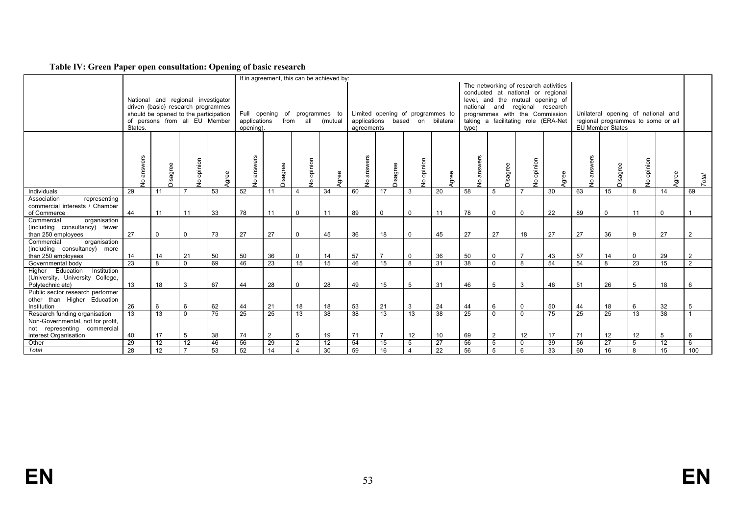**Table IV: Green Paper open consultation: Opening of basic research**

| | National and regional investigator driven (basic) research programmes should be opened to the participation of persons from all EU Member States. | | | | If in agreement, this can be achieved by: Full opening of programmes to applications from all (mutual opening). | | | | Limited opening of programmes to applications based on bilateral agreements | | | | The networking of research activities conducted at national or regional level, and the mutual opening of national and regional research programmes with the Commission taking a facilitating role (ERA-Net type) | | | | Unilateral opening of national and regional programmes to some or all EU Member States | | | | |
|---|---|---|---|---|---|---|---|---|---|---|---|---|---|---|---|---|---|---|---|---|---|
| | No answers | Disagree | No opinion | Agree | No answers | Disagree | No opinion | Agree | No answers | Disagree | No opinion | Agree | No answers | Disagree | No opinion | Agree | No answers | Disagree | No opinion | Agree | Total |
| Individuals | 29 | 11 | 7 | 53 | 52 | 11 | 4 | 34 | 60 | 17 | 3 | 20 | 58 | 5 | 7 | 30 | 63 | 15 | 8 | 14 | 69 |
| Association representing commercial interests / Chamber of Commerce | 44 | 11 | 11 | 33 | 78 | 11 | 0 | 11 | 89 | 0 | 0 | 11 | 78 | 0 | 0 | 22 | 89 | 0 | 11 | 0 | 1 |
| Commercial organisation (including consultancy) fewer than 250 employees | 27 | 0 | 0 | 73 | 27 | 27 | 0 | 45 | 36 | 18 | 0 | 45 | 27 | 27 | 18 | 27 | 27 | 36 | 9 | 27 | 2 |
| Commercial organisation (including consultancy) more than 250 employees | 14 | 14 | 21 | 50 | 50 | 36 | 0 | 14 | 57 | 7 | 0 | 36 | 50 | 0 | 7 | 43 | 57 | 14 | 0 | 29 | 2 |
| Governmental body | 23 | 8 | 0 | 69 | 46 | 23 | 15 | 15 | 46 | 15 | 8 | 31 | 38 | 0 | 8 | 54 | 54 | 8 | 23 | 15 | 2 |
| Higher Education Institution (University, University College, Polytechnic etc) | 13 | 18 | 3 | 67 | 44 | 28 | 0 | 28 | 49 | 15 | 5 | 31 | 46 | 5 | 3 | 46 | 51 | 26 | 5 | 18 | 6 |
| Public sector research performer other than Higher Education Institution | 26 | 6 | 6 | 62 | 44 | 21 | 18 | 18 | 53 | 21 | 3 | 24 | 44 | 6 | 0 | 50 | 44 | 18 | 6 | 32 | 5 |
| Research funding organisation | 13 | 13 | 0 | 75 | 25 | 25 | 13 | 38 | 38 | 13 | 13 | 38 | 25 | 0 | 0 | 75 | 25 | 25 | 13 | 38 | 1 |
| Non-Governmental, not for profit, not representing commercial interest Organisation | 40 | 17 | 5 | 38 | 74 | 2 | 5 | 19 | 71 | 7 | 12 | 10 | 69 | 2 | 12 | 17 | 71 | 12 | 12 | 5 | 6 |
| Other | 29 | 12 | 12 | 46 | 56 | 29 | 2 | 12 | 54 | 15 | 5 | 27 | 56 | 5 | 0 | 39 | 56 | 27 | 5 | 12 | 6 |
| *Total* | 28 | 12 | 7 | 53 | 52 | 14 | 4 | 30 | 59 | 16 | 4 | 22 | 56 | 5 | 6 | 33 | 60 | 16 | 8 | 15 | 100 |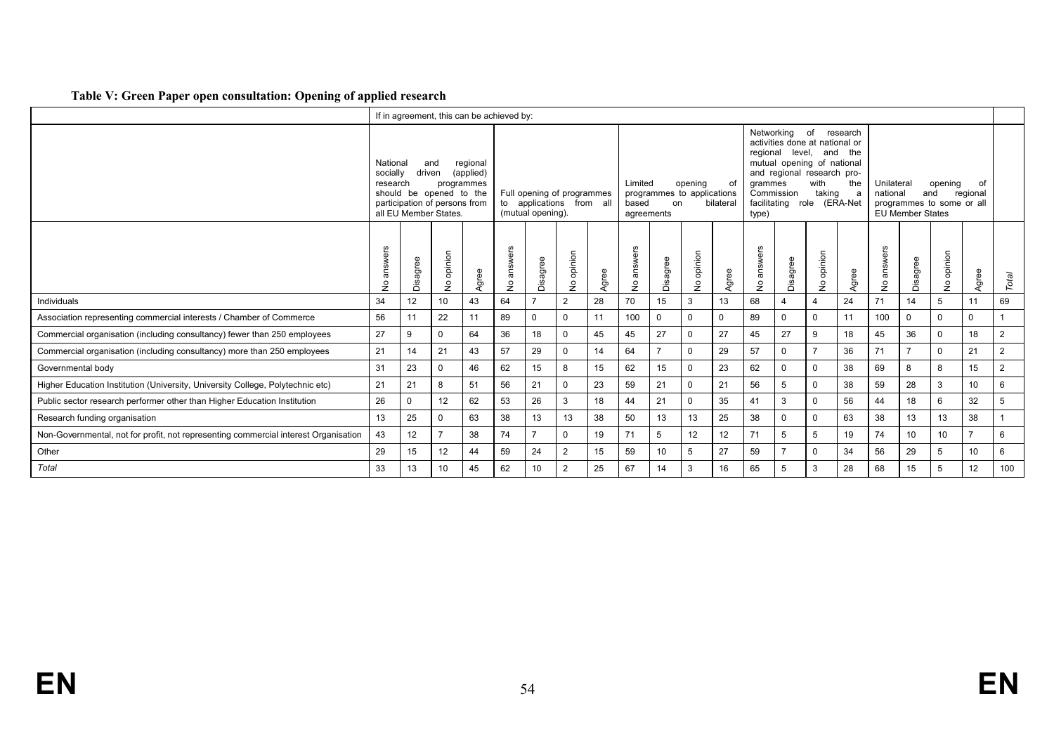**Table V: Green Paper open consultation: Opening of applied research**

| | If in agreement, this can be achieved by: | | | | | | | | | | | | | | | | | | | | |
|---|---|---|---|---|---|---|---|---|---|---|---|---|---|---|---|---|---|---|---|---|---|
| | National and regional socially driven (applied) research programmes should be opened to the participation of persons from all EU Member States. | | | | Full opening of programmes to applications from all (mutual opening). | | | | Limited opening of programmes to applications based on bilateral agreements | | | | Networking of research activities done at national or regional level, and the mutual opening of national and regional research programmes with the Commission taking a facilitating role (ERA-Net type) | | | | Unilateral opening of national and regional programmes to some or all EU Member States | | | | |
| | No answers | Disagree | No opinion | Agree | No answers | Disagree | No opinion | Agree | No answers | Disagree | No opinion | Agree | No answers | Disagree | No opinion | Agree | No answers | Disagree | No opinion | Agree | *Total* |
| Individuals | 34 | 12 | 10 | 43 | 64 | 7 | 2 | 28 | 70 | 15 | 3 | 13 | 68 | 4 | 4 | 24 | 71 | 14 | 5 | 11 | 69 |
| Association representing commercial interests / Chamber of Commerce | 56 | 11 | 22 | 11 | 89 | 0 | 0 | 11 | 100 | 0 | 0 | 0 | 89 | 0 | 0 | 11 | 100 | 0 | 0 | 0 | 1 |
| Commercial organisation (including consultancy) fewer than 250 employees | 27 | 9 | 0 | 64 | 36 | 18 | 0 | 45 | 45 | 27 | 0 | 27 | 45 | 27 | 9 | 18 | 45 | 36 | 0 | 18 | 2 |
| Commercial organisation (including consultancy) more than 250 employees | 21 | 14 | 21 | 43 | 57 | 29 | 0 | 14 | 64 | 7 | 0 | 29 | 57 | 0 | 7 | 36 | 71 | 7 | 0 | 21 | 2 |
| Governmental body | 31 | 23 | 0 | 46 | 62 | 15 | 8 | 15 | 62 | 15 | 0 | 23 | 62 | 0 | 0 | 38 | 69 | 8 | 8 | 15 | 2 |
| Higher Education Institution (University, University College, Polytechnic etc) | 21 | 21 | 8 | 51 | 56 | 21 | 0 | 23 | 59 | 21 | 0 | 21 | 56 | 5 | 0 | 38 | 59 | 28 | 3 | 10 | 6 |
| Public sector research performer other than Higher Education Institution | 26 | 0 | 12 | 62 | 53 | 26 | 3 | 18 | 44 | 21 | 0 | 35 | 41 | 3 | 0 | 56 | 44 | 18 | 6 | 32 | 5 |
| Research funding organisation | 13 | 25 | 0 | 63 | 38 | 13 | 13 | 38 | 50 | 13 | 13 | 25 | 38 | 0 | 0 | 63 | 38 | 13 | 13 | 38 | 1 |
| Non-Governmental, not for profit, not representing commercial interest Organisation | 43 | 12 | 7 | 38 | 74 | 7 | 0 | 19 | 71 | 5 | 12 | 12 | 71 | 5 | 5 | 19 | 74 | 10 | 10 | 7 | 6 |
| Other | 29 | 15 | 12 | 44 | 59 | 24 | 2 | 15 | 59 | 10 | 5 | 27 | 59 | 7 | 0 | 34 | 56 | 29 | 5 | 10 | 6 |
| *Total* | 33 | 13 | 10 | 45 | 62 | 10 | 2 | 25 | 67 | 14 | 3 | 16 | 65 | 5 | 3 | 28 | 68 | 15 | 5 | 12 | 100 |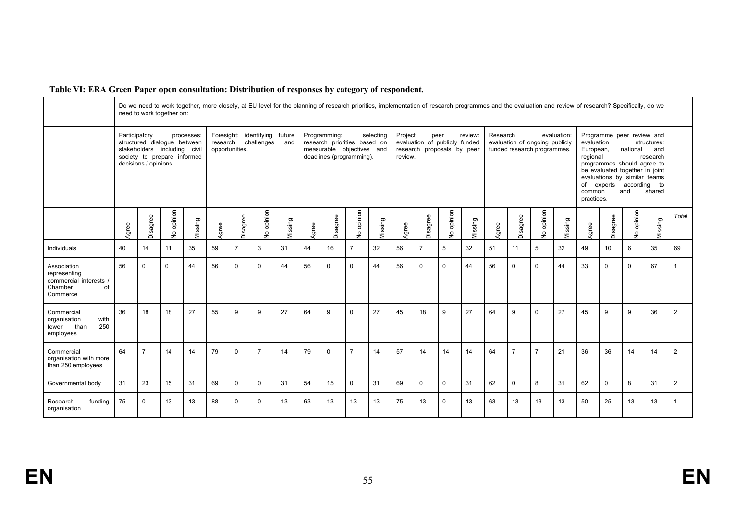**Table VI: ERA Green Paper open consultation: Distribution of responses by category of respondent.**

| | Do we need to work together, more closely, at EU level for the planning of research priorities, implementation of research programmes and the evaluation and review of research? Specifically, do we need to work together on: | | | | | | | | | | | | | | | | | | | | | | | | |
|---|---|---|---|---|---|---|---|---|---|---|---|---|---|---|---|---|---|---|---|---|---|---|---|---|---|
| | Participatory processes: structured dialogue between stakeholders including civil society to prepare informed decisions / opinions | | | | Foresight: identifying future research challenges and opportunities. | | | | Programming: selecting research priorities based on measurable objectives and deadlines (programming). | | | | Project peer review: evaluation of publicly funded research proposals by peer review. | | | | Research evaluation: evaluation of ongoing publicly funded research programmes. | | | | Programme peer review and evaluation structures: European, national and regional research programmes should agree to be evaluated together in joint evaluations by similar teams of experts according to common and shared practices. | | | | |
| | Agree | Disagree | No opinion | Missing | Agree | Disagree | No opinion | Missing | Agree | Disagree | No opinion | Missing | Agree | Disagree | No opinion | Missing | Agree | Disagree | No opinion | Missing | Agree | Disagree | No opinion | Missing | *Total* |
| Individuals | 40 | 14 | 11 | 35 | 59 | 7 | 3 | 31 | 44 | 16 | 7 | 32 | 56 | 7 | 5 | 32 | 51 | 11 | 5 | 32 | 49 | 10 | 6 | 35 | 69 |
| Association representing commercial interests / Chamber of Commerce | 56 | 0 | 0 | 44 | 56 | 0 | 0 | 44 | 56 | 0 | 0 | 44 | 56 | 0 | 0 | 44 | 56 | 0 | 0 | 44 | 33 | 0 | 0 | 67 | 1 |
| Commercial organisation with fewer than 250 employees | 36 | 18 | 18 | 27 | 55 | 9 | 9 | 27 | 64 | 9 | 0 | 27 | 45 | 18 | 9 | 27 | 64 | 9 | 0 | 27 | 45 | 9 | 9 | 36 | 2 |
| Commercial organisation with more than 250 employees | 64 | 7 | 14 | 14 | 79 | 0 | 7 | 14 | 79 | 0 | 7 | 14 | 57 | 14 | 14 | 14 | 64 | 7 | 7 | 21 | 36 | 36 | 14 | 14 | 2 |
| Governmental body | 31 | 23 | 15 | 31 | 69 | 0 | 0 | 31 | 54 | 15 | 0 | 31 | 69 | 0 | 0 | 31 | 62 | 0 | 8 | 31 | 62 | 0 | 8 | 31 | 2 |
| Research funding organisation | 75 | 0 | 13 | 13 | 88 | 0 | 0 | 13 | 63 | 13 | 13 | 13 | 75 | 13 | 0 | 13 | 63 | 13 | 13 | 13 | 50 | 25 | 13 | 13 | 1 |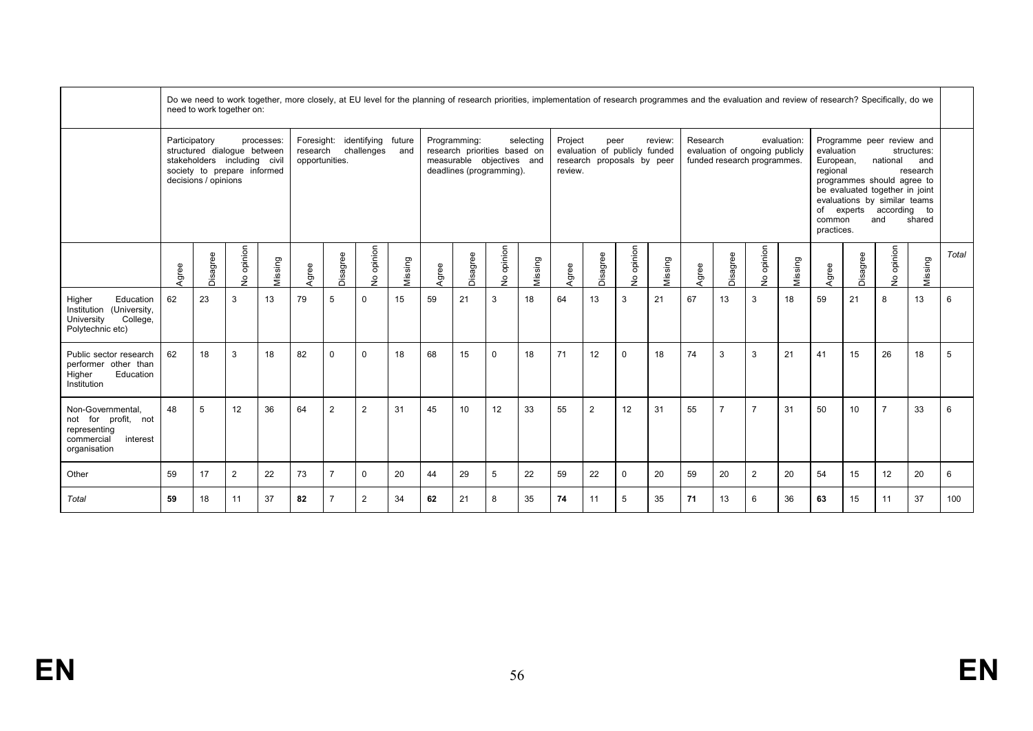| | Do we need to work together, more closely, at EU level for the planning of research priorities, implementation of research programmes and the evaluation and review of research? Specifically, do we need to work together on: | | | | | | | | | | | | | | | | | | | | | | | | |
|---|---|---|---|---|---|---|---|---|---|---|---|---|---|---|---|---|---|---|---|---|---|---|---|---|---|
| | Participatory processes: structured dialogue between stakeholders including civil society to prepare informed decisions / opinions | | | | Foresight: identifying future research challenges and opportunities. | | | | Programming: selecting research priorities based on measurable objectives and deadlines (programming). | | | | Project peer review: evaluation of publicly funded research proposals by peer review. | | | | Research evaluation: evaluation of ongoing publicly funded research programmes. | | | | Programme peer review and evaluation structures: European, national and regional research programmes should agree to be evaluated together in joint evaluations by similar teams of experts according to common and shared practices. | | | | |
| | Agree | Disagree | No opinion | Missing | Agree | Disagree | No opinion | Missing | Agree | Disagree | No opinion | Missing | Agree | Disagree | No opinion | Missing | Agree | Disagree | No opinion | Missing | Agree | Disagree | No opinion | Missing | *Total* |
| Higher Education Institution (University, University College, Polytechnic etc) | 62 | 23 | 3 | 13 | 79 | 5 | 0 | 15 | 59 | 21 | 3 | 18 | 64 | 13 | 3 | 21 | 67 | 13 | 3 | 18 | 59 | 21 | 8 | 13 | 6 |
| Public sector research performer other than Higher Education Institution | 62 | 18 | 3 | 18 | 82 | 0 | 0 | 18 | 68 | 15 | 0 | 18 | 71 | 12 | 0 | 18 | 74 | 3 | 3 | 21 | 41 | 15 | 26 | 18 | 5 |
| Non-Governmental, not for profit, not representing commercial interest organisation | 48 | 5 | 12 | 36 | 64 | 2 | 2 | 31 | 45 | 10 | 12 | 33 | 55 | 2 | 12 | 31 | 55 | 7 | 7 | 31 | 50 | 10 | 7 | 33 | 6 |
| Other | 59 | 17 | 2 | 22 | 73 | 7 | 0 | 20 | 44 | 29 | 5 | 22 | 59 | 22 | 0 | 20 | 59 | 20 | 2 | 20 | 54 | 15 | 12 | 20 | 6 |
| *Total* | **59** | 18 | 11 | 37 | **82** | 7 | 2 | 34 | **62** | 21 | 8 | 35 | **74** | 11 | 5 | 35 | **71** | 13 | 6 | 36 | **63** | 15 | 11 | 37 | 100 |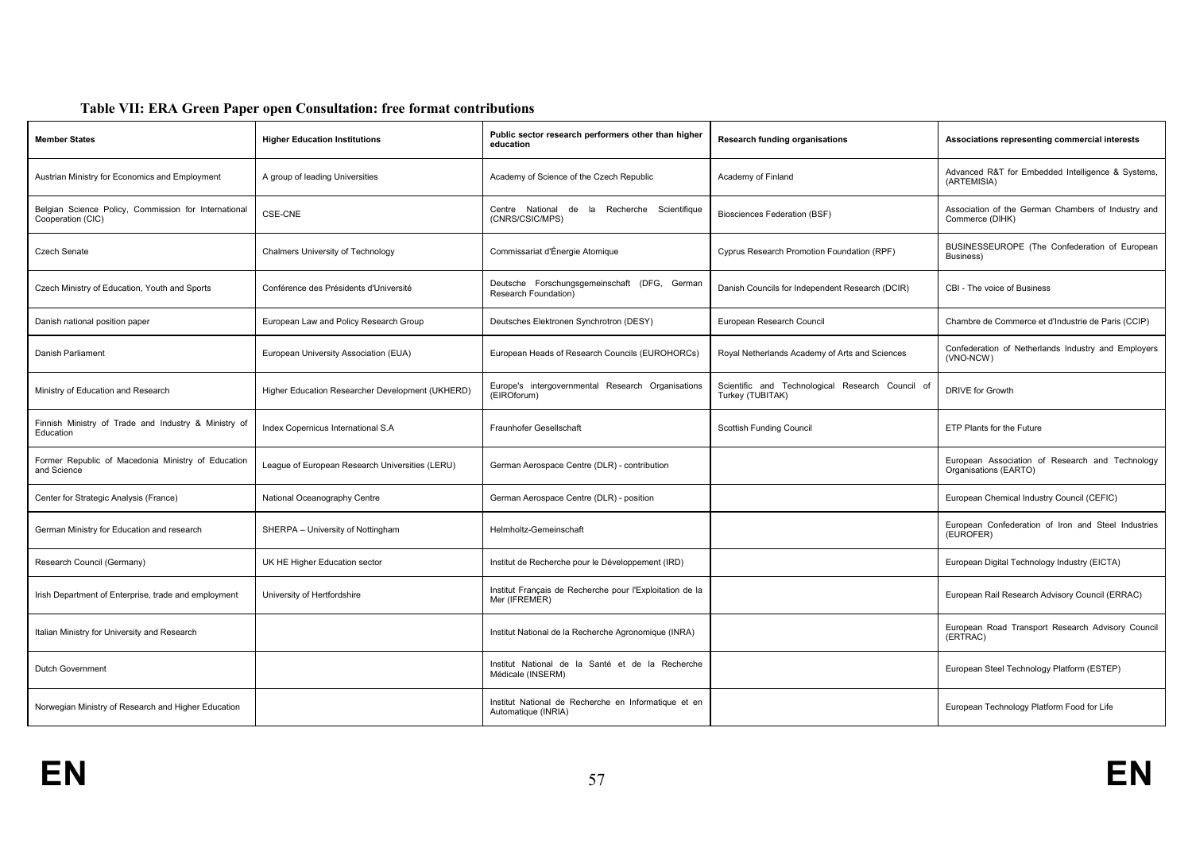**Table VII: ERA Green Paper open Consultation: free format contributions**

| Member States | Higher Education Institutions | Public sector research performers other than higher education | Research funding organisations | Associations representing commercial interests |
|---|---|---|---|---|
| Austrian Ministry for Economics and Employment | A group of leading Universities | Academy of Science of the Czech Republic | Academy of Finland | Advanced R&T for Embedded Intelligence & Systems, (ARTEMISIA) |
| Belgian Science Policy, Commission for International Cooperation (CIC) | CSE-CNE | Centre National de la Recherche Scientifique (CNRS/CSIC/MPS) | Biosciences Federation (BSF) | Association of the German Chambers of Industry and Commerce (DIHK) |
| Czech Senate | Chalmers University of Technology | Commissariat d'Énergie Atomique | Cyprus Research Promotion Foundation (RPF) | BUSINESSEUROPE (The Confederation of European Business) |
| Czech Ministry of Education, Youth and Sports | Conférence des Présidents d'Université | Deutsche Forschungsgemeinschaft (DFG, German Research Foundation) | Danish Councils for Independent Research (DCIR) | CBI - The voice of Business |
| Danish national position paper | European Law and Policy Research Group | Deutsches Elektronen Synchrotron (DESY) | European Research Council | Chambre de Commerce et d'Industrie de Paris (CCIP) |
| Danish Parliament | European University Association (EUA) | European Heads of Research Councils (EUROHORCs) | Royal Netherlands Academy of Arts and Sciences | Confederation of Netherlands Industry and Employers (VNO-NCW) |
| Ministry of Education and Research | Higher Education Researcher Development (UKHERD) | Europe's intergovernmental Research Organisations (EIROforum) | Scientific and Technological Research Council of Turkey (TUBITAK) | DRIVE for Growth |
| Finnish Ministry of Trade and Industry & Ministry of Education | Index Copernicus International S.A | Fraunhofer Gesellschaft | Scottish Funding Council | ETP Plants for the Future |
| Former Republic of Macedonia Ministry of Education and Science | League of European Research Universities (LERU) | German Aerospace Centre (DLR) - contribution | | European Association of Research and Technology Organisations (EARTO) |
| Center for Strategic Analysis (France) | National Oceanography Centre | German Aerospace Centre (DLR) - position | | European Chemical Industry Council (CEFIC) |
| German Ministry for Education and research | SHERPA – University of Nottingham | Helmholtz-Gemeinschaft | | European Confederation of Iron and Steel Industries (EUROFER) |
| Research Council (Germany) | UK HE Higher Education sector | Institut de Recherche pour le Développement (IRD) | | European Digital Technology Industry (EICTA) |
| Irish Department of Enterprise, trade and employment | University of Hertfordshire | Institut Français de Recherche pour l'Exploitation de la Mer (IFREMER) | | European Rail Research Advisory Council (ERRAC) |
| Italian Ministry for University and Research | | Institut National de la Recherche Agronomique (INRA) | | European Road Transport Research Advisory Council (ERTRAC) |
| Dutch Government | | Institut National de la Santé et de la Recherche Médicale (INSERM) | | European Steel Technology Platform (ESTEP) |
| Norwegian Ministry of Research and Higher Education | | Institut National de Recherche en Informatique et en Automatique (INRIA) | | European Technology Platform Food for Life |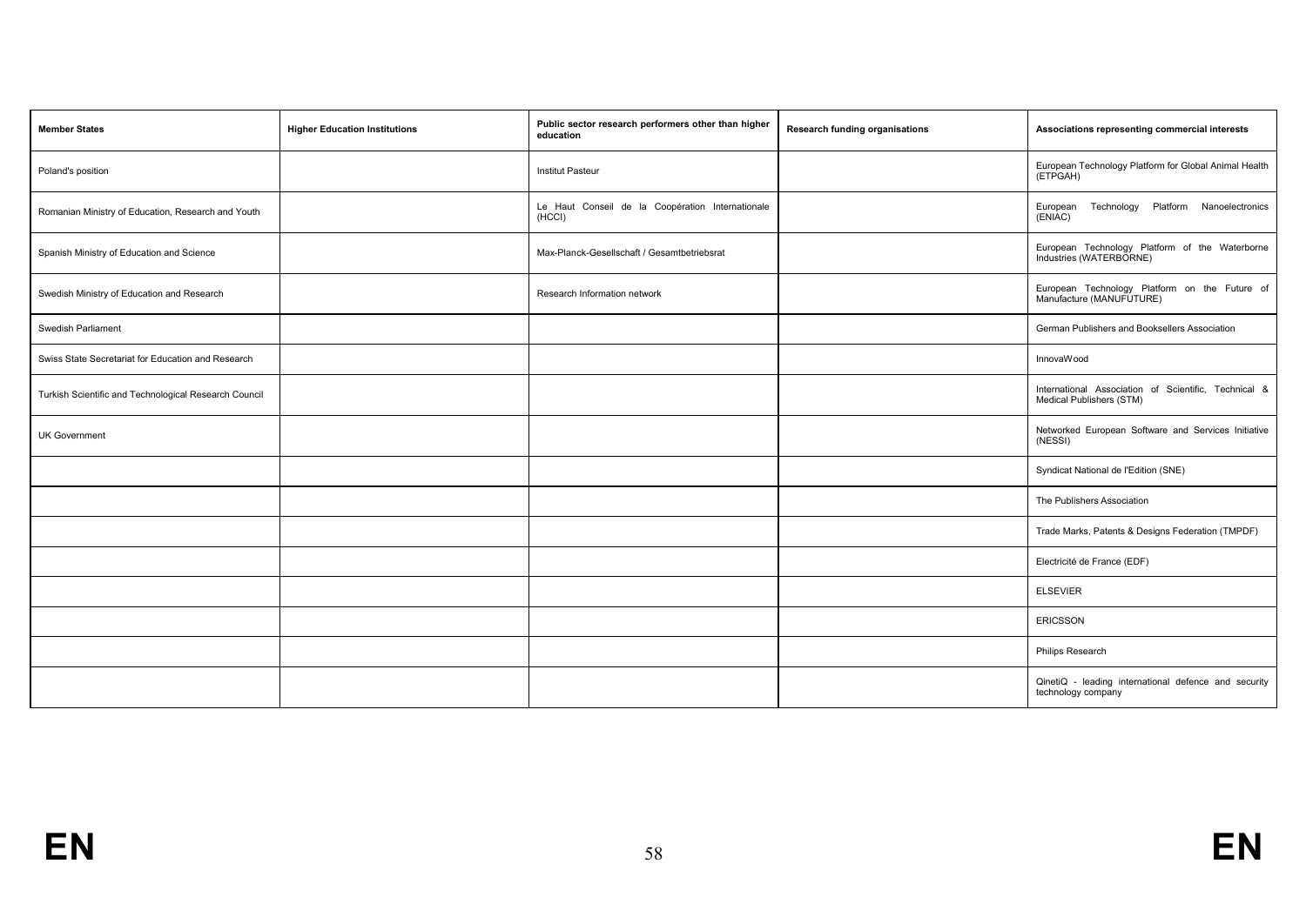| Member States | Higher Education Institutions | Public sector research performers other than higher education | Research funding organisations | Associations representing commercial interests |
|---|---|---|---|---|
| Poland's position | | Institut Pasteur | | European Technology Platform for Global Animal Health (ETPGAH) |
| Romanian Ministry of Education, Research and Youth | | Le Haut Conseil de la Coopération Internationale (HCCI) | | European Technology Platform Nanoelectronics (ENIAC) |
| Spanish Ministry of Education and Science | | Max-Planck-Gesellschaft / Gesamtbetriebsrat | | European Technology Platform of the Waterborne Industries (WATERBORNE) |
| Swedish Ministry of Education and Research | | Research Information network | | European Technology Platform on the Future of Manufacture (MANUFUTURE) |
| Swedish Parliament | | | | German Publishers and Booksellers Association |
| Swiss State Secretariat for Education and Research | | | | InnovaWood |
| Turkish Scientific and Technological Research Council | | | | International Association of Scientific, Technical & Medical Publishers (STM) |
| UK Government | | | | Networked European Software and Services Initiative (NESSI) |
| | | | | Syndicat National de l'Edition (SNE) |
| | | | | The Publishers Association |
| | | | | Trade Marks, Patents & Designs Federation (TMPDF) |
| | | | | Electricité de France (EDF) |
| | | | | ELSEVIER |
| | | | | ERICSSON |
| | | | | Philips Research |
| | | | | QinetiQ - leading international defence and security technology company |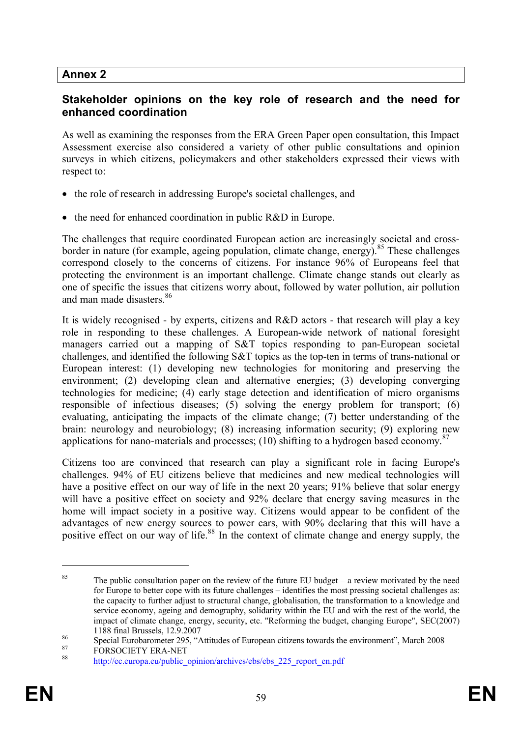## Annex 2

### Stakeholder opinions on the key role of research and the need for enhanced coordination

As well as examining the responses from the ERA Green Paper open consultation, this Impact Assessment exercise also considered a variety of other public consultations and opinion surveys in which citizens, policymakers and other stakeholders expressed their views with respect to:

- the role of research in addressing Europe's societal challenges, and
- the need for enhanced coordination in public R&D in Europe.

The challenges that require coordinated European action are increasingly societal and cross-border in nature (for example, ageing population, climate change, energy).[85] These challenges correspond closely to the concerns of citizens. For instance 96% of Europeans feel that protecting the environment is an important challenge. Climate change stands out clearly as one of specific the issues that citizens worry about, followed by water pollution, air pollution and man made disasters.[86]

It is widely recognised - by experts, citizens and R&D actors - that research will play a key role in responding to these challenges. A European-wide network of national foresight managers carried out a mapping of S&T topics responding to pan-European societal challenges, and identified the following S&T topics as the top-ten in terms of trans-national or European interest: (1) developing new technologies for monitoring and preserving the environment; (2) developing clean and alternative energies; (3) developing converging technologies for medicine; (4) early stage detection and identification of micro organisms responsible of infectious diseases; (5) solving the energy problem for transport; (6) evaluating, anticipating the impacts of the climate change; (7) better understanding of the brain: neurology and neurobiology; (8) increasing information security; (9) exploring new applications for nano-materials and processes; (10) shifting to a hydrogen based economy.[87]

Citizens too are convinced that research can play a significant role in facing Europe's challenges. 94% of EU citizens believe that medicines and new medical technologies will have a positive effect on our way of life in the next 20 years; 91% believe that solar energy will have a positive effect on society and 92% declare that energy saving measures in the home will impact society in a positive way. Citizens would appear to be confident of the advantages of new energy sources to power cars, with 90% declaring that this will have a positive effect on our way of life.[88] In the context of climate change and energy supply, the

---

[85] The public consultation paper on the review of the future EU budget – a review motivated by the need for Europe to better cope with its future challenges – identifies the most pressing societal challenges as: the capacity to further adjust to structural change, globalisation, the transformation to a knowledge and service economy, ageing and demography, solidarity within the EU and with the rest of the world, the impact of climate change, energy, security, etc. "Reforming the budget, changing Europe", SEC(2007) 1188 final Brussels, 12.9.2007

[86] Special Eurobarometer 295, "Attitudes of European citizens towards the environment", March 2008

[87] FORSOCIETY ERA-NET

[88] http://ec.europa.eu/public_opinion/archives/ebs/ebs_225_report_en.pdf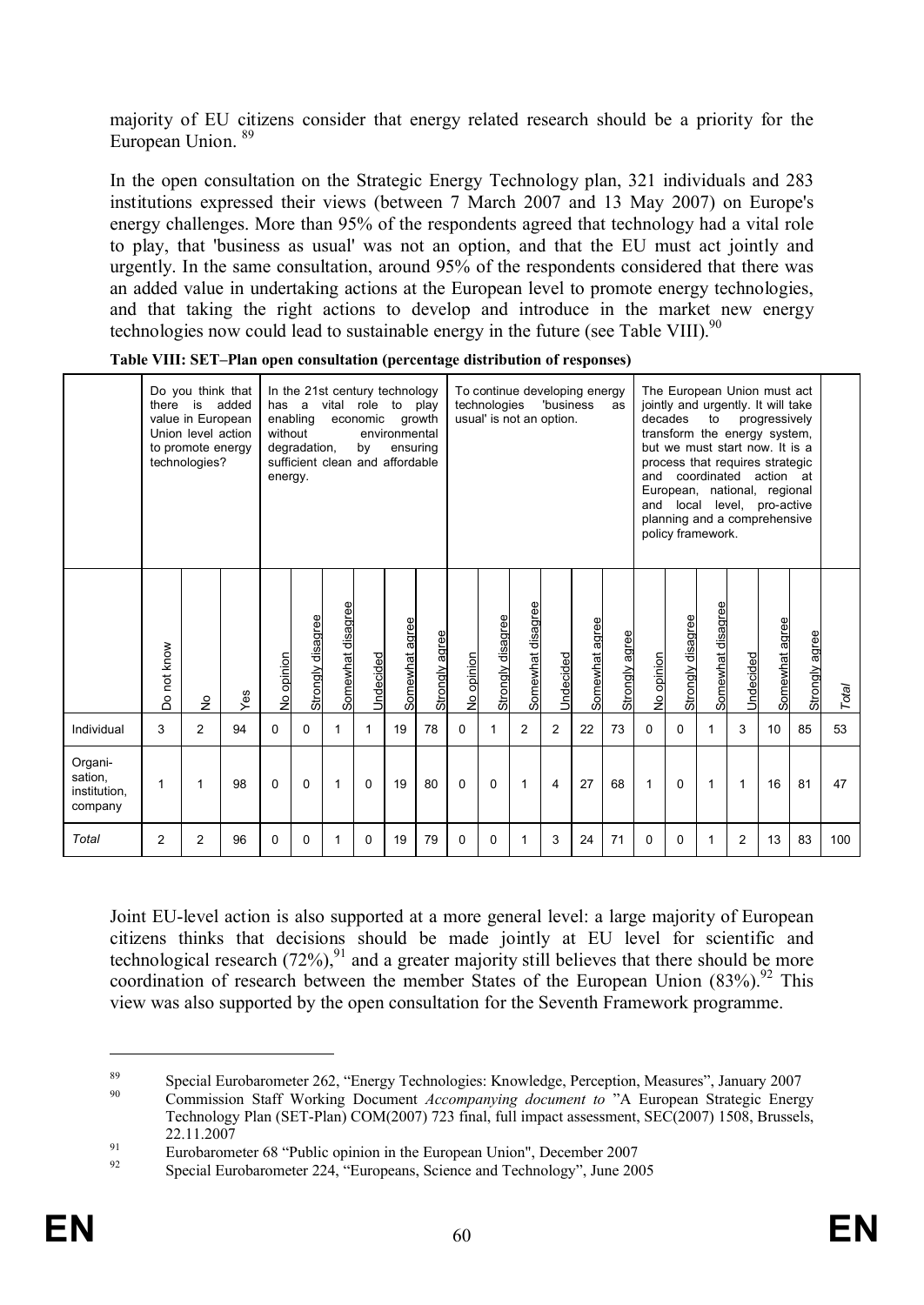majority of EU citizens consider that energy related research should be a priority for the European Union. [89]

In the open consultation on the Strategic Energy Technology plan, 321 individuals and 283 institutions expressed their views (between 7 March 2007 and 13 May 2007) on Europe's energy challenges. More than 95% of the respondents agreed that technology had a vital role to play, that 'business as usual' was not an option, and that the EU must act jointly and urgently. In the same consultation, around 95% of the respondents considered that there was an added value in undertaking actions at the European level to promote energy technologies, and that taking the right actions to develop and introduce in the market new energy technologies now could lead to sustainable energy in the future (see Table VIII).[90]

**Table VIII: SET–Plan open consultation (percentage distribution of responses)**

| | Do you think that there is added value in European Union level action to promote energy technologies? | | | In the 21st century technology has a vital role to play enabling economic growth without environmental degradation, by ensuring sufficient clean and affordable energy. | | | | | | To continue developing energy technologies 'business as usual' is not an option. | | | | | | The European Union must act jointly and urgently. It will take decades to progressively transform the energy system, but we must start now. It is a process that requires strategic and coordinated action at European, national, regional and local level, pro-active planning and a comprehensive policy framework. | | | | | | |
|---|---|---|---|---|---|---|---|---|---|---|---|---|---|---|---|---|---|---|---|---|---|---|
| | Do not know | No | Yes | No opinion | Strongly disagree | Somewhat disagree | Undecided | Somewhat agree | Strongly agree | No opinion | Strongly disagree | Somewhat disagree | Undecided | Somewhat agree | Strongly agree | No opinion | Strongly disagree | Somewhat disagree | Undecided | Somewhat agree | Strongly agree | *Total* |
| Individual | 3 | 2 | 94 | 0 | 0 | 1 | 1 | 19 | 78 | 0 | 1 | 2 | 2 | 22 | 73 | 0 | 0 | 1 | 3 | 10 | 85 | 53 |
| Organi-sation, institution, company | 1 | 1 | 98 | 0 | 0 | 1 | 0 | 19 | 80 | 0 | 0 | 1 | 4 | 27 | 68 | 1 | 0 | 1 | 1 | 16 | 81 | 47 |
| *Total* | 2 | 2 | 96 | 0 | 0 | 1 | 0 | 19 | 79 | 0 | 0 | 1 | 3 | 24 | 71 | 0 | 0 | 1 | 2 | 13 | 83 | 100 |

Joint EU-level action is also supported at a more general level: a large majority of European citizens thinks that decisions should be made jointly at EU level for scientific and technological research (72%),[91] and a greater majority still believes that there should be more coordination of research between the member States of the European Union (83%).[92] This view was also supported by the open consultation for the Seventh Framework programme.

---

[89] Special Eurobarometer 262, "Energy Technologies: Knowledge, Perception, Measures", January 2007

[90] Commission Staff Working Document *Accompanying document to* "A European Strategic Energy Technology Plan (SET-Plan) COM(2007) 723 final, full impact assessment, SEC(2007) 1508, Brussels, 22.11.2007

[91] Eurobarometer 68 "Public opinion in the European Union", December 2007

[92] Special Eurobarometer 224, "Europeans, Science and Technology", June 2005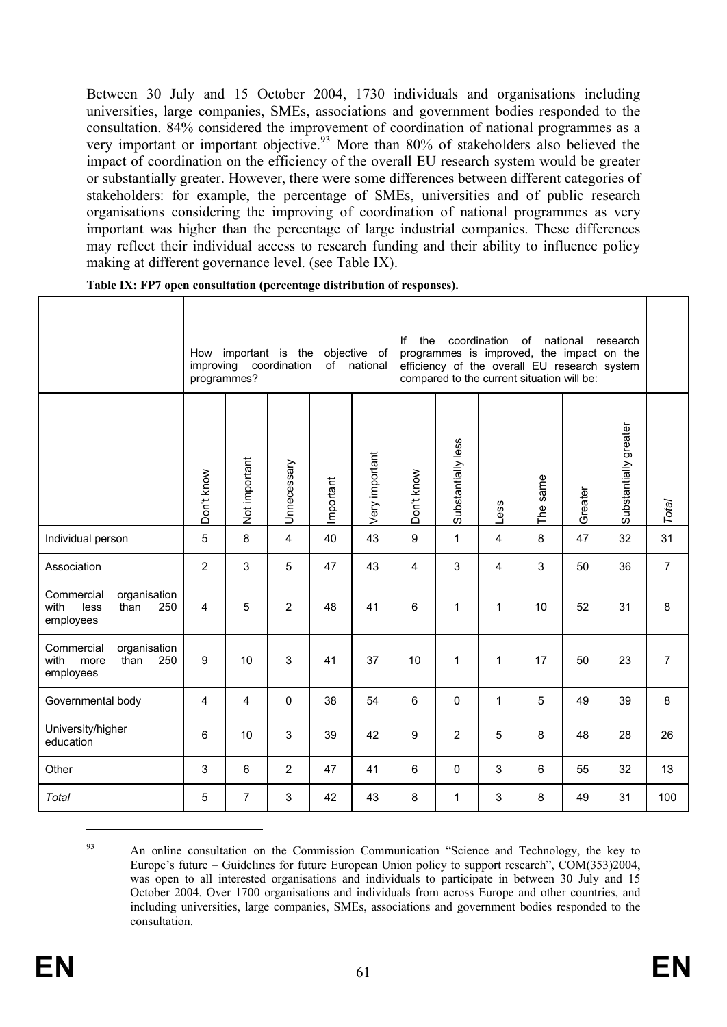Between 30 July and 15 October 2004, 1730 individuals and organisations including universities, large companies, SMEs, associations and government bodies responded to the consultation. 84% considered the improvement of coordination of national programmes as a very important or important objective.[93] More than 80% of stakeholders also believed the impact of coordination on the efficiency of the overall EU research system would be greater or substantially greater. However, there were some differences between different categories of stakeholders: for example, the percentage of SMEs, universities and of public research organisations considering the improving of coordination of national programmes as very important was higher than the percentage of large industrial companies. These differences may reflect their individual access to research funding and their ability to influence policy making at different governance level. (see Table IX).

**Table IX: FP7 open consultation (percentage distribution of responses).**

| | How important is the objective of improving coordination of national programmes? | | | | | If the coordination of national research programmes is improved, the impact on the efficiency of the overall EU research system compared to the current situation will be: | | | | | | |
|---|---|---|---|---|---|---|---|---|---|---|---|---|
| | Don't know | Not important | Unnecessary | Important | Very important | Don't know | Substantially less | Less | The same | Greater | Substantially greater | *Total* |
| Individual person | 5 | 8 | 4 | 40 | 43 | 9 | 1 | 4 | 8 | 47 | 32 | 31 |
| Association | 2 | 3 | 5 | 47 | 43 | 4 | 3 | 4 | 3 | 50 | 36 | 7 |
| Commercial organisation with less than 250 employees | 4 | 5 | 2 | 48 | 41 | 6 | 1 | 1 | 10 | 52 | 31 | 8 |
| Commercial organisation with more than 250 employees | 9 | 10 | 3 | 41 | 37 | 10 | 1 | 1 | 17 | 50 | 23 | 7 |
| Governmental body | 4 | 4 | 0 | 38 | 54 | 6 | 0 | 1 | 5 | 49 | 39 | 8 |
| University/higher education | 6 | 10 | 3 | 39 | 42 | 9 | 2 | 5 | 8 | 48 | 28 | 26 |
| Other | 3 | 6 | 2 | 47 | 41 | 6 | 0 | 3 | 6 | 55 | 32 | 13 |
| *Total* | 5 | 7 | 3 | 42 | 43 | 8 | 1 | 3 | 8 | 49 | 31 | 100 |

[93] An online consultation on the Commission Communication "Science and Technology, the key to Europe's future – Guidelines for future European Union policy to support research", COM(353)2004, was open to all interested organisations and individuals to participate in between 30 July and 15 October 2004. Over 1700 organisations and individuals from across Europe and other countries, and including universities, large companies, SMEs, associations and government bodies responded to the consultation.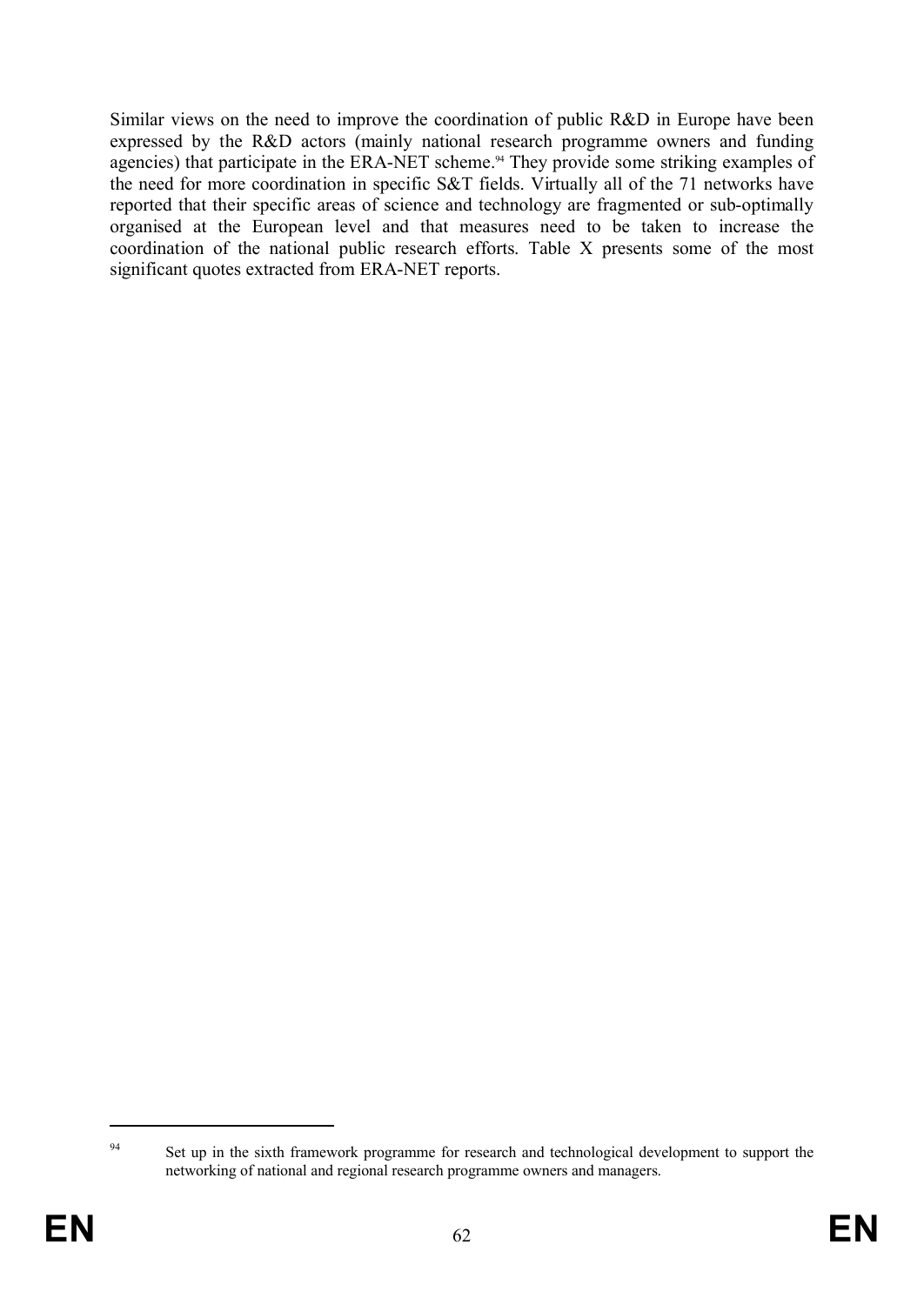Similar views on the need to improve the coordination of public R&D in Europe have been expressed by the R&D actors (mainly national research programme owners and funding agencies) that participate in the ERA-NET scheme.[94] They provide some striking examples of the need for more coordination in specific S&T fields. Virtually all of the 71 networks have reported that their specific areas of science and technology are fragmented or sub-optimally organised at the European level and that measures need to be taken to increase the coordination of the national public research efforts. Table X presents some of the most significant quotes extracted from ERA-NET reports.

---

[94] Set up in the sixth framework programme for research and technological development to support the networking of national and regional research programme owners and managers.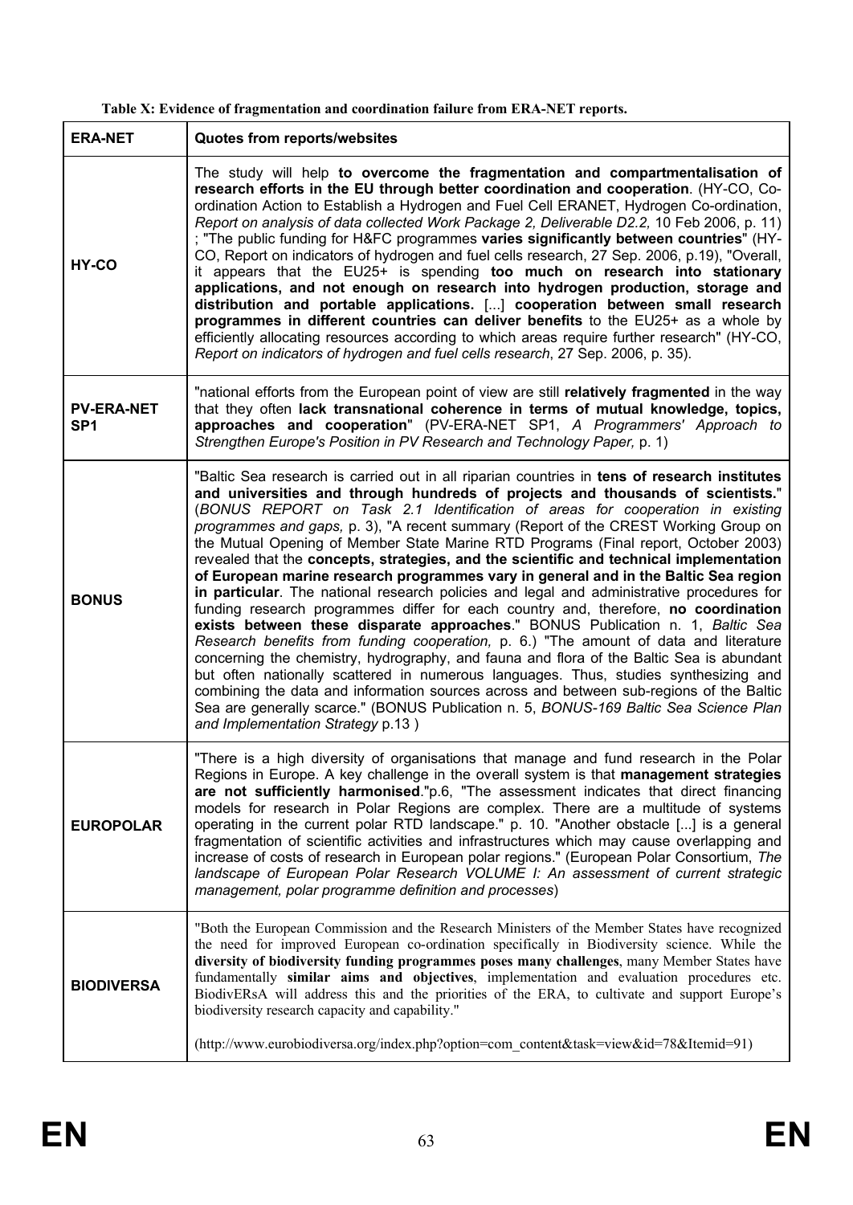**Table X: Evidence of fragmentation and coordination failure from ERA-NET reports.**

| ERA-NET | Quotes from reports/websites |
|---|---|
| **HY-CO** | The study will help **to overcome the fragmentation and compartmentalisation of research efforts in the EU through better coordination and cooperation**. (HY-CO, Co-ordination Action to Establish a Hydrogen and Fuel Cell ERANET, Hydrogen Co-ordination, *Report on analysis of data collected Work Package 2, Deliverable D2.2,* 10 Feb 2006, p. 11) ; "The public funding for H&FC programmes **varies significantly between countries**" (HY-CO, Report on indicators of hydrogen and fuel cells research, 27 Sep. 2006, p.19), "Overall, it appears that the EU25+ is spending **too much on research into stationary applications, and not enough on research into hydrogen production, storage and distribution and portable applications.** [...] **cooperation between small research programmes in different countries can deliver benefits** to the EU25+ as a whole by efficiently allocating resources according to which areas require further research" (HY-CO, *Report on indicators of hydrogen and fuel cells research*, 27 Sep. 2006, p. 35). |
| **PV-ERA-NET SP1** | "national efforts from the European point of view are still **relatively fragmented** in the way that they often **lack transnational coherence in terms of mutual knowledge, topics, approaches and cooperation**" (PV-ERA-NET SP1, *A Programmers' Approach to Strengthen Europe's Position in PV Research and Technology Paper,* p. 1) |
| **BONUS** | "Baltic Sea research is carried out in all riparian countries in **tens of research institutes and universities and through hundreds of projects and thousands of scientists.**" (*BONUS REPORT on Task 2.1 Identification of areas for cooperation in existing programmes and gaps,* p. 3), "A recent summary (Report of the CREST Working Group on the Mutual Opening of Member State Marine RTD Programs (Final report, October 2003) revealed that the **concepts, strategies, and the scientific and technical implementation of European marine research programmes vary in general and in the Baltic Sea region in particular**. The national research policies and legal and administrative procedures for funding research programmes differ for each country and, therefore, **no coordination exists between these disparate approaches**." BONUS Publication n. 1, *Baltic Sea Research benefits from funding cooperation,* p. 6.) "The amount of data and literature concerning the chemistry, hydrography, and fauna and flora of the Baltic Sea is abundant but often nationally scattered in numerous languages. Thus, studies synthesizing and combining the data and information sources across and between sub-regions of the Baltic Sea are generally scarce." (BONUS Publication n. 5, *BONUS-169 Baltic Sea Science Plan and Implementation Strategy* p.13 ) |
| **EUROPOLAR** | "There is a high diversity of organisations that manage and fund research in the Polar Regions in Europe. A key challenge in the overall system is that **management strategies are not sufficiently harmonised**."p.6, "The assessment indicates that direct financing models for research in Polar Regions are complex. There are a multitude of systems operating in the current polar RTD landscape." p. 10. "Another obstacle [...] is a general fragmentation of scientific activities and infrastructures which may cause overlapping and increase of costs of research in European polar regions." (European Polar Consortium, *The landscape of European Polar Research VOLUME I: An assessment of current strategic management, polar programme definition and processes*) |
| **BIODIVERSA** | "Both the European Commission and the Research Ministers of the Member States have recognized the need for improved European co-ordination specifically in Biodiversity science. While the **diversity of biodiversity funding programmes poses many challenges**, many Member States have fundamentally **similar aims and objectives**, implementation and evaluation procedures etc. BiodivERsA will address this and the priorities of the ERA, to cultivate and support Europe's biodiversity research capacity and capability." (http://www.eurobiodiversa.org/index.php?option=com_content&task=view&id=78&Itemid=91) |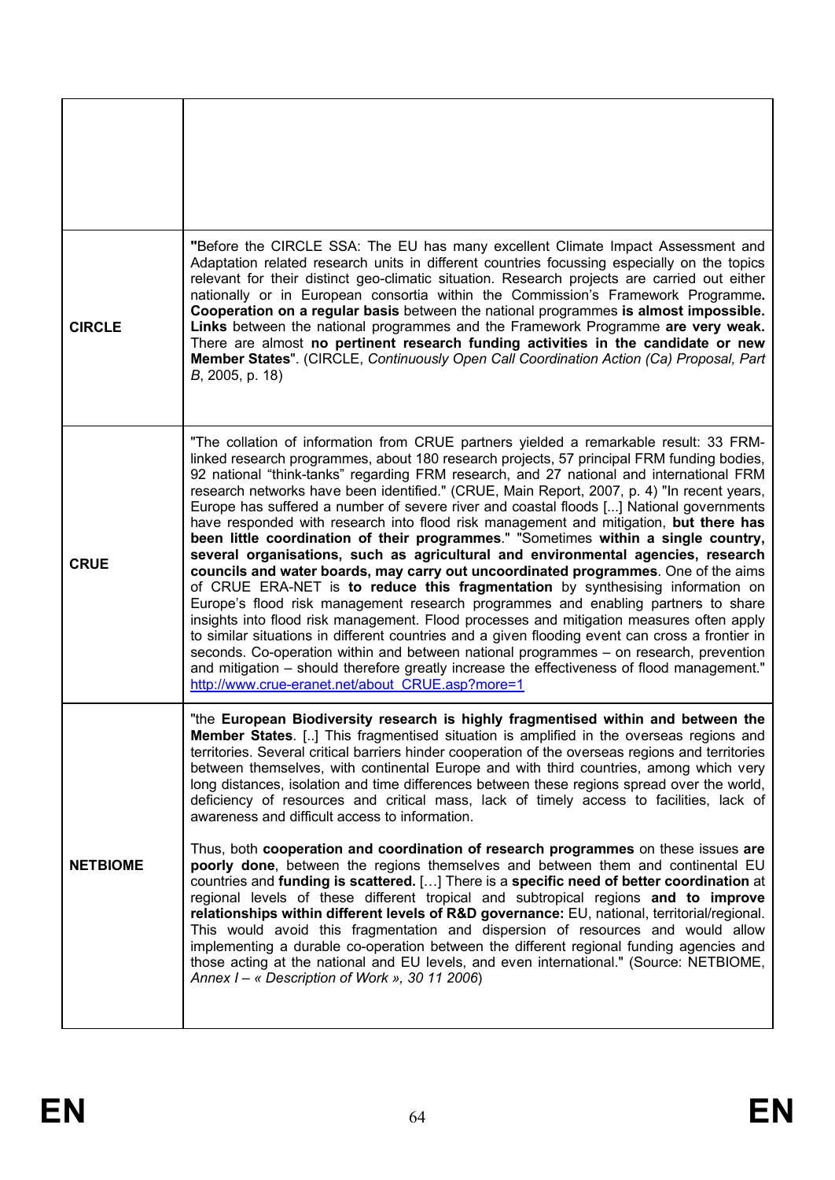| | |
|---|---|
| | |
| **CIRCLE** | "Before the CIRCLE SSA: The EU has many excellent Climate Impact Assessment and Adaptation related research units in different countries focussing especially on the topics relevant for their distinct geo-climatic situation. Research projects are carried out either nationally or in European consortia within the Commission's Framework Programme**.** **Cooperation on a regular basis** between the national programmes **is almost impossible. Links** between the national programmes and the Framework Programme **are very weak.** There are almost **no pertinent research funding activities in the candidate or new Member States**". (CIRCLE, *Continuously Open Call Coordination Action (Ca) Proposal, Part B*, 2005, p. 18) |
| **CRUE** | "The collation of information from CRUE partners yielded a remarkable result: 33 FRM-linked research programmes, about 180 research projects, 57 principal FRM funding bodies, 92 national "think-tanks" regarding FRM research, and 27 national and international FRM research networks have been identified." (CRUE, Main Report, 2007, p. 4) "In recent years, Europe has suffered a number of severe river and coastal floods [...] National governments have responded with research into flood risk management and mitigation, **but there has been little coordination of their programmes**." "Sometimes **within a single country, several organisations, such as agricultural and environmental agencies, research councils and water boards, may carry out uncoordinated programmes**. One of the aims of CRUE ERA-NET is **to reduce this fragmentation** by synthesising information on Europe's flood risk management research programmes and enabling partners to share insights into flood risk management. Flood processes and mitigation measures often apply to similar situations in different countries and a given flooding event can cross a frontier in seconds. Co-operation within and between national programmes – on research, prevention and mitigation – should therefore greatly increase the effectiveness of flood management." http://www.crue-eranet.net/about_CRUE.asp?more=1 |
| **NETBIOME** | "the **European Biodiversity research is highly fragmentised within and between the Member States**. [..] This fragmentised situation is amplified in the overseas regions and territories. Several critical barriers hinder cooperation of the overseas regions and territories between themselves, with continental Europe and with third countries, among which very long distances, isolation and time differences between these regions spread over the world, deficiency of resources and critical mass, lack of timely access to facilities, lack of awareness and difficult access to information.<br><br>Thus, both **cooperation and coordination of research programmes** on these issues **are poorly done**, between the regions themselves and between them and continental EU countries and **funding is scattered.** […] There is a **specific need of better coordination** at regional levels of these different tropical and subtropical regions **and to improve relationships within different levels of R&D governance:** EU, national, territorial/regional. This would avoid this fragmentation and dispersion of resources and would allow implementing a durable co-operation between the different regional funding agencies and those acting at the national and EU levels, and even international." (Source: NETBIOME, *Annex I – « Description of Work », 30 11 2006*) |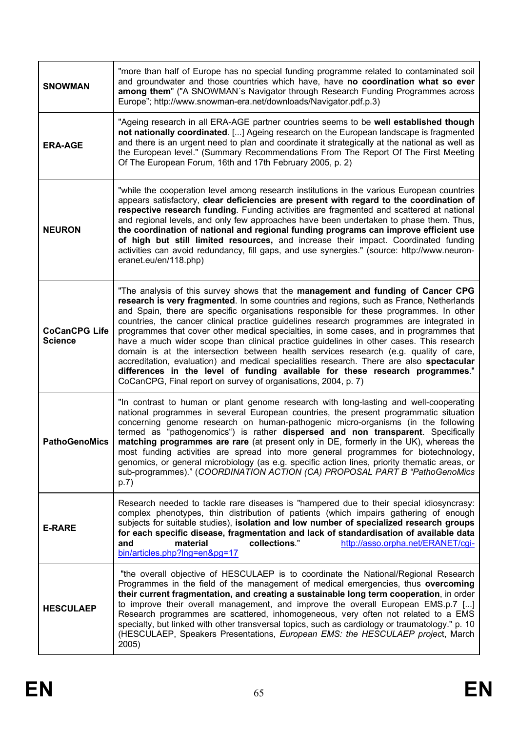| | |
|---|---|
| **SNOWMAN** | "more than half of Europe has no special funding programme related to contaminated soil and groundwater and those countries which have, have **no coordination what so ever among them**" ("A SNOWMAN´s Navigator through Research Funding Programmes across Europe"; http://www.snowman-era.net/downloads/Navigator.pdf.p.3) |
| **ERA-AGE** | "Ageing research in all ERA-AGE partner countries seems to be **well established though not nationally coordinated**. [...] Ageing research on the European landscape is fragmented and there is an urgent need to plan and coordinate it strategically at the national as well as the European level." (Summary Recommendations From The Report Of The First Meeting Of The European Forum, 16th and 17th February 2005, p. 2) |
| **NEURON** | "while the cooperation level among research institutions in the various European countries appears satisfactory, **clear deficiencies are present with regard to the coordination of respective research funding**. Funding activities are fragmented and scattered at national and regional levels, and only few approaches have been undertaken to phase them. Thus, **the coordination of national and regional funding programs can improve efficient use of high but still limited resources,** and increase their impact. Coordinated funding activities can avoid redundancy, fill gaps, and use synergies." (source: http://www.neuron-eranet.eu/en/118.php) |
| **CoCanCPG Life Science** | "The analysis of this survey shows that the **management and funding of Cancer CPG research is very fragmented**. In some countries and regions, such as France, Netherlands and Spain, there are specific organisations responsible for these programmes. In other countries, the cancer clinical practice guidelines research programmes are integrated in programmes that cover other medical specialties, in some cases, and in programmes that have a much wider scope than clinical practice guidelines in other cases. This research domain is at the intersection between health services research (e.g. quality of care, accreditation, evaluation) and medical specialities research. There are also **spectacular differences in the level of funding available for these research programmes**." CoCanCPG, Final report on survey of organisations, 2004, p. 7) |
| **PathoGenoMics** | "In contrast to human or plant genome research with long-lasting and well-cooperating national programmes in several European countries, the present programmatic situation concerning genome research on human-pathogenic micro-organisms (in the following termed as "pathogenomics") is rather **dispersed and non transparent**. Specifically **matching programmes are rare** (at present only in DE, formerly in the UK), whereas the most funding activities are spread into more general programmes for biotechnology, genomics, or general microbiology (as e.g. specific action lines, priority thematic areas, or sub-programmes)." (*COORDINATION ACTION (CA) PROPOSAL PART B "PathoGenoMics* p.7) |
| **E-RARE** | Research needed to tackle rare diseases is "hampered due to their special idiosyncrasy: complex phenotypes, thin distribution of patients (which impairs gathering of enough subjects for suitable studies), **isolation and low number of specialized research groups for each specific disease, fragmentation and lack of standardisation of available data and material collections**." http://asso.orpha.net/ERANET/cgi-bin/articles.php?lng=en&pg=17 |
| **HESCULAEP** | "the overall objective of HESCULAEP is to coordinate the National/Regional Research Programmes in the field of the management of medical emergencies, thus **overcoming their current fragmentation, and creating a sustainable long term cooperation**, in order to improve their overall management, and improve the overall European EMS.p.7 [...] Research programmes are scattered, inhomogeneous, very often not related to a EMS specialty, but linked with other transversal topics, such as cardiology or traumatology." p. 10 (HESCULAEP, Speakers Presentations, *European EMS: the HESCULAEP projec*t, March 2005) |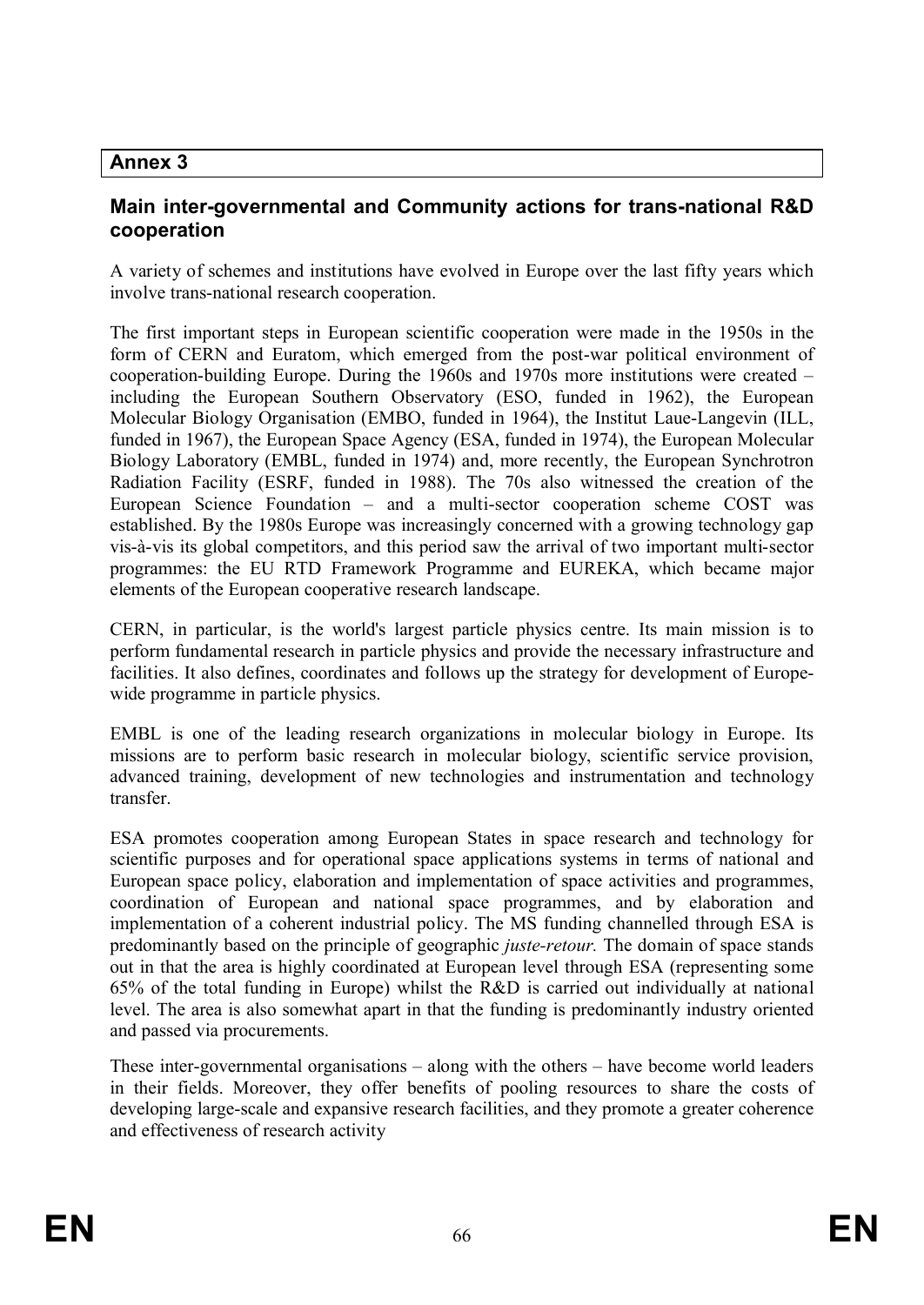## Annex 3

### Main inter-governmental and Community actions for trans-national R&D cooperation

A variety of schemes and institutions have evolved in Europe over the last fifty years which involve trans-national research cooperation.

The first important steps in European scientific cooperation were made in the 1950s in the form of CERN and Euratom, which emerged from the post-war political environment of cooperation-building Europe. During the 1960s and 1970s more institutions were created – including the European Southern Observatory (ESO, funded in 1962), the European Molecular Biology Organisation (EMBO, funded in 1964), the Institut Laue-Langevin (ILL, funded in 1967), the European Space Agency (ESA, funded in 1974), the European Molecular Biology Laboratory (EMBL, funded in 1974) and, more recently, the European Synchrotron Radiation Facility (ESRF, funded in 1988). The 70s also witnessed the creation of the European Science Foundation – and a multi-sector cooperation scheme COST was established. By the 1980s Europe was increasingly concerned with a growing technology gap vis-à-vis its global competitors, and this period saw the arrival of two important multi-sector programmes: the EU RTD Framework Programme and EUREKA, which became major elements of the European cooperative research landscape.

CERN, in particular, is the world's largest particle physics centre. Its main mission is to perform fundamental research in particle physics and provide the necessary infrastructure and facilities. It also defines, coordinates and follows up the strategy for development of Europe-wide programme in particle physics.

EMBL is one of the leading research organizations in molecular biology in Europe. Its missions are to perform basic research in molecular biology, scientific service provision, advanced training, development of new technologies and instrumentation and technology transfer.

ESA promotes cooperation among European States in space research and technology for scientific purposes and for operational space applications systems in terms of national and European space policy, elaboration and implementation of space activities and programmes, coordination of European and national space programmes, and by elaboration and implementation of a coherent industrial policy. The MS funding channelled through ESA is predominantly based on the principle of geographic *juste-retour.* The domain of space stands out in that the area is highly coordinated at European level through ESA (representing some 65% of the total funding in Europe) whilst the R&D is carried out individually at national level. The area is also somewhat apart in that the funding is predominantly industry oriented and passed via procurements.

These inter-governmental organisations – along with the others – have become world leaders in their fields. Moreover, they offer benefits of pooling resources to share the costs of developing large-scale and expansive research facilities, and they promote a greater coherence and effectiveness of research activity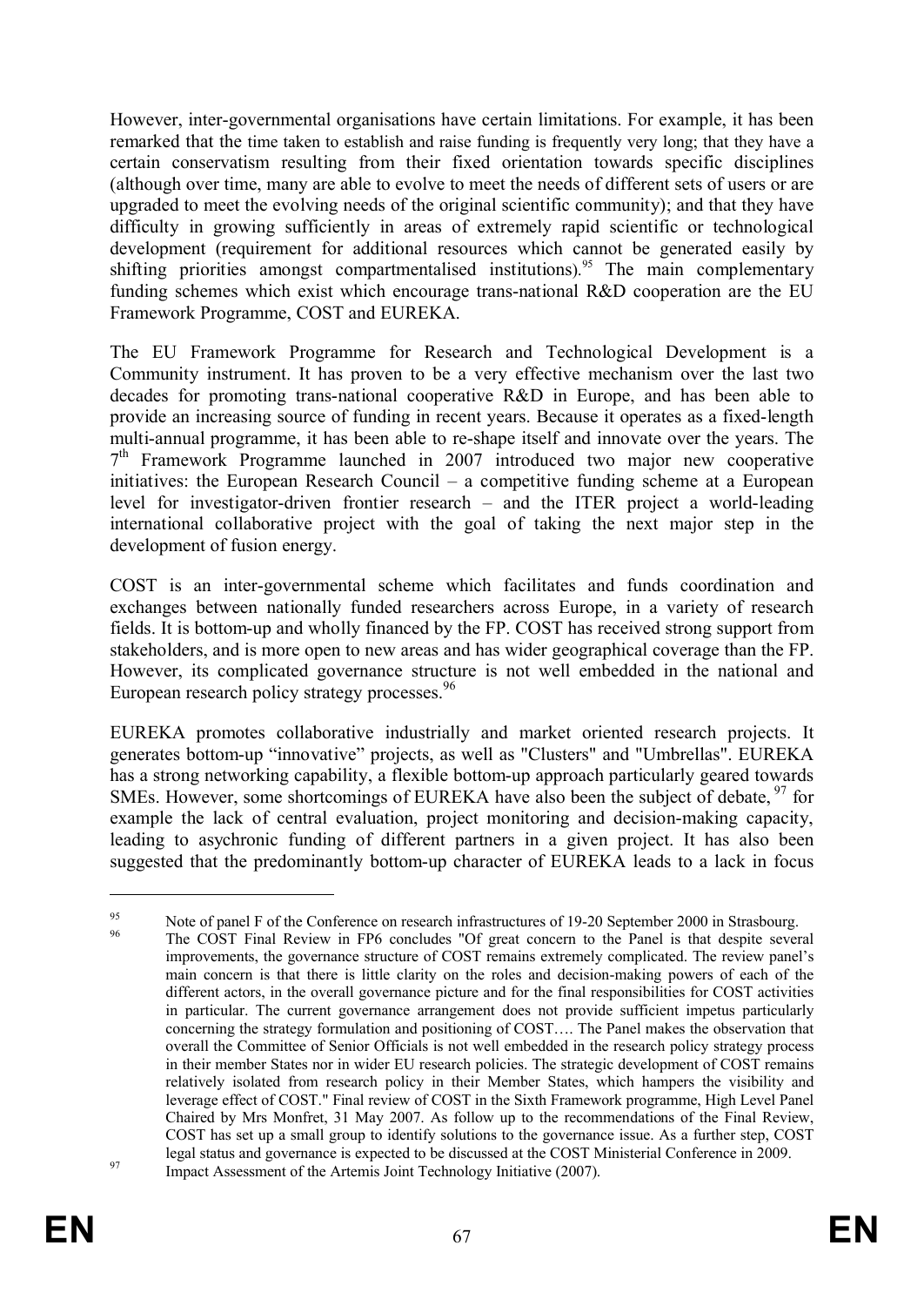However, inter-governmental organisations have certain limitations. For example, it has been remarked that the time taken to establish and raise funding is frequently very long; that they have a certain conservatism resulting from their fixed orientation towards specific disciplines (although over time, many are able to evolve to meet the needs of different sets of users or are upgraded to meet the evolving needs of the original scientific community); and that they have difficulty in growing sufficiently in areas of extremely rapid scientific or technological development (requirement for additional resources which cannot be generated easily by shifting priorities amongst compartmentalised institutions).[95] The main complementary funding schemes which exist which encourage trans-national R&D cooperation are the EU Framework Programme, COST and EUREKA.

The EU Framework Programme for Research and Technological Development is a Community instrument. It has proven to be a very effective mechanism over the last two decades for promoting trans-national cooperative R&D in Europe, and has been able to provide an increasing source of funding in recent years. Because it operates as a fixed-length multi-annual programme, it has been able to re-shape itself and innovate over the years. The 7th Framework Programme launched in 2007 introduced two major new cooperative initiatives: the European Research Council – a competitive funding scheme at a European level for investigator-driven frontier research – and the ITER project a world-leading international collaborative project with the goal of taking the next major step in the development of fusion energy.

COST is an inter-governmental scheme which facilitates and funds coordination and exchanges between nationally funded researchers across Europe, in a variety of research fields. It is bottom-up and wholly financed by the FP. COST has received strong support from stakeholders, and is more open to new areas and has wider geographical coverage than the FP. However, its complicated governance structure is not well embedded in the national and European research policy strategy processes.[96]

EUREKA promotes collaborative industrially and market oriented research projects. It generates bottom-up "innovative" projects, as well as "Clusters" and "Umbrellas". EUREKA has a strong networking capability, a flexible bottom-up approach particularly geared towards SMEs. However, some shortcomings of EUREKA have also been the subject of debate, [97] for example the lack of central evaluation, project monitoring and decision-making capacity, leading to asychronic funding of different partners in a given project. It has also been suggested that the predominantly bottom-up character of EUREKA leads to a lack in focus

---

[95] Note of panel F of the Conference on research infrastructures of 19-20 September 2000 in Strasbourg.

[96] The COST Final Review in FP6 concludes "Of great concern to the Panel is that despite several improvements, the governance structure of COST remains extremely complicated. The review panel's main concern is that there is little clarity on the roles and decision-making powers of each of the different actors, in the overall governance picture and for the final responsibilities for COST activities in particular. The current governance arrangement does not provide sufficient impetus particularly concerning the strategy formulation and positioning of COST…. The Panel makes the observation that overall the Committee of Senior Officials is not well embedded in the research policy strategy process in their member States nor in wider EU research policies. The strategic development of COST remains relatively isolated from research policy in their Member States, which hampers the visibility and leverage effect of COST." Final review of COST in the Sixth Framework programme, High Level Panel Chaired by Mrs Monfret, 31 May 2007. As follow up to the recommendations of the Final Review, COST has set up a small group to identify solutions to the governance issue. As a further step, COST legal status and governance is expected to be discussed at the COST Ministerial Conference in 2009.

[97] Impact Assessment of the Artemis Joint Technology Initiative (2007).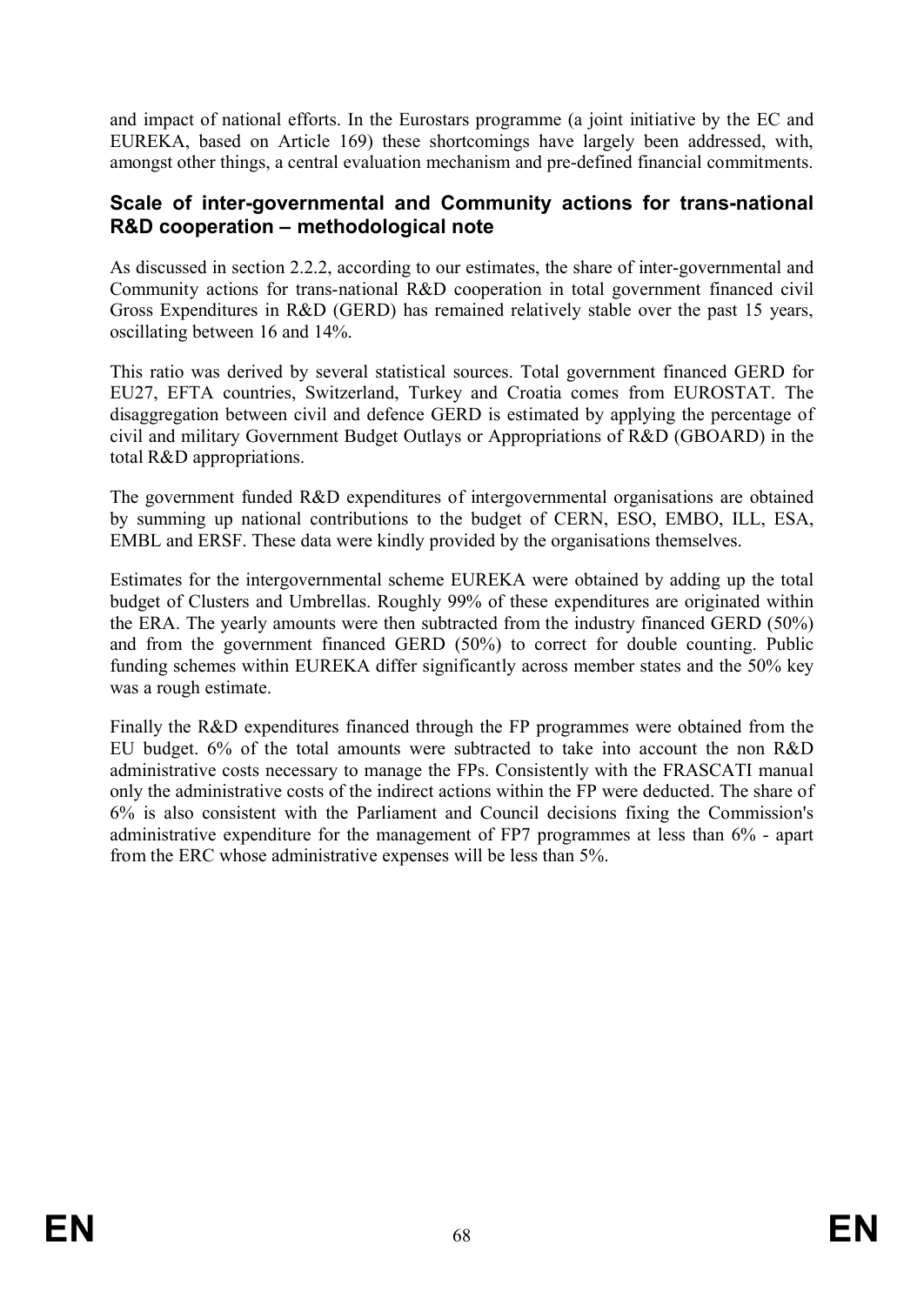and impact of national efforts. In the Eurostars programme (a joint initiative by the EC and EUREKA, based on Article 169) these shortcomings have largely been addressed, with, amongst other things, a central evaluation mechanism and pre-defined financial commitments.

### Scale of inter-governmental and Community actions for trans-national R&D cooperation – methodological note

As discussed in section 2.2.2, according to our estimates, the share of inter-governmental and Community actions for trans-national R&D cooperation in total government financed civil Gross Expenditures in R&D (GERD) has remained relatively stable over the past 15 years, oscillating between 16 and 14%.

This ratio was derived by several statistical sources. Total government financed GERD for EU27, EFTA countries, Switzerland, Turkey and Croatia comes from EUROSTAT. The disaggregation between civil and defence GERD is estimated by applying the percentage of civil and military Government Budget Outlays or Appropriations of R&D (GBOARD) in the total R&D appropriations.

The government funded R&D expenditures of intergovernmental organisations are obtained by summing up national contributions to the budget of CERN, ESO, EMBO, ILL, ESA, EMBL and ERSF. These data were kindly provided by the organisations themselves.

Estimates for the intergovernmental scheme EUREKA were obtained by adding up the total budget of Clusters and Umbrellas. Roughly 99% of these expenditures are originated within the ERA. The yearly amounts were then subtracted from the industry financed GERD (50%) and from the government financed GERD (50%) to correct for double counting. Public funding schemes within EUREKA differ significantly across member states and the 50% key was a rough estimate.

Finally the R&D expenditures financed through the FP programmes were obtained from the EU budget. 6% of the total amounts were subtracted to take into account the non R&D administrative costs necessary to manage the FPs. Consistently with the FRASCATI manual only the administrative costs of the indirect actions within the FP were deducted. The share of 6% is also consistent with the Parliament and Council decisions fixing the Commission's administrative expenditure for the management of FP7 programmes at less than 6% - apart from the ERC whose administrative expenses will be less than 5%.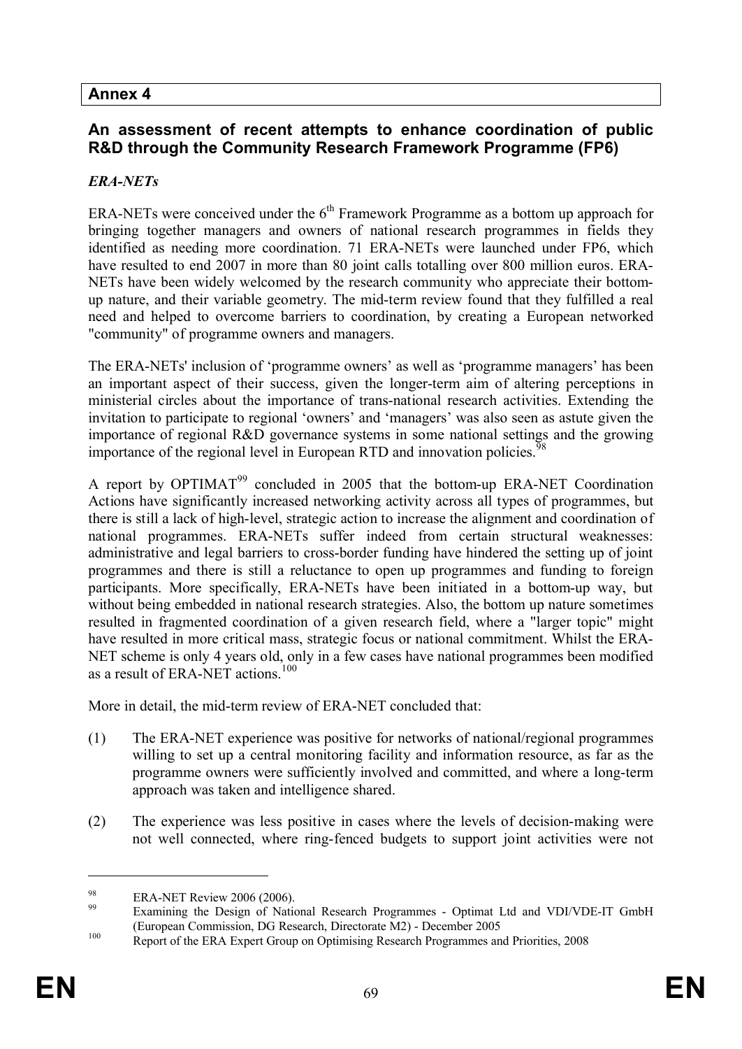## Annex 4

### An assessment of recent attempts to enhance coordination of public R&D through the Community Research Framework Programme (FP6)

***ERA-NETs***

ERA-NETs were conceived under the 6th Framework Programme as a bottom up approach for bringing together managers and owners of national research programmes in fields they identified as needing more coordination. 71 ERA-NETs were launched under FP6, which have resulted to end 2007 in more than 80 joint calls totalling over 800 million euros. ERA-NETs have been widely welcomed by the research community who appreciate their bottom-up nature, and their variable geometry. The mid-term review found that they fulfilled a real need and helped to overcome barriers to coordination, by creating a European networked "community" of programme owners and managers.

The ERA-NETs' inclusion of 'programme owners' as well as 'programme managers' has been an important aspect of their success, given the longer-term aim of altering perceptions in ministerial circles about the importance of trans-national research activities. Extending the invitation to participate to regional 'owners' and 'managers' was also seen as astute given the importance of regional R&D governance systems in some national settings and the growing importance of the regional level in European RTD and innovation policies.[98]

A report by OPTIMAT[99] concluded in 2005 that the bottom-up ERA-NET Coordination Actions have significantly increased networking activity across all types of programmes, but there is still a lack of high-level, strategic action to increase the alignment and coordination of national programmes. ERA-NETs suffer indeed from certain structural weaknesses: administrative and legal barriers to cross-border funding have hindered the setting up of joint programmes and there is still a reluctance to open up programmes and funding to foreign participants. More specifically, ERA-NETs have been initiated in a bottom-up way, but without being embedded in national research strategies. Also, the bottom up nature sometimes resulted in fragmented coordination of a given research field, where a "larger topic" might have resulted in more critical mass, strategic focus or national commitment. Whilst the ERA-NET scheme is only 4 years old, only in a few cases have national programmes been modified as a result of ERA-NET actions.[100]

More in detail, the mid-term review of ERA-NET concluded that:

(1) The ERA-NET experience was positive for networks of national/regional programmes willing to set up a central monitoring facility and information resource, as far as the programme owners were sufficiently involved and committed, and where a long-term approach was taken and intelligence shared.

(2) The experience was less positive in cases where the levels of decision-making were not well connected, where ring-fenced budgets to support joint activities were not

---

[98] ERA-NET Review 2006 (2006).

[99] Examining the Design of National Research Programmes - Optimat Ltd and VDI/VDE-IT GmbH (European Commission, DG Research, Directorate M2) - December 2005

[100] Report of the ERA Expert Group on Optimising Research Programmes and Priorities, 2008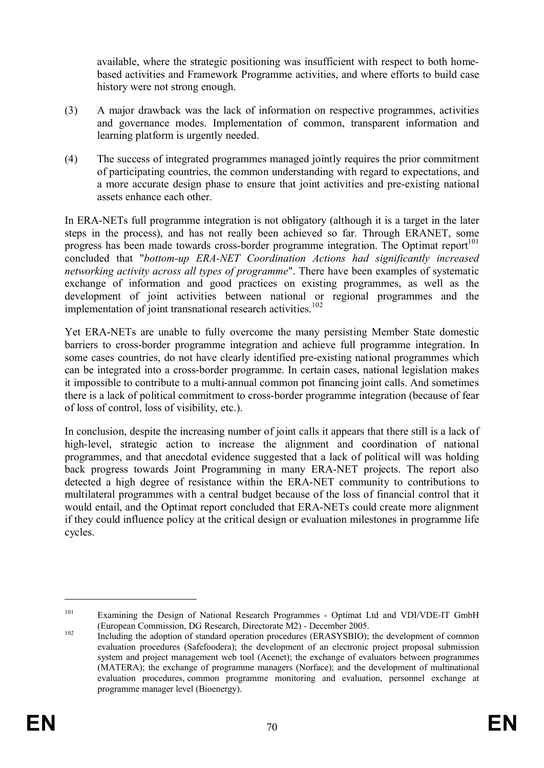available, where the strategic positioning was insufficient with respect to both home-based activities and Framework Programme activities, and where efforts to build case history were not strong enough.

(3) A major drawback was the lack of information on respective programmes, activities and governance modes. Implementation of common, transparent information and learning platform is urgently needed.

(4) The success of integrated programmes managed jointly requires the prior commitment of participating countries, the common understanding with regard to expectations, and a more accurate design phase to ensure that joint activities and pre-existing national assets enhance each other.

In ERA-NETs full programme integration is not obligatory (although it is a target in the later steps in the process), and has not really been achieved so far. Through ERANET, some progress has been made towards cross-border programme integration. The Optimat report[101] concluded that "*bottom-up ERA-NET Coordination Actions had significantly increased networking activity across all types of programme*". There have been examples of systematic exchange of information and good practices on existing programmes, as well as the development of joint activities between national or regional programmes and the implementation of joint transnational research activities.[102]

Yet ERA-NETs are unable to fully overcome the many persisting Member State domestic barriers to cross-border programme integration and achieve full programme integration. In some cases countries, do not have clearly identified pre-existing national programmes which can be integrated into a cross-border programme. In certain cases, national legislation makes it impossible to contribute to a multi-annual common pot financing joint calls. And sometimes there is a lack of political commitment to cross-border programme integration (because of fear of loss of control, loss of visibility, etc.).

In conclusion, despite the increasing number of joint calls it appears that there still is a lack of high-level, strategic action to increase the alignment and coordination of national programmes, and that anecdotal evidence suggested that a lack of political will was holding back progress towards Joint Programming in many ERA-NET projects. The report also detected a high degree of resistance within the ERA-NET community to contributions to multilateral programmes with a central budget because of the loss of financial control that it would entail, and the Optimat report concluded that ERA-NETs could create more alignment if they could influence policy at the critical design or evaluation milestones in programme life cycles.

---

[101] Examining the Design of National Research Programmes - Optimat Ltd and VDI/VDE-IT GmbH (European Commission, DG Research, Directorate M2) - December 2005.

[102] Including the adoption of standard operation procedures (ERASYSBIO); the development of common evaluation procedures (Safefoodera); the development of an electronic project proposal submission system and project management web tool (Acenet); the exchange of evaluators between programmes (MATERA); the exchange of programme managers (Norface); and the development of multinational evaluation procedures, common programme monitoring and evaluation, personnel exchange at programme manager level (Bioenergy).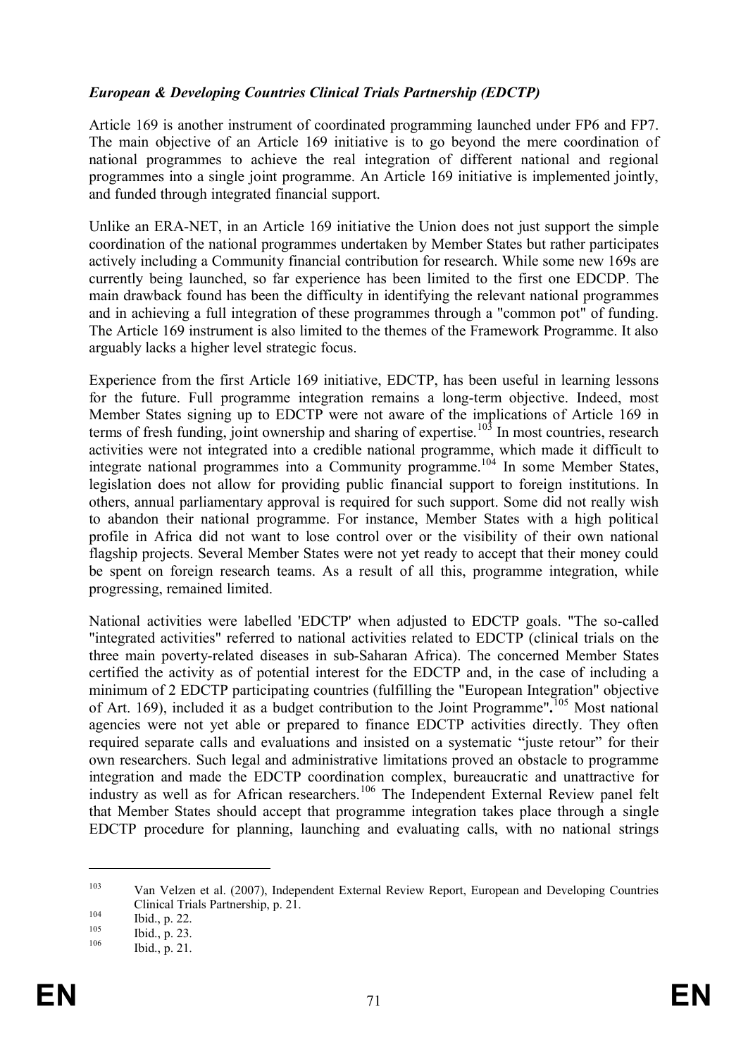***European & Developing Countries Clinical Trials Partnership (EDCTP)***

Article 169 is another instrument of coordinated programming launched under FP6 and FP7. The main objective of an Article 169 initiative is to go beyond the mere coordination of national programmes to achieve the real integration of different national and regional programmes into a single joint programme. An Article 169 initiative is implemented jointly, and funded through integrated financial support.

Unlike an ERA-NET, in an Article 169 initiative the Union does not just support the simple coordination of the national programmes undertaken by Member States but rather participates actively including a Community financial contribution for research. While some new 169s are currently being launched, so far experience has been limited to the first one EDCDP. The main drawback found has been the difficulty in identifying the relevant national programmes and in achieving a full integration of these programmes through a "common pot" of funding. The Article 169 instrument is also limited to the themes of the Framework Programme. It also arguably lacks a higher level strategic focus.

Experience from the first Article 169 initiative, EDCTP, has been useful in learning lessons for the future. Full programme integration remains a long-term objective. Indeed, most Member States signing up to EDCTP were not aware of the implications of Article 169 in terms of fresh funding, joint ownership and sharing of expertise.[103] In most countries, research activities were not integrated into a credible national programme, which made it difficult to integrate national programmes into a Community programme.[104] In some Member States, legislation does not allow for providing public financial support to foreign institutions. In others, annual parliamentary approval is required for such support. Some did not really wish to abandon their national programme. For instance, Member States with a high political profile in Africa did not want to lose control over or the visibility of their own national flagship projects. Several Member States were not yet ready to accept that their money could be spent on foreign research teams. As a result of all this, programme integration, while progressing, remained limited.

National activities were labelled 'EDCTP' when adjusted to EDCTP goals. "The so-called "integrated activities" referred to national activities related to EDCTP (clinical trials on the three main poverty-related diseases in sub-Saharan Africa). The concerned Member States certified the activity as of potential interest for the EDCTP and, in the case of including a minimum of 2 EDCTP participating countries (fulfilling the "European Integration" objective of Art. 169), included it as a budget contribution to the Joint Programme"**.**[105] Most national agencies were not yet able or prepared to finance EDCTP activities directly. They often required separate calls and evaluations and insisted on a systematic "juste retour" for their own researchers. Such legal and administrative limitations proved an obstacle to programme integration and made the EDCTP coordination complex, bureaucratic and unattractive for industry as well as for African researchers.[106] The Independent External Review panel felt that Member States should accept that programme integration takes place through a single EDCTP procedure for planning, launching and evaluating calls, with no national strings

[103] Van Velzen et al. (2007), Independent External Review Report, European and Developing Countries Clinical Trials Partnership, p. 21.

[104] Ibid., p. 22.

[105] Ibid., p. 23.

[106] Ibid., p. 21.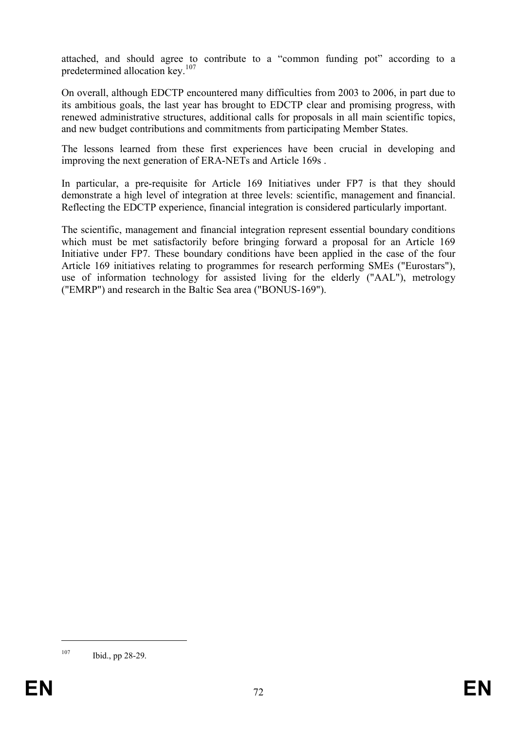attached, and should agree to contribute to a "common funding pot" according to a predetermined allocation key.[107]

On overall, although EDCTP encountered many difficulties from 2003 to 2006, in part due to its ambitious goals, the last year has brought to EDCTP clear and promising progress, with renewed administrative structures, additional calls for proposals in all main scientific topics, and new budget contributions and commitments from participating Member States.

The lessons learned from these first experiences have been crucial in developing and improving the next generation of ERA-NETs and Article 169s .

In particular, a pre-requisite for Article 169 Initiatives under FP7 is that they should demonstrate a high level of integration at three levels: scientific, management and financial. Reflecting the EDCTP experience, financial integration is considered particularly important.

The scientific, management and financial integration represent essential boundary conditions which must be met satisfactorily before bringing forward a proposal for an Article 169 Initiative under FP7. These boundary conditions have been applied in the case of the four Article 169 initiatives relating to programmes for research performing SMEs ("Eurostars"), use of information technology for assisted living for the elderly ("AAL"), metrology ("EMRP") and research in the Baltic Sea area ("BONUS-169").

---

[107] Ibid., pp 28-29.